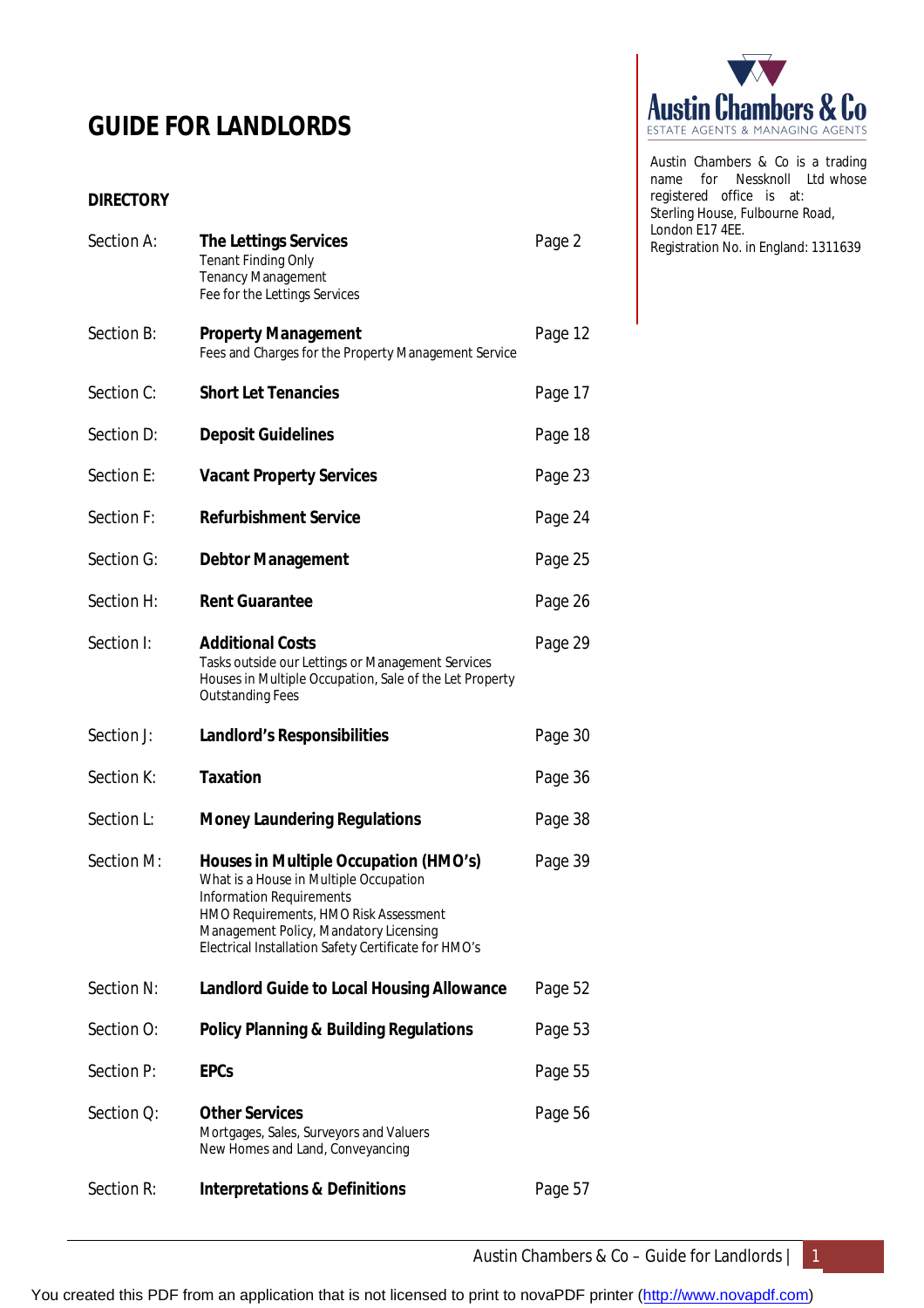# GUIDE FOR LANDLORDS

Austin Chambers & Co

ESTATE AGENTS & MANAGING AGENTS

Austin Chambers & Co is a trading name for Nessknoll Ltd whose registered office is at: Sterling House, Fulbourne Road, London E17 4EE.
Registration No. in England: 1311639

## DIRECTORY

| Section | Title | Page |
|---|---|---|
| Section A: | **The Lettings Services**<br>Tenant Finding Only<br>Tenancy Management<br>Fee for the Lettings Services | Page 2 |
| Section B: | **Property Management**<br>Fees and Charges for the Property Management Service | Page 12 |
| Section C: | **Short Let Tenancies** | Page 17 |
| Section D: | **Deposit Guidelines** | Page 18 |
| Section E: | **Vacant Property Services** | Page 23 |
| Section F: | **Refurbishment Service** | Page 24 |
| Section G: | **Debtor Management** | Page 25 |
| Section H: | **Rent Guarantee** | Page 26 |
| Section I: | **Additional Costs**<br>Tasks outside our Lettings or Management Services<br>Houses in Multiple Occupation, Sale of the Let Property<br>Outstanding Fees | Page 29 |
| Section J: | **Landlord's Responsibilities** | Page 30 |
| Section K: | **Taxation** | Page 36 |
| Section L: | **Money Laundering Regulations** | Page 38 |
| Section M: | **Houses in Multiple Occupation (HMO's)**<br>What is a House in Multiple Occupation<br>Information Requirements<br>HMO Requirements, HMO Risk Assessment<br>Management Policy, Mandatory Licensing<br>Electrical Installation Safety Certificate for HMO's | Page 39 |
| Section N: | **Landlord Guide to Local Housing Allowance** | Page 52 |
| Section O: | **Policy Planning & Building Regulations** | Page 53 |
| Section P: | **EPCs** | Page 55 |
| Section Q: | **Other Services**<br>Mortgages, Sales, Surveyors and Valuers<br>New Homes and Land, Conveyancing | Page 56 |
| Section R: | **Interpretations & Definitions** | Page 57 |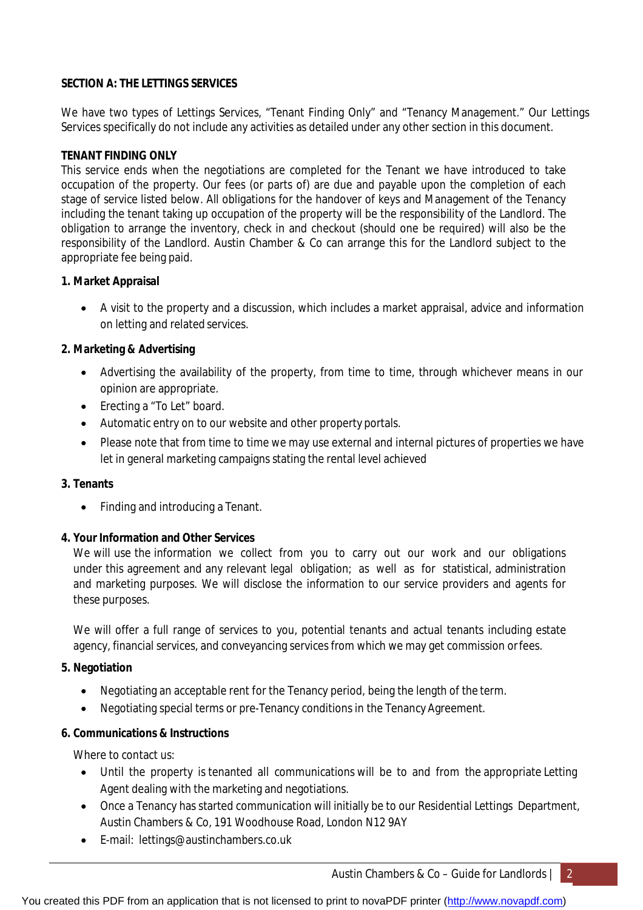**SECTION A: THE LETTINGS SERVICES**

We have two types of Lettings Services, "Tenant Finding Only" and "Tenancy Management." Our Lettings Services specifically do not include any activities as detailed under any other section in this document.

**TENANT FINDING ONLY**

This service ends when the negotiations are completed for the Tenant we have introduced to take occupation of the property. Our fees (or parts of) are due and payable upon the completion of each stage of service listed below. All obligations for the handover of keys and Management of the Tenancy including the tenant taking up occupation of the property will be the responsibility of the Landlord. The obligation to arrange the inventory, check in and checkout (should one be required) will also be the responsibility of the Landlord. Austin Chamber & Co can arrange this for the Landlord subject to the appropriate fee being paid.

**1. Market Appraisal**

- A visit to the property and a discussion, which includes a market appraisal, advice and information on letting and related services.

**2. Marketing & Advertising**

- Advertising the availability of the property, from time to time, through whichever means in our opinion are appropriate.
- Erecting a "To Let" board.
- Automatic entry on to our website and other property portals.
- Please note that from time to time we may use external and internal pictures of properties we have let in general marketing campaigns stating the rental level achieved

**3. Tenants**

- Finding and introducing a Tenant.

**4. Your Information and Other Services**

We will use the information we collect from you to carry out our work and our obligations under this agreement and any relevant legal obligation; as well as for statistical, administration and marketing purposes. We will disclose the information to our service providers and agents for these purposes.

We will offer a full range of services to you, potential tenants and actual tenants including estate agency, financial services, and conveyancing services from which we may get commission or fees.

**5. Negotiation**

- Negotiating an acceptable rent for the Tenancy period, being the length of the term.
- Negotiating special terms or pre-Tenancy conditions in the Tenancy Agreement.

**6. Communications & Instructions**

Where to contact us:

- Until the property is tenanted all communications will be to and from the appropriate Letting Agent dealing with the marketing and negotiations.
- Once a Tenancy has started communication will initially be to our Residential Lettings Department, Austin Chambers & Co, 191 Woodhouse Road, London N12 9AY
- E-mail: lettings@austinchambers.co.uk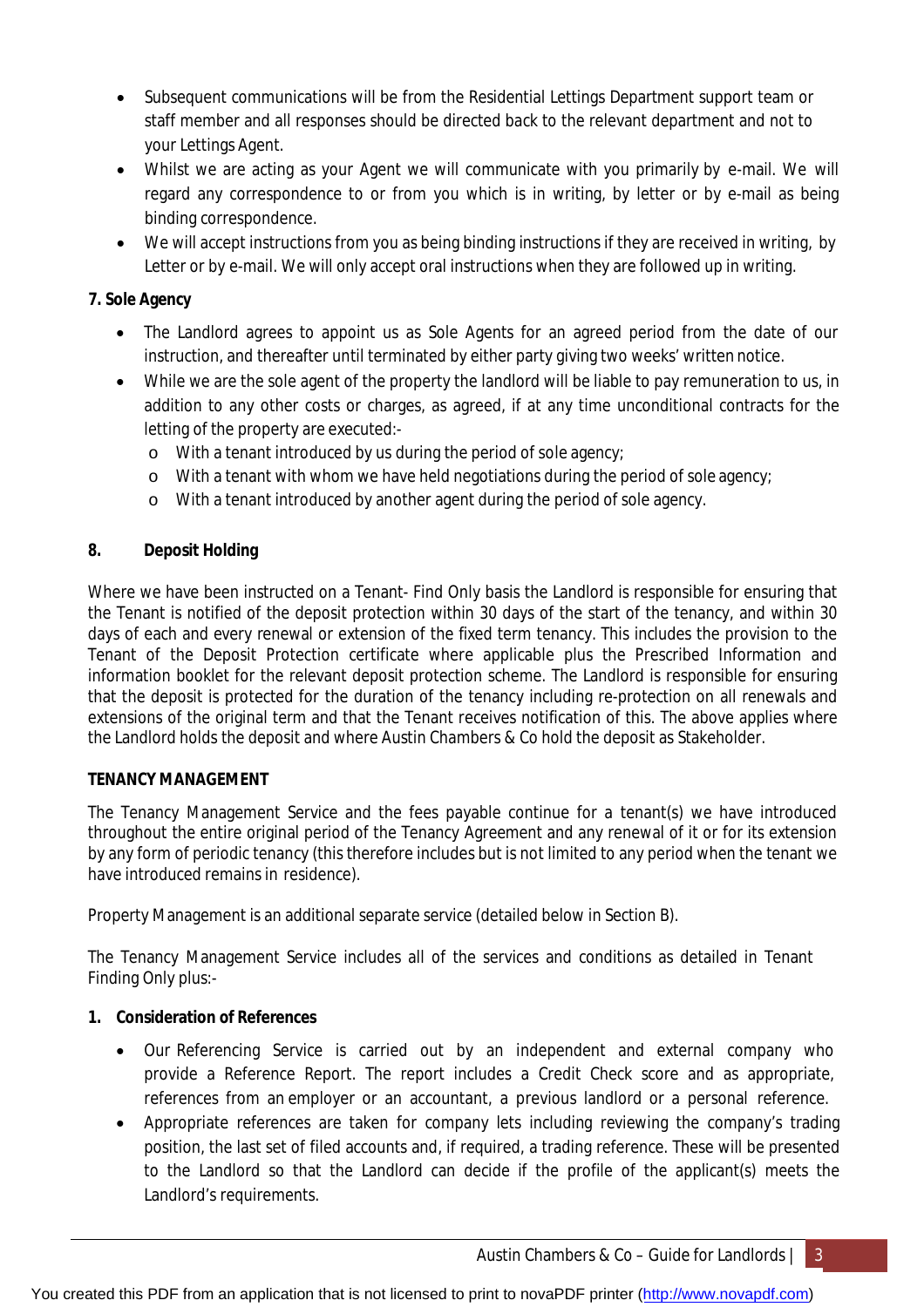- Subsequent communications will be from the Residential Lettings Department support team or staff member and all responses should be directed back to the relevant department and not to your Lettings Agent.
- Whilst we are acting as your Agent we will communicate with you primarily by e-mail. We will regard any correspondence to or from you which is in writing, by letter or by e-mail as being binding correspondence.
- We will accept instructions from you as being binding instructions if they are received in writing, by Letter or by e-mail. We will only accept oral instructions when they are followed up in writing.

**7. Sole Agency**

- The Landlord agrees to appoint us as Sole Agents for an agreed period from the date of our instruction, and thereafter until terminated by either party giving two weeks' written notice.
- While we are the sole agent of the property the landlord will be liable to pay remuneration to us, in addition to any other costs or charges, as agreed, if at any time unconditional contracts for the letting of the property are executed:-
  - With a tenant introduced by us during the period of sole agency;
  - With a tenant with whom we have held negotiations during the period of sole agency;
  - With a tenant introduced by another agent during the period of sole agency.

**8. Deposit Holding**

Where we have been instructed on a Tenant- Find Only basis the Landlord is responsible for ensuring that the Tenant is notified of the deposit protection within 30 days of the start of the tenancy, and within 30 days of each and every renewal or extension of the fixed term tenancy. This includes the provision to the Tenant of the Deposit Protection certificate where applicable plus the Prescribed Information and information booklet for the relevant deposit protection scheme. The Landlord is responsible for ensuring that the deposit is protected for the duration of the tenancy including re-protection on all renewals and extensions of the original term and that the Tenant receives notification of this. The above applies where the Landlord holds the deposit and where Austin Chambers & Co hold the deposit as Stakeholder.

**TENANCY MANAGEMENT**

The Tenancy Management Service and the fees payable continue for a tenant(s) we have introduced throughout the entire original period of the Tenancy Agreement and any renewal of it or for its extension by any form of periodic tenancy (this therefore includes but is not limited to any period when the tenant we have introduced remains in residence).

Property Management is an additional separate service (detailed below in Section B).

The Tenancy Management Service includes all of the services and conditions as detailed in Tenant Finding Only plus:-

**1. Consideration of References**

- Our Referencing Service is carried out by an independent and external company who provide a Reference Report. The report includes a Credit Check score and as appropriate, references from an employer or an accountant, a previous landlord or a personal reference.
- Appropriate references are taken for company lets including reviewing the company's trading position, the last set of filed accounts and, if required, a trading reference. These will be presented to the Landlord so that the Landlord can decide if the profile of the applicant(s) meets the Landlord's requirements.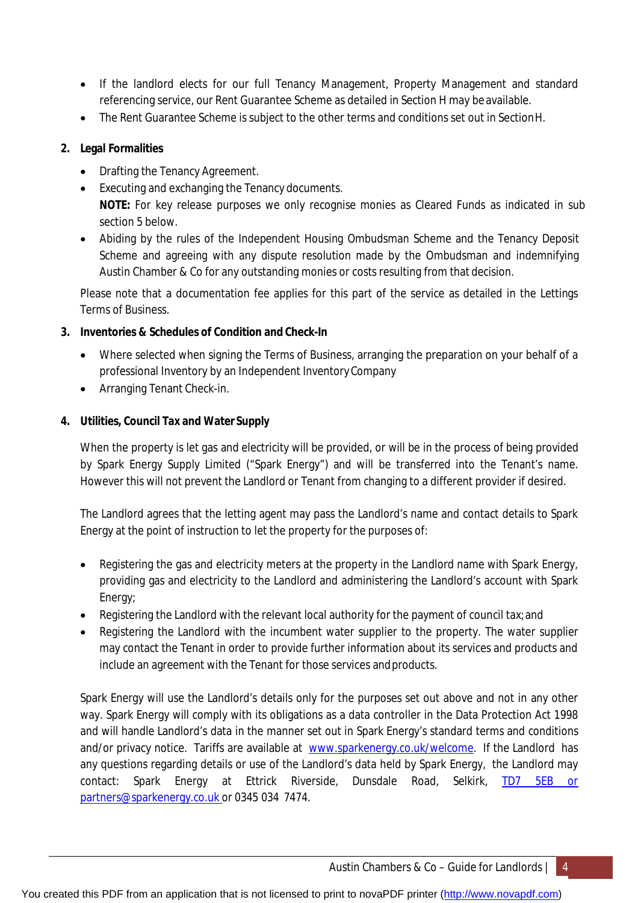- If the landlord elects for our full Tenancy Management, Property Management and standard referencing service, our Rent Guarantee Scheme as detailed in Section H may be available.
- The Rent Guarantee Scheme is subject to the other terms and conditions set out in Section H.

**2. Legal Formalities**

- Drafting the Tenancy Agreement.
- Executing and exchanging the Tenancy documents.
  **NOTE:** For key release purposes we only recognise monies as Cleared Funds as indicated in sub section 5 below.
- Abiding by the rules of the Independent Housing Ombudsman Scheme and the Tenancy Deposit Scheme and agreeing with any dispute resolution made by the Ombudsman and indemnifying Austin Chamber & Co for any outstanding monies or costs resulting from that decision.

Please note that a documentation fee applies for this part of the service as detailed in the Lettings Terms of Business.

**3. Inventories & Schedules of Condition and Check-In**

- Where selected when signing the Terms of Business, arranging the preparation on your behalf of a professional Inventory by an Independent Inventory Company
- Arranging Tenant Check-in.

**4. Utilities, Council Tax and Water Supply**

When the property is let gas and electricity will be provided, or will be in the process of being provided by Spark Energy Supply Limited ("Spark Energy") and will be transferred into the Tenant's name. However this will not prevent the Landlord or Tenant from changing to a different provider if desired.

The Landlord agrees that the letting agent may pass the Landlord's name and contact details to Spark Energy at the point of instruction to let the property for the purposes of:

- Registering the gas and electricity meters at the property in the Landlord name with Spark Energy, providing gas and electricity to the Landlord and administering the Landlord's account with Spark Energy;
- Registering the Landlord with the relevant local authority for the payment of council tax; and
- Registering the Landlord with the incumbent water supplier to the property. The water supplier may contact the Tenant in order to provide further information about its services and products and include an agreement with the Tenant for those services and products.

Spark Energy will use the Landlord's details only for the purposes set out above and not in any other way. Spark Energy will comply with its obligations as a data controller in the Data Protection Act 1998 and will handle Landlord's data in the manner set out in Spark Energy's standard terms and conditions and/or privacy notice. Tariffs are available at www.sparkenergy.co.uk/welcome. If the Landlord has any questions regarding details or use of the Landlord's data held by Spark Energy, the Landlord may contact: Spark Energy at Ettrick Riverside, Dunsdale Road, Selkirk, TD7 5EB or partners@sparkenergy.co.uk or 0345 034 7474.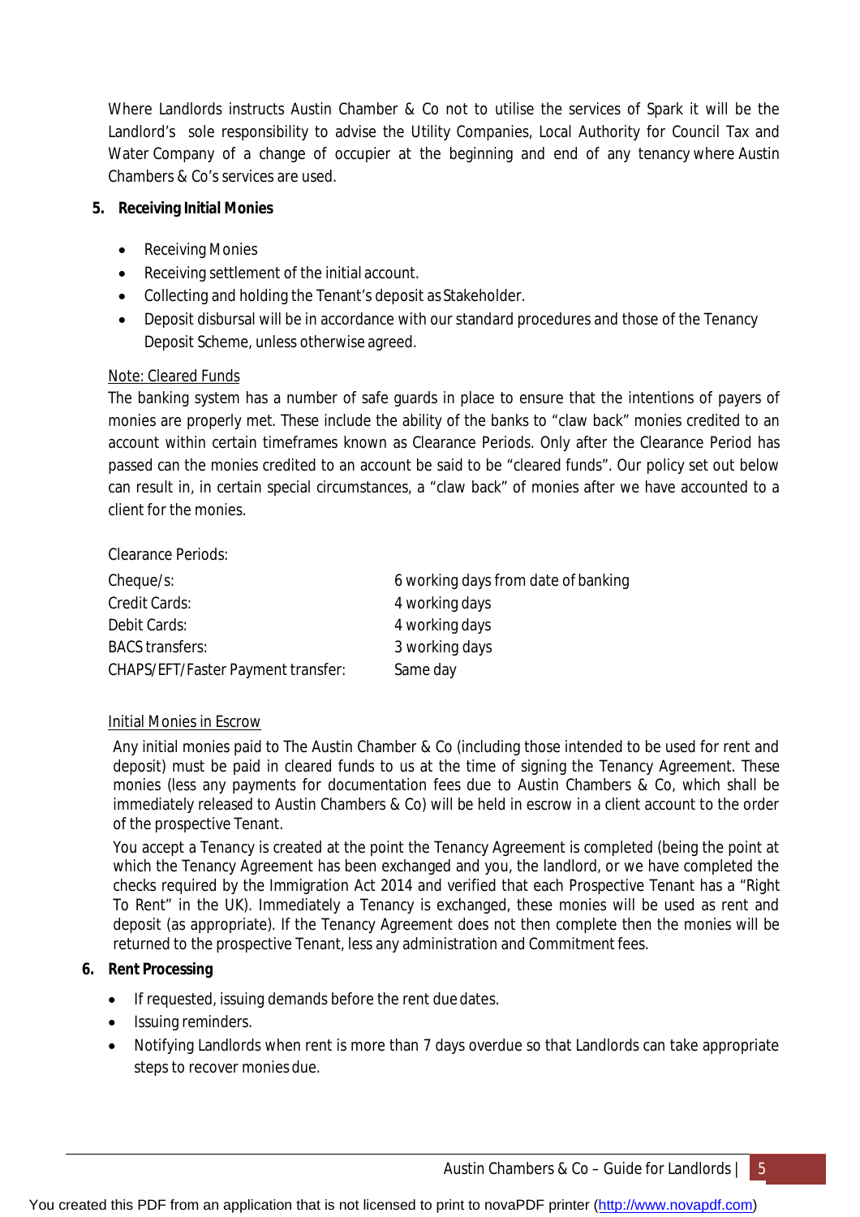Where Landlords instructs Austin Chamber & Co not to utilise the services of Spark it will be the Landlord's sole responsibility to advise the Utility Companies, Local Authority for Council Tax and Water Company of a change of occupier at the beginning and end of any tenancy where Austin Chambers & Co's services are used.

**5. Receiving Initial Monies**

- Receiving Monies
- Receiving settlement of the initial account.
- Collecting and holding the Tenant's deposit as Stakeholder.
- Deposit disbursal will be in accordance with our standard procedures and those of the Tenancy Deposit Scheme, unless otherwise agreed.

Note: Cleared Funds

The banking system has a number of safe guards in place to ensure that the intentions of payers of monies are properly met. These include the ability of the banks to "claw back" monies credited to an account within certain timeframes known as Clearance Periods. Only after the Clearance Period has passed can the monies credited to an account be said to be "cleared funds". Our policy set out below can result in, in certain special circumstances, a "claw back" of monies after we have accounted to a client for the monies.

Clearance Periods:

| | |
|---|---|
| Cheque/s: | 6 working days from date of banking |
| Credit Cards: | 4 working days |
| Debit Cards: | 4 working days |
| BACS transfers: | 3 working days |
| CHAPS/EFT/Faster Payment transfer: | Same day |

Initial Monies in Escrow

Any initial monies paid to The Austin Chamber & Co (including those intended to be used for rent and deposit) must be paid in cleared funds to us at the time of signing the Tenancy Agreement. These monies (less any payments for documentation fees due to Austin Chambers & Co, which shall be immediately released to Austin Chambers & Co) will be held in escrow in a client account to the order of the prospective Tenant.

You accept a Tenancy is created at the point the Tenancy Agreement is completed (being the point at which the Tenancy Agreement has been exchanged and you, the landlord, or we have completed the checks required by the Immigration Act 2014 and verified that each Prospective Tenant has a "Right To Rent" in the UK). Immediately a Tenancy is exchanged, these monies will be used as rent and deposit (as appropriate). If the Tenancy Agreement does not then complete then the monies will be returned to the prospective Tenant, less any administration and Commitment fees.

**6. Rent Processing**

- If requested, issuing demands before the rent due dates.
- Issuing reminders.
- Notifying Landlords when rent is more than 7 days overdue so that Landlords can take appropriate steps to recover monies due.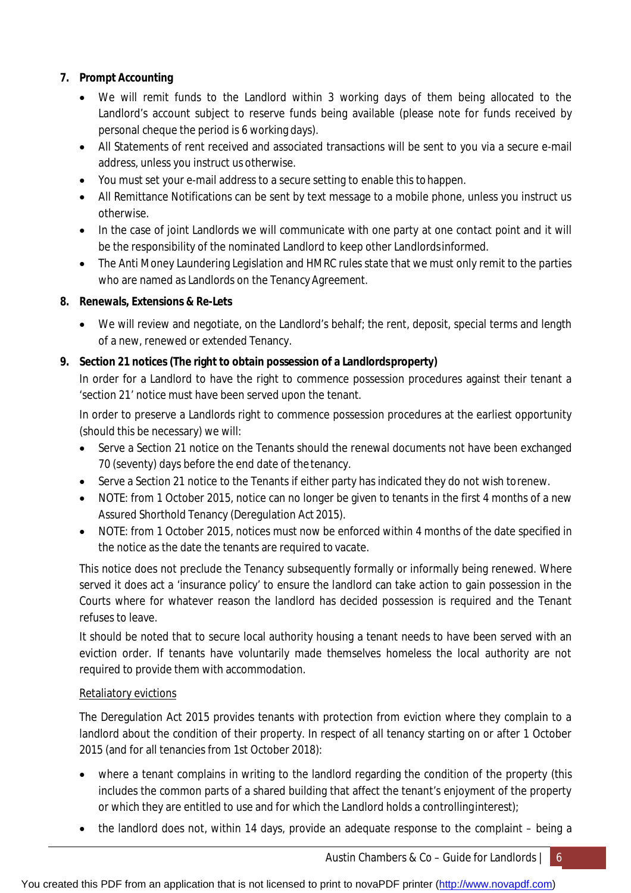7. **Prompt Accounting**

   - We will remit funds to the Landlord within 3 working days of them being allocated to the Landlord's account subject to reserve funds being available (please note for funds received by personal cheque the period is 6 working days).
   - All Statements of rent received and associated transactions will be sent to you via a secure e-mail address, unless you instruct us otherwise.
   - You must set your e-mail address to a secure setting to enable this to happen.
   - All Remittance Notifications can be sent by text message to a mobile phone, unless you instruct us otherwise.
   - In the case of joint Landlords we will communicate with one party at one contact point and it will be the responsibility of the nominated Landlord to keep other Landlords informed.
   - The Anti Money Laundering Legislation and HMRC rules state that we must only remit to the parties who are named as Landlords on the Tenancy Agreement.

8. **Renewals, Extensions & Re-Lets**

   - We will review and negotiate, on the Landlord's behalf; the rent, deposit, special terms and length of a new, renewed or extended Tenancy.

9. **Section 21 notices (The right to obtain possession of a Landlords property)**

   In order for a Landlord to have the right to commence possession procedures against their tenant a 'section 21' notice must have been served upon the tenant.

   In order to preserve a Landlords right to commence possession procedures at the earliest opportunity (should this be necessary) we will:

   - Serve a Section 21 notice on the Tenants should the renewal documents not have been exchanged 70 (seventy) days before the end date of the tenancy.
   - Serve a Section 21 notice to the Tenants if either party has indicated they do not wish to renew.
   - NOTE: from 1 October 2015, notice can no longer be given to tenants in the first 4 months of a new Assured Shorthold Tenancy (Deregulation Act 2015).
   - NOTE: from 1 October 2015, notices must now be enforced within 4 months of the date specified in the notice as the date the tenants are required to vacate.

   This notice does not preclude the Tenancy subsequently formally or informally being renewed. Where served it does act a 'insurance policy' to ensure the landlord can take action to gain possession in the Courts where for whatever reason the landlord has decided possession is required and the Tenant refuses to leave.

   It should be noted that to secure local authority housing a tenant needs to have been served with an eviction order. If tenants have voluntarily made themselves homeless the local authority are not required to provide them with accommodation.

   <u>Retaliatory evictions</u>

   The Deregulation Act 2015 provides tenants with protection from eviction where they complain to a landlord about the condition of their property. In respect of all tenancy starting on or after 1 October 2015 (and for all tenancies from 1st October 2018):

   - where a tenant complains in writing to the landlord regarding the condition of the property (this includes the common parts of a shared building that affect the tenant's enjoyment of the property or which they are entitled to use and for which the Landlord holds a controlling interest);
   - the landlord does not, within 14 days, provide an adequate response to the complaint – being a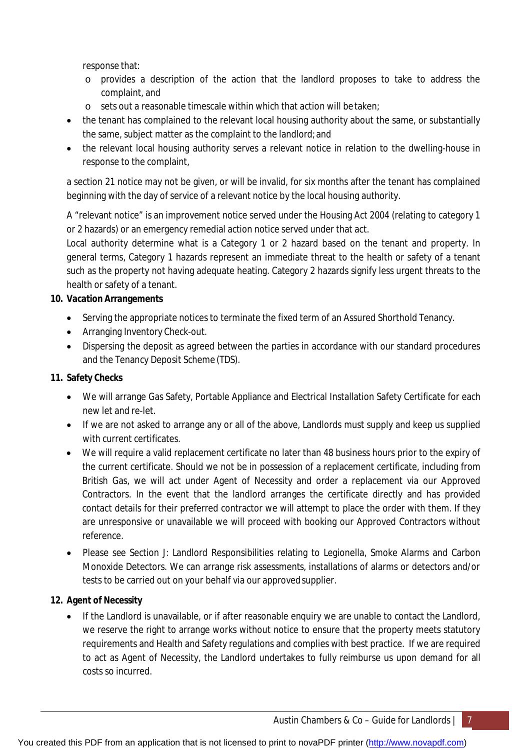response that:

- o provides a description of the action that the landlord proposes to take to address the complaint, and
- o sets out a reasonable timescale within which that action will be taken;

- the tenant has complained to the relevant local housing authority about the same, or substantially the same, subject matter as the complaint to the landlord; and
- the relevant local housing authority serves a relevant notice in relation to the dwelling-house in response to the complaint,

a section 21 notice may not be given, or will be invalid, for six months after the tenant has complained beginning with the day of service of a relevant notice by the local housing authority.

A "relevant notice" is an improvement notice served under the Housing Act 2004 (relating to category 1 or 2 hazards) or an emergency remedial action notice served under that act.

Local authority determine what is a Category 1 or 2 hazard based on the tenant and property. In general terms, Category 1 hazards represent an immediate threat to the health or safety of a tenant such as the property not having adequate heating. Category 2 hazards signify less urgent threats to the health or safety of a tenant.

**10. Vacation Arrangements**

- Serving the appropriate notices to terminate the fixed term of an Assured Shorthold Tenancy.
- Arranging Inventory Check-out.
- Dispersing the deposit as agreed between the parties in accordance with our standard procedures and the Tenancy Deposit Scheme (TDS).

**11. Safety Checks**

- We will arrange Gas Safety, Portable Appliance and Electrical Installation Safety Certificate for each new let and re-let.
- If we are not asked to arrange any or all of the above, Landlords must supply and keep us supplied with current certificates.
- We will require a valid replacement certificate no later than 48 business hours prior to the expiry of the current certificate. Should we not be in possession of a replacement certificate, including from British Gas, we will act under Agent of Necessity and order a replacement via our Approved Contractors. In the event that the landlord arranges the certificate directly and has provided contact details for their preferred contractor we will attempt to place the order with them. If they are unresponsive or unavailable we will proceed with booking our Approved Contractors without reference.
- Please see Section J: Landlord Responsibilities relating to Legionella, Smoke Alarms and Carbon Monoxide Detectors. We can arrange risk assessments, installations of alarms or detectors and/or tests to be carried out on your behalf via our approved supplier.

**12. Agent of Necessity**

- If the Landlord is unavailable, or if after reasonable enquiry we are unable to contact the Landlord, we reserve the right to arrange works without notice to ensure that the property meets statutory requirements and Health and Safety regulations and complies with best practice. If we are required to act as Agent of Necessity, the Landlord undertakes to fully reimburse us upon demand for all costs so incurred.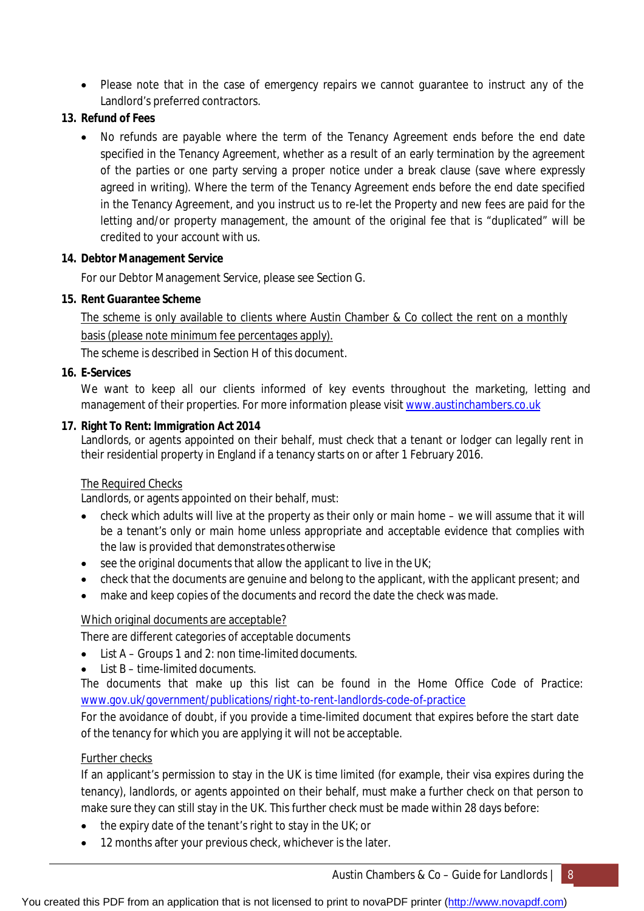- Please note that in the case of emergency repairs we cannot guarantee to instruct any of the Landlord's preferred contractors.

**13. Refund of Fees**

- No refunds are payable where the term of the Tenancy Agreement ends before the end date specified in the Tenancy Agreement, whether as a result of an early termination by the agreement of the parties or one party serving a proper notice under a break clause (save where expressly agreed in writing). Where the term of the Tenancy Agreement ends before the end date specified in the Tenancy Agreement, and you instruct us to re-let the Property and new fees are paid for the letting and/or property management, the amount of the original fee that is "duplicated" will be credited to your account with us.

**14. Debtor Management Service**

For our Debtor Management Service, please see Section G.

**15. Rent Guarantee Scheme**

The scheme is only available to clients where Austin Chamber & Co collect the rent on a monthly basis (please note minimum fee percentages apply).

The scheme is described in Section H of this document.

**16. E-Services**

We want to keep all our clients informed of key events throughout the marketing, letting and management of their properties. For more information please visit www.austinchambers.co.uk

**17. Right To Rent: Immigration Act 2014**

Landlords, or agents appointed on their behalf, must check that a tenant or lodger can legally rent in their residential property in England if a tenancy starts on or after 1 February 2016.

The Required Checks

Landlords, or agents appointed on their behalf, must:

- check which adults will live at the property as their only or main home – we will assume that it will be a tenant's only or main home unless appropriate and acceptable evidence that complies with the law is provided that demonstrates otherwise
- see the original documents that allow the applicant to live in the UK;
- check that the documents are genuine and belong to the applicant, with the applicant present; and
- make and keep copies of the documents and record the date the check was made.

Which original documents are acceptable?

There are different categories of acceptable documents

- List A – Groups 1 and 2: non time-limited documents.
- List B – time-limited documents.

The documents that make up this list can be found in the Home Office Code of Practice: www.gov.uk/government/publications/right-to-rent-landlords-code-of-practice

For the avoidance of doubt, if you provide a time-limited document that expires before the start date of the tenancy for which you are applying it will not be acceptable.

Further checks

If an applicant's permission to stay in the UK is time limited (for example, their visa expires during the tenancy), landlords, or agents appointed on their behalf, must make a further check on that person to make sure they can still stay in the UK. This further check must be made within 28 days before:

- the expiry date of the tenant's right to stay in the UK; or
- 12 months after your previous check, whichever is the later.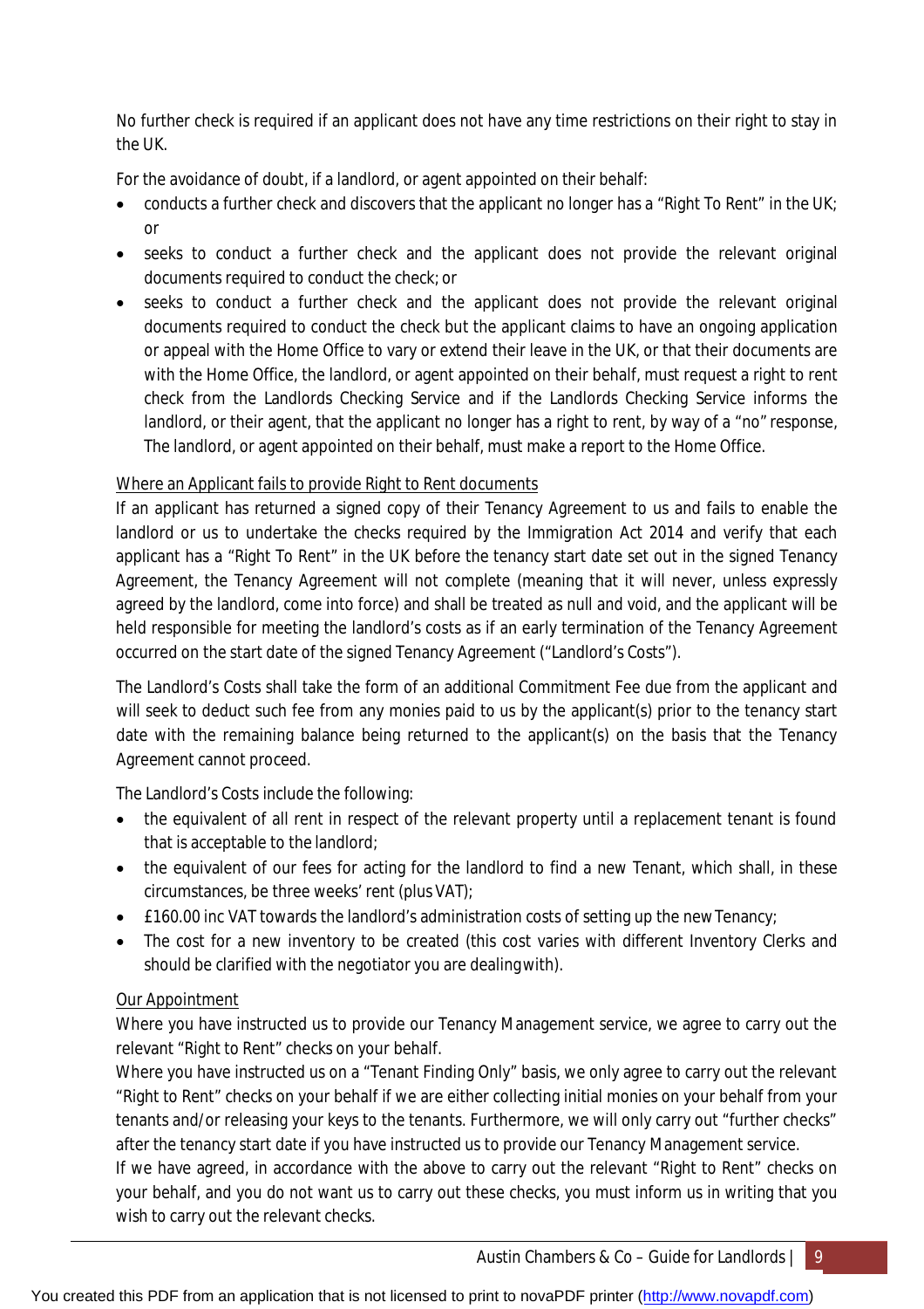No further check is required if an applicant does not have any time restrictions on their right to stay in the UK.

For the avoidance of doubt, if a landlord, or agent appointed on their behalf:

- conducts a further check and discovers that the applicant no longer has a "Right To Rent" in the UK; or
- seeks to conduct a further check and the applicant does not provide the relevant original documents required to conduct the check; or
- seeks to conduct a further check and the applicant does not provide the relevant original documents required to conduct the check but the applicant claims to have an ongoing application or appeal with the Home Office to vary or extend their leave in the UK, or that their documents are with the Home Office, the landlord, or agent appointed on their behalf, must request a right to rent check from the Landlords Checking Service and if the Landlords Checking Service informs the landlord, or their agent, that the applicant no longer has a right to rent, by way of a "no" response, The landlord, or agent appointed on their behalf, must make a report to the Home Office.

<u>Where an Applicant fails to provide Right to Rent documents</u>

If an applicant has returned a signed copy of their Tenancy Agreement to us and fails to enable the landlord or us to undertake the checks required by the Immigration Act 2014 and verify that each applicant has a "Right To Rent" in the UK before the tenancy start date set out in the signed Tenancy Agreement, the Tenancy Agreement will not complete (meaning that it will never, unless expressly agreed by the landlord, come into force) and shall be treated as null and void, and the applicant will be held responsible for meeting the landlord's costs as if an early termination of the Tenancy Agreement occurred on the start date of the signed Tenancy Agreement ("Landlord's Costs").

The Landlord's Costs shall take the form of an additional Commitment Fee due from the applicant and will seek to deduct such fee from any monies paid to us by the applicant(s) prior to the tenancy start date with the remaining balance being returned to the applicant(s) on the basis that the Tenancy Agreement cannot proceed.

The Landlord's Costs include the following:

- the equivalent of all rent in respect of the relevant property until a replacement tenant is found that is acceptable to the landlord;
- the equivalent of our fees for acting for the landlord to find a new Tenant, which shall, in these circumstances, be three weeks' rent (plus VAT);
- £160.00 inc VAT towards the landlord's administration costs of setting up the new Tenancy;
- The cost for a new inventory to be created (this cost varies with different Inventory Clerks and should be clarified with the negotiator you are dealing with).

<u>Our Appointment</u>

Where you have instructed us to provide our Tenancy Management service, we agree to carry out the relevant "Right to Rent" checks on your behalf.

Where you have instructed us on a "Tenant Finding Only" basis, we only agree to carry out the relevant "Right to Rent" checks on your behalf if we are either collecting initial monies on your behalf from your tenants and/or releasing your keys to the tenants. Furthermore, we will only carry out "further checks" after the tenancy start date if you have instructed us to provide our Tenancy Management service.

If we have agreed, in accordance with the above to carry out the relevant "Right to Rent" checks on your behalf, and you do not want us to carry out these checks, you must inform us in writing that you wish to carry out the relevant checks.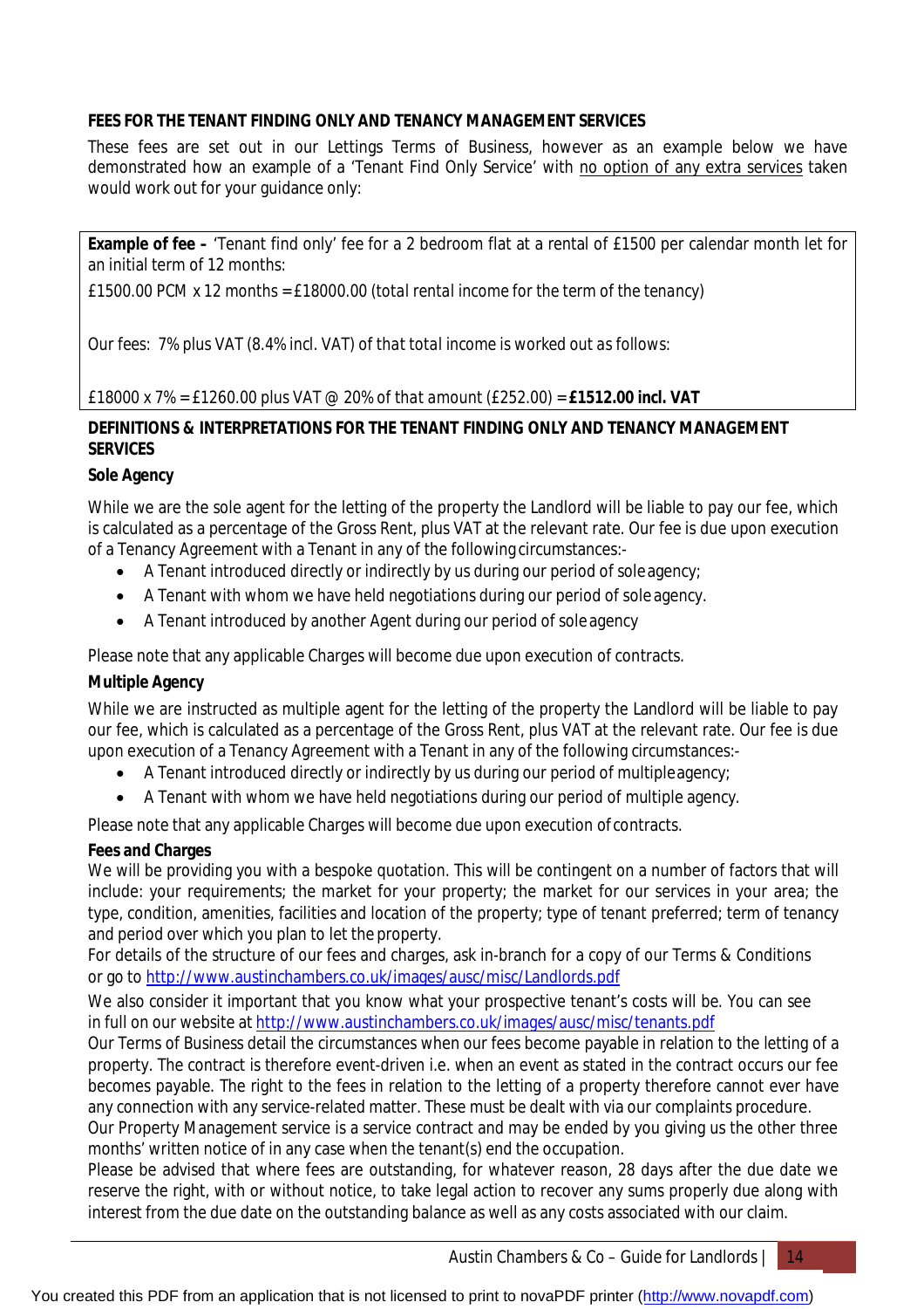**FEES FOR THE TENANT FINDING ONLY AND TENANCY MANAGEMENT SERVICES**

These fees are set out in our Lettings Terms of Business, however as an example below we have demonstrated how an example of a 'Tenant Find Only Service' with no option of any extra services taken would work out for your guidance only:

> **Example of fee –** 'Tenant find only' fee for a 2 bedroom flat at a rental of £1500 per calendar month let for an initial term of 12 months:
>
> £1500.00 PCM x 12 months = £18000.00 *(total rental income for the term of the tenancy)*
>
> *Our fees: 7% plus VAT (8.4% incl. VAT) of that total income is worked out as follows:*
>
> £18000 x 7% = £1260.00 plus VAT @ 20% of that amount (£252.00) = **£1512.00 incl. VAT**

**DEFINITIONS & INTERPRETATIONS FOR THE TENANT FINDING ONLY AND TENANCY MANAGEMENT SERVICES**

**Sole Agency**

While we are the sole agent for the letting of the property the Landlord will be liable to pay our fee, which is calculated as a percentage of the Gross Rent, plus VAT at the relevant rate. Our fee is due upon execution of a Tenancy Agreement with a Tenant in any of the following circumstances:-

- A Tenant introduced directly or indirectly by us during our period of sole agency;
- A Tenant with whom we have held negotiations during our period of sole agency.
- A Tenant introduced by another Agent during our period of sole agency

Please note that any applicable Charges will become due upon execution of contracts.

**Multiple Agency**

While we are instructed as multiple agent for the letting of the property the Landlord will be liable to pay our fee, which is calculated as a percentage of the Gross Rent, plus VAT at the relevant rate. Our fee is due upon execution of a Tenancy Agreement with a Tenant in any of the following circumstances:-

- A Tenant introduced directly or indirectly by us during our period of multiple agency;
- A Tenant with whom we have held negotiations during our period of multiple agency.

Please note that any applicable Charges will become due upon execution of contracts.

**Fees and Charges**

We will be providing you with a bespoke quotation. This will be contingent on a number of factors that will include: your requirements; the market for your property; the market for our services in your area; the type, condition, amenities, facilities and location of the property; type of tenant preferred; term of tenancy and period over which you plan to let the property.

For details of the structure of our fees and charges, ask in-branch for a copy of our Terms & Conditions or go to http://www.austinchambers.co.uk/images/ausc/misc/Landlords.pdf

We also consider it important that you know what your prospective tenant's costs will be. You can see in full on our website at http://www.austinchambers.co.uk/images/ausc/misc/tenants.pdf

Our Terms of Business detail the circumstances when our fees become payable in relation to the letting of a property. The contract is therefore event-driven i.e. when an event as stated in the contract occurs our fee becomes payable. The right to the fees in relation to the letting of a property therefore cannot ever have any connection with any service-related matter. These must be dealt with via our complaints procedure.

Our Property Management service is a service contract and may be ended by you giving us the other three months' written notice of in any case when the tenant(s) end the occupation.

Please be advised that where fees are outstanding, for whatever reason, 28 days after the due date we reserve the right, with or without notice, to take legal action to recover any sums properly due along with interest from the due date on the outstanding balance as well as any costs associated with our claim.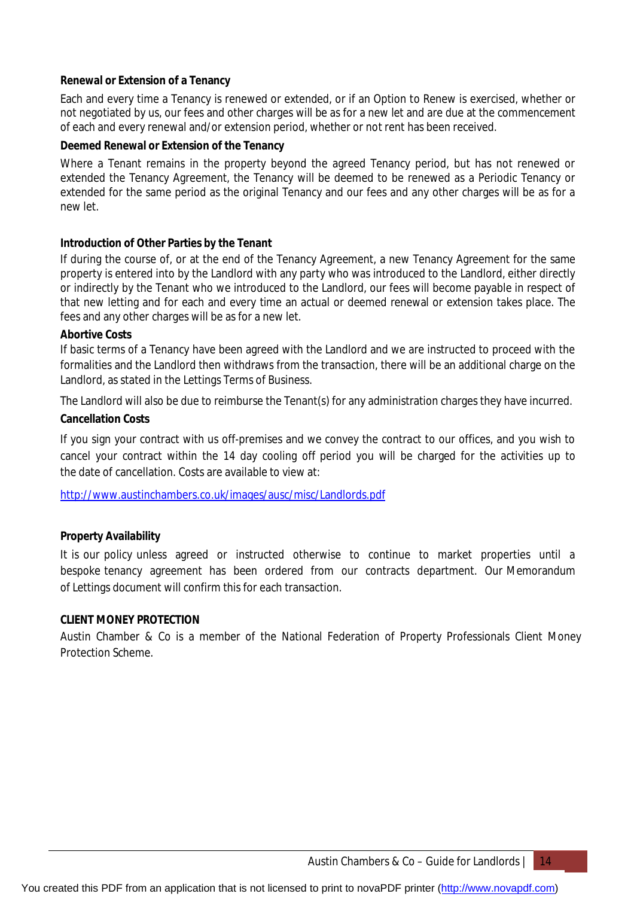**Renewal or Extension of a Tenancy**

Each and every time a Tenancy is renewed or extended, or if an Option to Renew is exercised, whether or not negotiated by us, our fees and other charges will be as for a new let and are due at the commencement of each and every renewal and/or extension period, whether or not rent has been received.

**Deemed Renewal or Extension of the Tenancy**

Where a Tenant remains in the property beyond the agreed Tenancy period, but has not renewed or extended the Tenancy Agreement, the Tenancy will be deemed to be renewed as a Periodic Tenancy or extended for the same period as the original Tenancy and our fees and any other charges will be as for a new let.

**Introduction of Other Parties by the Tenant**

If during the course of, or at the end of the Tenancy Agreement, a new Tenancy Agreement for the same property is entered into by the Landlord with any party who was introduced to the Landlord, either directly or indirectly by the Tenant who we introduced to the Landlord, our fees will become payable in respect of that new letting and for each and every time an actual or deemed renewal or extension takes place. The fees and any other charges will be as for a new let.

**Abortive Costs**

If basic terms of a Tenancy have been agreed with the Landlord and we are instructed to proceed with the formalities and the Landlord then withdraws from the transaction, there will be an additional charge on the Landlord, as stated in the Lettings Terms of Business.

The Landlord will also be due to reimburse the Tenant(s) for any administration charges they have incurred.

**Cancellation Costs**

If you sign your contract with us off-premises and we convey the contract to our offices, and you wish to cancel your contract within the 14 day cooling off period you will be charged for the activities up to the date of cancellation. Costs are available to view at:

http://www.austinchambers.co.uk/images/ausc/misc/Landlords.pdf

**Property Availability**

It is our policy unless agreed or instructed otherwise to continue to market properties until a bespoke tenancy agreement has been ordered from our contracts department. Our Memorandum of Lettings document will confirm this for each transaction.

**CLIENT MONEY PROTECTION**

Austin Chamber & Co is a member of the National Federation of Property Professionals Client Money Protection Scheme.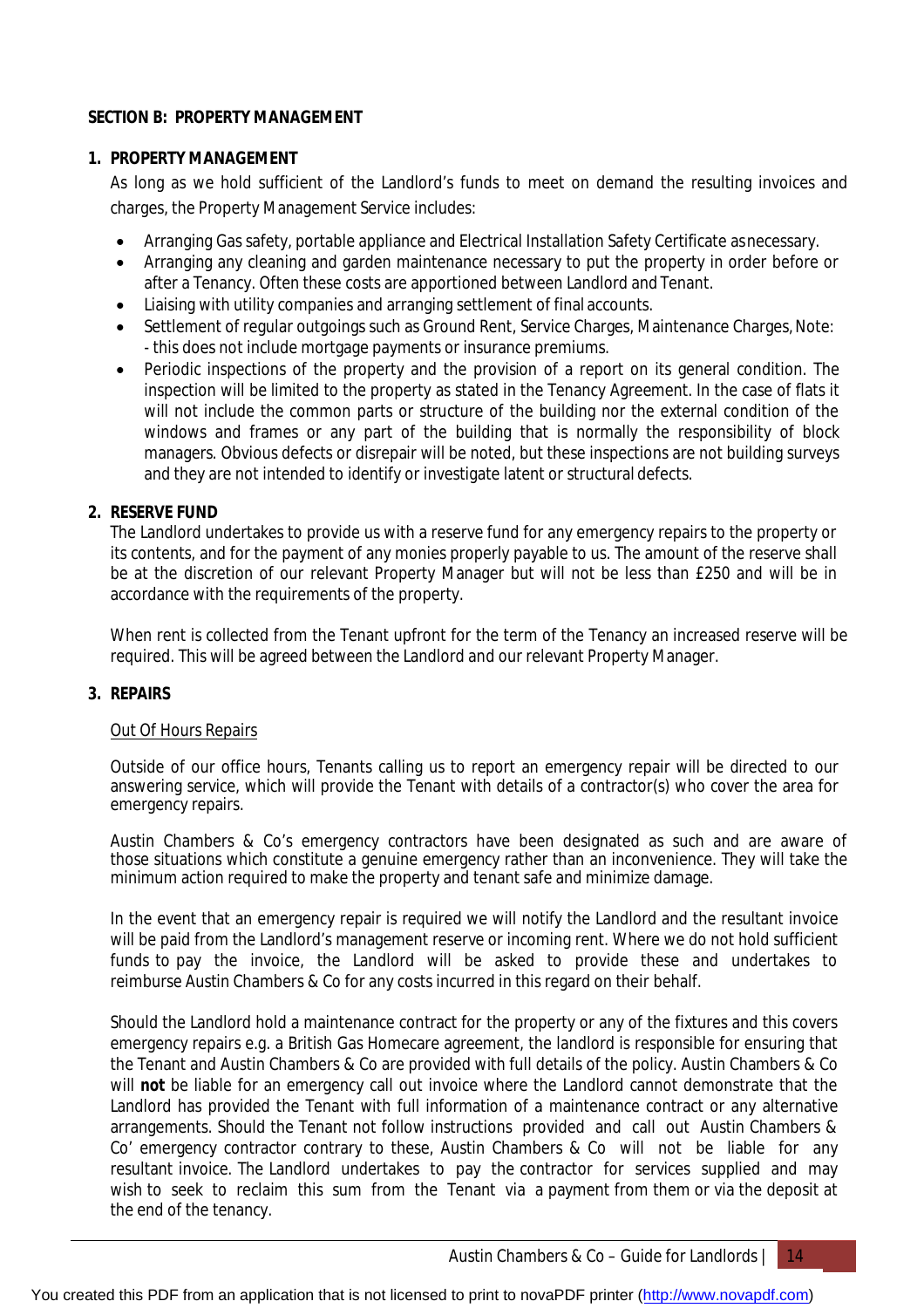## SECTION B: PROPERTY MANAGEMENT

### 1. PROPERTY MANAGEMENT

As long as we hold sufficient of the Landlord's funds to meet on demand the resulting invoices and charges, the Property Management Service includes:

- Arranging Gas safety, portable appliance and Electrical Installation Safety Certificate as necessary.
- Arranging any cleaning and garden maintenance necessary to put the property in order before or after a Tenancy. Often these costs are apportioned between Landlord and Tenant.
- Liaising with utility companies and arranging settlement of final accounts.
- Settlement of regular outgoings such as Ground Rent, Service Charges, Maintenance Charges, Note: - this does not include mortgage payments or insurance premiums.
- Periodic inspections of the property and the provision of a report on its general condition. The inspection will be limited to the property as stated in the Tenancy Agreement. In the case of flats it will not include the common parts or structure of the building nor the external condition of the windows and frames or any part of the building that is normally the responsibility of block managers. Obvious defects or disrepair will be noted, but these inspections are not building surveys and they are not intended to identify or investigate latent or structural defects.

### 2. RESERVE FUND

The Landlord undertakes to provide us with a reserve fund for any emergency repairs to the property or its contents, and for the payment of any monies properly payable to us. The amount of the reserve shall be at the discretion of our relevant Property Manager but will not be less than £250 and will be in accordance with the requirements of the property.

When rent is collected from the Tenant upfront for the term of the Tenancy an increased reserve will be required. This will be agreed between the Landlord and our relevant Property Manager.

### 3. REPAIRS

<u>Out Of Hours Repairs</u>

Outside of our office hours, Tenants calling us to report an emergency repair will be directed to our answering service, which will provide the Tenant with details of a contractor(s) who cover the area for emergency repairs.

Austin Chambers & Co's emergency contractors have been designated as such and are aware of those situations which constitute a genuine emergency rather than an inconvenience. They will take the minimum action required to make the property and tenant safe and minimize damage.

In the event that an emergency repair is required we will notify the Landlord and the resultant invoice will be paid from the Landlord's management reserve or incoming rent. Where we do not hold sufficient funds to pay the invoice, the Landlord will be asked to provide these and undertakes to reimburse Austin Chambers & Co for any costs incurred in this regard on their behalf.

Should the Landlord hold a maintenance contract for the property or any of the fixtures and this covers emergency repairs e.g. a British Gas Homecare agreement, the landlord is responsible for ensuring that the Tenant and Austin Chambers & Co are provided with full details of the policy. Austin Chambers & Co will **not** be liable for an emergency call out invoice where the Landlord cannot demonstrate that the Landlord has provided the Tenant with full information of a maintenance contract or any alternative arrangements. Should the Tenant not follow instructions provided and call out Austin Chambers & Co' emergency contractor contrary to these, Austin Chambers & Co will not be liable for any resultant invoice. The Landlord undertakes to pay the contractor for services supplied and may wish to seek to reclaim this sum from the Tenant via a payment from them or via the deposit at the end of the tenancy.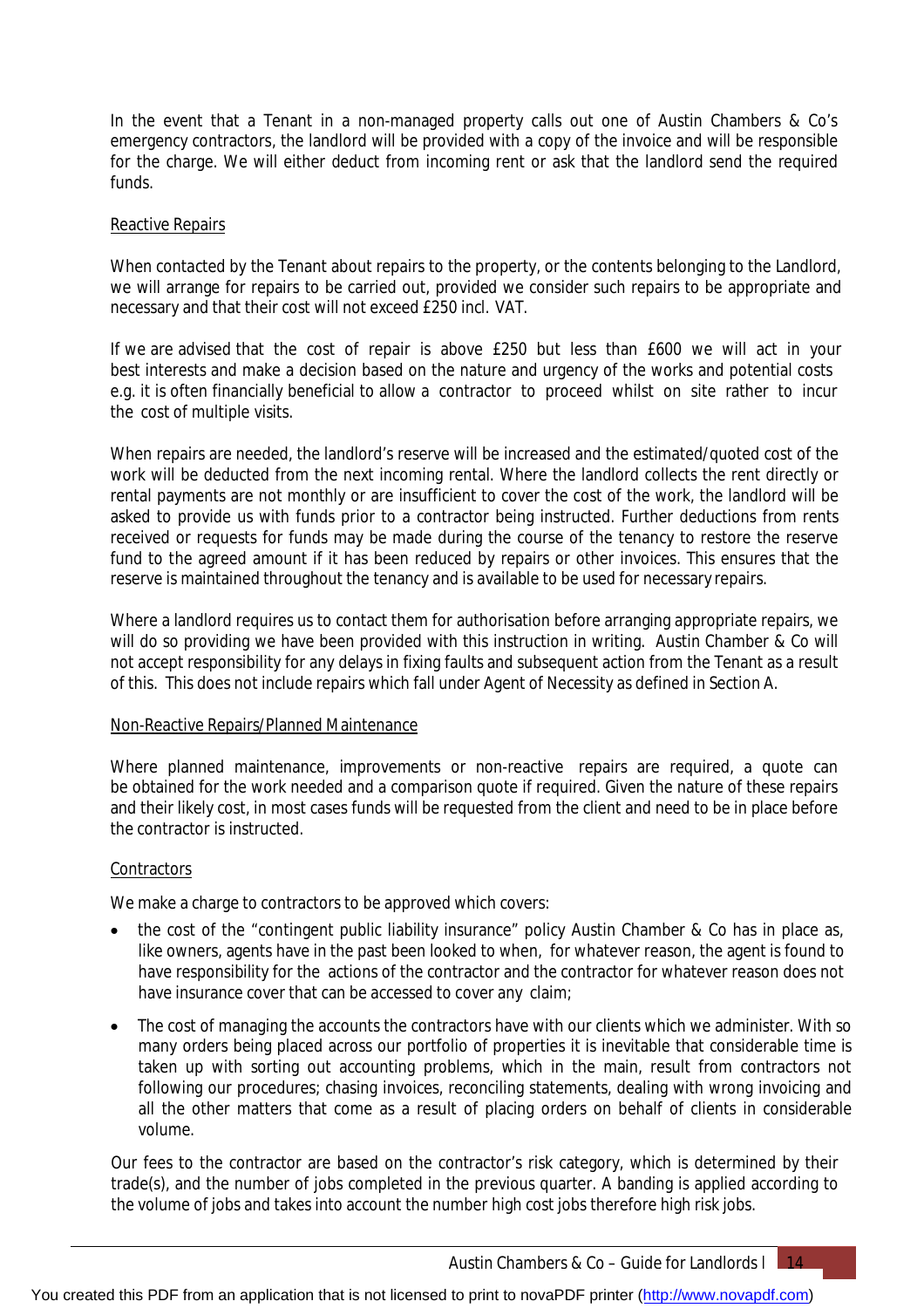In the event that a Tenant in a non-managed property calls out one of Austin Chambers & Co's emergency contractors, the landlord will be provided with a copy of the invoice and will be responsible for the charge. We will either deduct from incoming rent or ask that the landlord send the required funds.

Reactive Repairs

When contacted by the Tenant about repairs to the property, or the contents belonging to the Landlord, we will arrange for repairs to be carried out, provided we consider such repairs to be appropriate and necessary and that their cost will not exceed £250 incl. VAT.

If we are advised that the cost of repair is above £250 but less than £600 we will act in your best interests and make a decision based on the nature and urgency of the works and potential costs e.g. it is often financially beneficial to allow a contractor to proceed whilst on site rather to incur the cost of multiple visits.

When repairs are needed, the landlord's reserve will be increased and the estimated/quoted cost of the work will be deducted from the next incoming rental. Where the landlord collects the rent directly or rental payments are not monthly or are insufficient to cover the cost of the work, the landlord will be asked to provide us with funds prior to a contractor being instructed. Further deductions from rents received or requests for funds may be made during the course of the tenancy to restore the reserve fund to the agreed amount if it has been reduced by repairs or other invoices. This ensures that the reserve is maintained throughout the tenancy and is available to be used for necessary repairs.

Where a landlord requires us to contact them for authorisation before arranging appropriate repairs, we will do so providing we have been provided with this instruction in writing. Austin Chamber & Co will not accept responsibility for any delays in fixing faults and subsequent action from the Tenant as a result of this. This does not include repairs which fall under Agent of Necessity as defined in Section A.

Non-Reactive Repairs/Planned Maintenance

Where planned maintenance, improvements or non-reactive repairs are required, a quote can be obtained for the work needed and a comparison quote if required. Given the nature of these repairs and their likely cost, in most cases funds will be requested from the client and need to be in place before the contractor is instructed.

Contractors

We make a charge to contractors to be approved which covers:

- the cost of the "contingent public liability insurance" policy Austin Chamber & Co has in place as, like owners, agents have in the past been looked to when, for whatever reason, the agent is found to have responsibility for the actions of the contractor and the contractor for whatever reason does not have insurance cover that can be accessed to cover any claim;
- The cost of managing the accounts the contractors have with our clients which we administer. With so many orders being placed across our portfolio of properties it is inevitable that considerable time is taken up with sorting out accounting problems, which in the main, result from contractors not following our procedures; chasing invoices, reconciling statements, dealing with wrong invoicing and all the other matters that come as a result of placing orders on behalf of clients in considerable volume.

Our fees to the contractor are based on the contractor's risk category, which is determined by their trade(s), and the number of jobs completed in the previous quarter. A banding is applied according to the volume of jobs and takes into account the number high cost jobs therefore high risk jobs.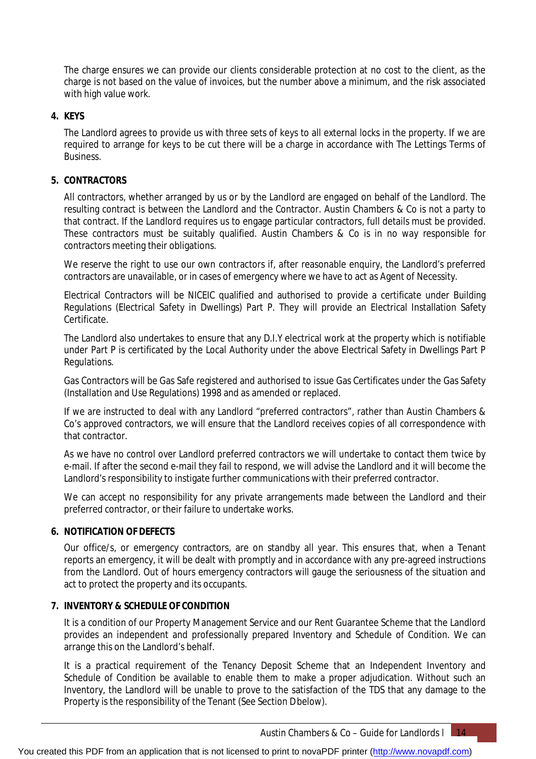The charge ensures we can provide our clients considerable protection at no cost to the client, as the charge is not based on the value of invoices, but the number above a minimum, and the risk associated with high value work.

**4. KEYS**

The Landlord agrees to provide us with three sets of keys to all external locks in the property. If we are required to arrange for keys to be cut there will be a charge in accordance with The Lettings Terms of Business.

**5. CONTRACTORS**

All contractors, whether arranged by us or by the Landlord are engaged on behalf of the Landlord. The resulting contract is between the Landlord and the Contractor. Austin Chambers & Co is not a party to that contract. If the Landlord requires us to engage particular contractors, full details must be provided. These contractors must be suitably qualified. Austin Chambers & Co is in no way responsible for contractors meeting their obligations.

We reserve the right to use our own contractors if, after reasonable enquiry, the Landlord's preferred contractors are unavailable, or in cases of emergency where we have to act as Agent of Necessity.

Electrical Contractors will be NICEIC qualified and authorised to provide a certificate under Building Regulations (Electrical Safety in Dwellings) Part P. They will provide an Electrical Installation Safety Certificate.

The Landlord also undertakes to ensure that any D.I.Y electrical work at the property which is notifiable under Part P is certificated by the Local Authority under the above Electrical Safety in Dwellings Part P Regulations.

Gas Contractors will be Gas Safe registered and authorised to issue Gas Certificates under the Gas Safety (Installation and Use Regulations) 1998 and as amended or replaced.

If we are instructed to deal with any Landlord "preferred contractors", rather than Austin Chambers & Co's approved contractors, we will ensure that the Landlord receives copies of all correspondence with that contractor.

As we have no control over Landlord preferred contractors we will undertake to contact them twice by e-mail. If after the second e-mail they fail to respond, we will advise the Landlord and it will become the Landlord's responsibility to instigate further communications with their preferred contractor.

We can accept no responsibility for any private arrangements made between the Landlord and their preferred contractor, or their failure to undertake works.

**6. NOTIFICATION OF DEFECTS**

Our office/s, or emergency contractors, are on standby all year. This ensures that, when a Tenant reports an emergency, it will be dealt with promptly and in accordance with any pre-agreed instructions from the Landlord. Out of hours emergency contractors will gauge the seriousness of the situation and act to protect the property and its occupants.

**7. INVENTORY & SCHEDULE OF CONDITION**

It is a condition of our Property Management Service and our Rent Guarantee Scheme that the Landlord provides an independent and professionally prepared Inventory and Schedule of Condition. We can arrange this on the Landlord's behalf.

It is a practical requirement of the Tenancy Deposit Scheme that an Independent Inventory and Schedule of Condition be available to enable them to make a proper adjudication. Without such an Inventory, the Landlord will be unable to prove to the satisfaction of the TDS that any damage to the Property is the responsibility of the Tenant (See Section Dbelow).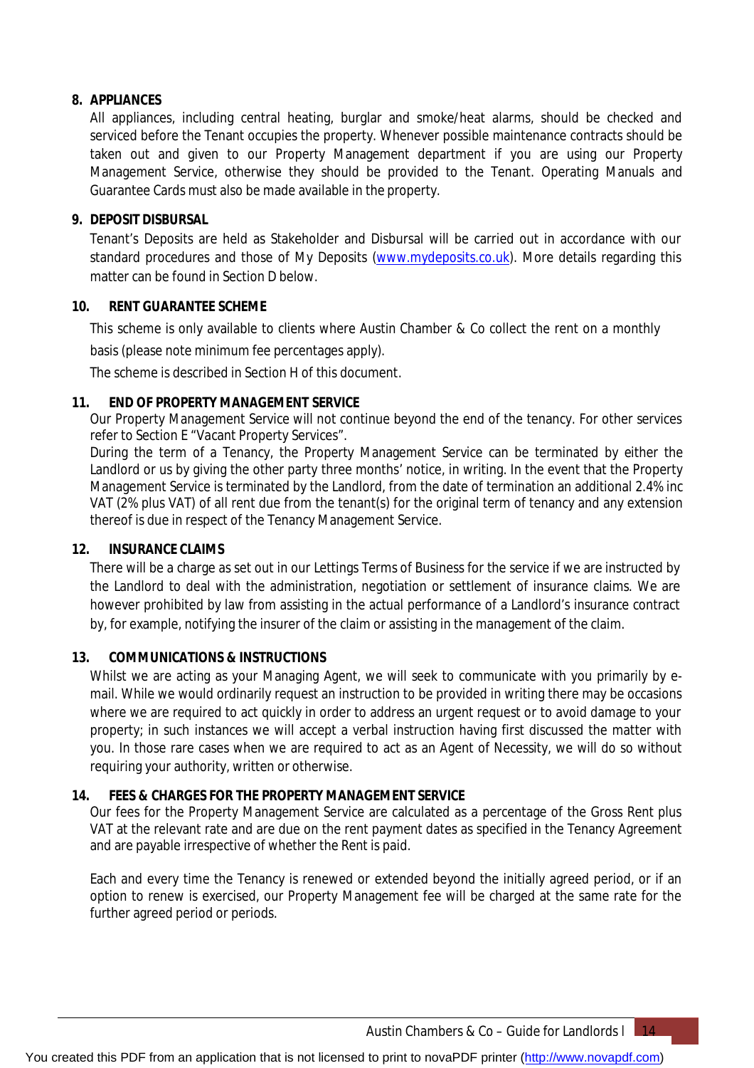**8. APPLIANCES**

All appliances, including central heating, burglar and smoke/heat alarms, should be checked and serviced before the Tenant occupies the property. Whenever possible maintenance contracts should be taken out and given to our Property Management department if you are using our Property Management Service, otherwise they should be provided to the Tenant. Operating Manuals and Guarantee Cards must also be made available in the property.

**9. DEPOSIT DISBURSAL**

Tenant's Deposits are held as Stakeholder and Disbursal will be carried out in accordance with our standard procedures and those of My Deposits (www.mydeposits.co.uk). More details regarding this matter can be found in Section D below.

**10. RENT GUARANTEE SCHEME**

This scheme is only available to clients where Austin Chamber & Co collect the rent on a monthly basis (please note minimum fee percentages apply).

The scheme is described in Section H of this document.

**11. END OF PROPERTY MANAGEMENT SERVICE**

Our Property Management Service will not continue beyond the end of the tenancy. For other services refer to Section E "Vacant Property Services".

During the term of a Tenancy, the Property Management Service can be terminated by either the Landlord or us by giving the other party three months' notice, in writing. In the event that the Property Management Service is terminated by the Landlord, from the date of termination an additional 2.4% inc VAT (2% plus VAT) of all rent due from the tenant(s) for the original term of tenancy and any extension thereof is due in respect of the Tenancy Management Service.

**12. INSURANCE CLAIMS**

There will be a charge as set out in our Lettings Terms of Business for the service if we are instructed by the Landlord to deal with the administration, negotiation or settlement of insurance claims. We are however prohibited by law from assisting in the actual performance of a Landlord's insurance contract by, for example, notifying the insurer of the claim or assisting in the management of the claim.

**13. COMMUNICATIONS & INSTRUCTIONS**

Whilst we are acting as your Managing Agent, we will seek to communicate with you primarily by e-mail. While we would ordinarily request an instruction to be provided in writing there may be occasions where we are required to act quickly in order to address an urgent request or to avoid damage to your property; in such instances we will accept a verbal instruction having first discussed the matter with you. In those rare cases when we are required to act as an Agent of Necessity, we will do so without requiring your authority, written or otherwise.

**14. FEES & CHARGES FOR THE PROPERTY MANAGEMENT SERVICE**

Our fees for the Property Management Service are calculated as a percentage of the Gross Rent plus VAT at the relevant rate and are due on the rent payment dates as specified in the Tenancy Agreement and are payable irrespective of whether the Rent is paid.

Each and every time the Tenancy is renewed or extended beyond the initially agreed period, or if an option to renew is exercised, our Property Management fee will be charged at the same rate for the further agreed period or periods.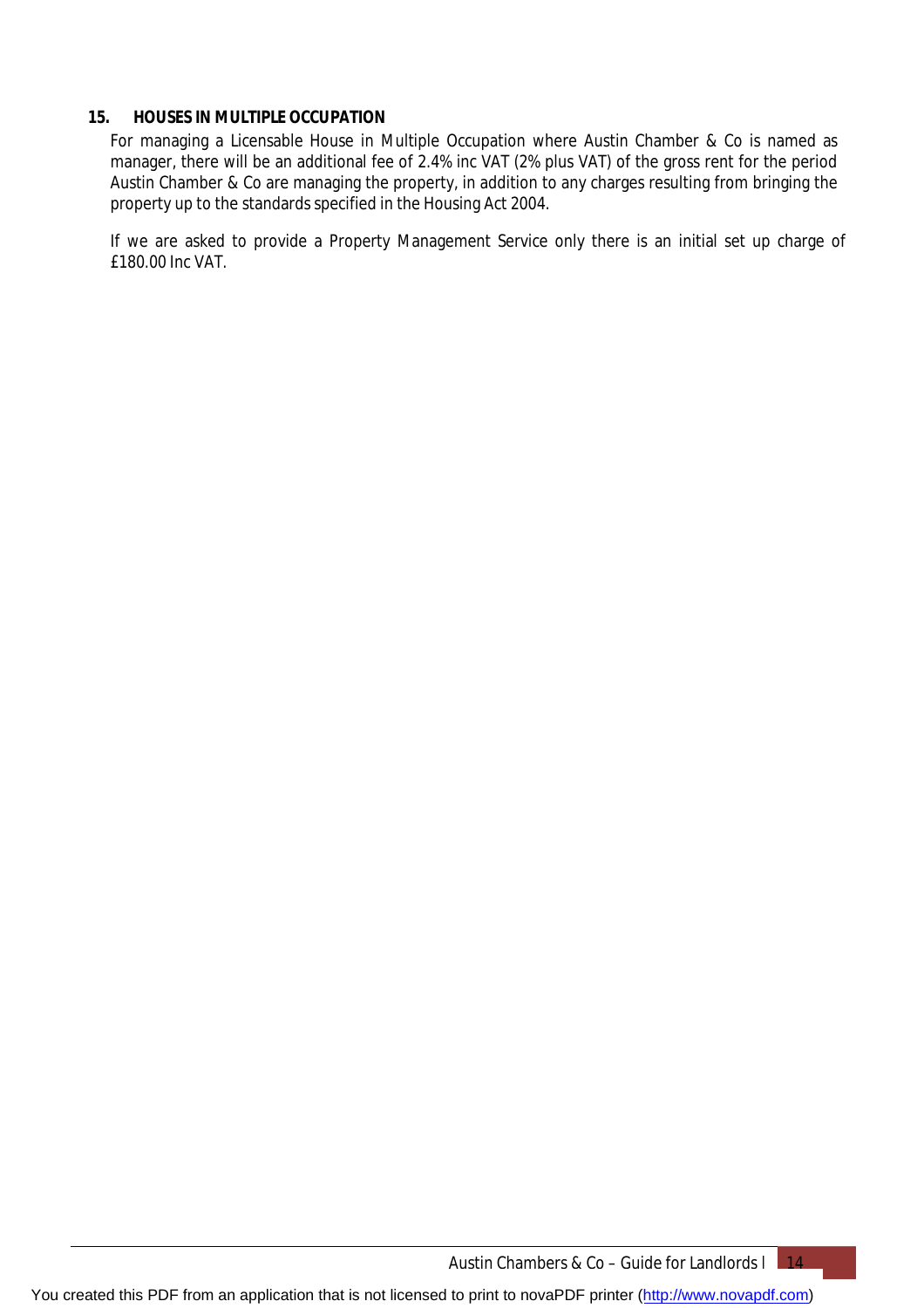## 15. HOUSES IN MULTIPLE OCCUPATION

For managing a Licensable House in Multiple Occupation where Austin Chamber & Co is named as manager, there will be an additional fee of 2.4% inc VAT (2% plus VAT) of the gross rent for the period Austin Chamber & Co are managing the property, in addition to any charges resulting from bringing the property up to the standards specified in the Housing Act 2004.

If we are asked to provide a Property Management Service only there is an initial set up charge of £180.00 Inc VAT.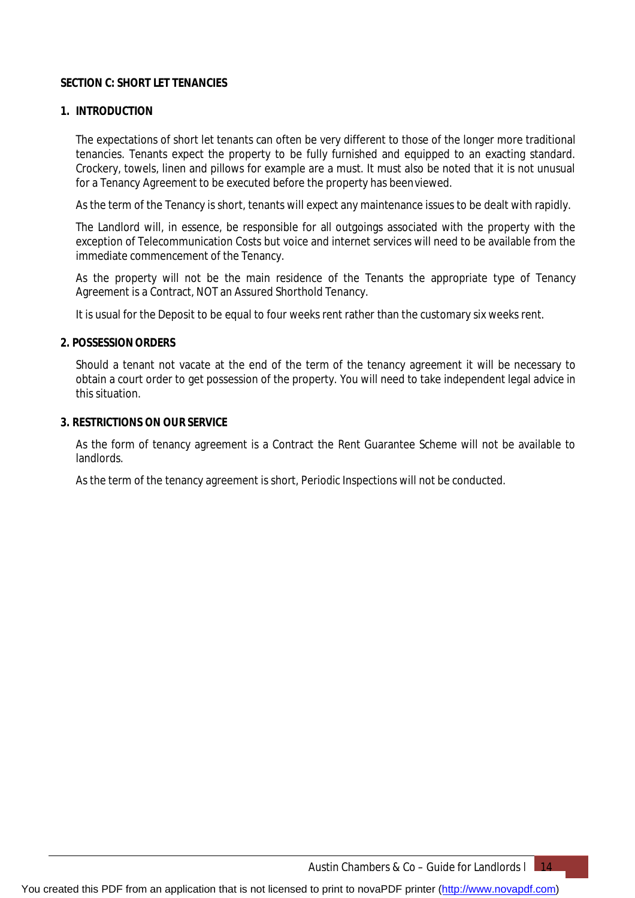# SECTION C: SHORT LET TENANCIES

## 1. INTRODUCTION

The expectations of short let tenants can often be very different to those of the longer more traditional tenancies. Tenants expect the property to be fully furnished and equipped to an exacting standard. Crockery, towels, linen and pillows for example are a must. It must also be noted that it is not unusual for a Tenancy Agreement to be executed before the property has been viewed.

As the term of the Tenancy is short, tenants will expect any maintenance issues to be dealt with rapidly.

The Landlord will, in essence, be responsible for all outgoings associated with the property with the exception of Telecommunication Costs but voice and internet services will need to be available from the immediate commencement of the Tenancy.

As the property will not be the main residence of the Tenants the appropriate type of Tenancy Agreement is a Contract, NOT an Assured Shorthold Tenancy.

It is usual for the Deposit to be equal to four weeks rent rather than the customary six weeks rent.

## 2. POSSESSION ORDERS

Should a tenant not vacate at the end of the term of the tenancy agreement it will be necessary to obtain a court order to get possession of the property. You will need to take independent legal advice in this situation.

## 3. RESTRICTIONS ON OUR SERVICE

As the form of tenancy agreement is a Contract the Rent Guarantee Scheme will not be available to landlords.

As the term of the tenancy agreement is short, Periodic Inspections will not be conducted.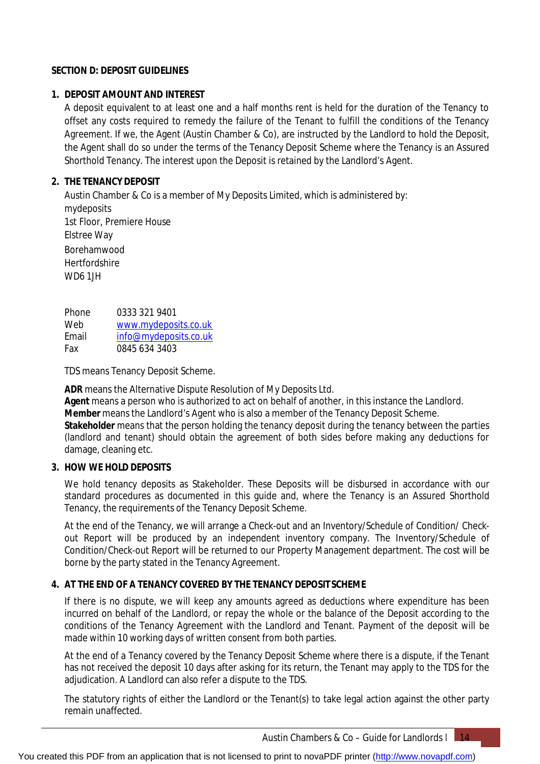## SECTION D: DEPOSIT GUIDELINES

### 1. DEPOSIT AMOUNT AND INTEREST

A deposit equivalent to at least one and a half months rent is held for the duration of the Tenancy to offset any costs required to remedy the failure of the Tenant to fulfill the conditions of the Tenancy Agreement. If we, the Agent (Austin Chamber & Co), are instructed by the Landlord to hold the Deposit, the Agent shall do so under the terms of the Tenancy Deposit Scheme where the Tenancy is an Assured Shorthold Tenancy. The interest upon the Deposit is retained by the Landlord's Agent.

### 2. THE TENANCY DEPOSIT

Austin Chamber & Co is a member of My Deposits Limited, which is administered by:
mydeposits
1st Floor, Premiere House
Elstree Way
Borehamwood
Hertfordshire
WD6 1JH

| | |
|---|---|
| Phone | 0333 321 9401 |
| Web | www.mydeposits.co.uk |
| Email | info@mydeposits.co.uk |
| Fax | 0845 634 3403 |

TDS means Tenancy Deposit Scheme.

**ADR** means the Alternative Dispute Resolution of My Deposits Ltd.
**Agent** means a person who is authorized to act on behalf of another, in this instance the Landlord.
**Member** means the Landlord's Agent who is also a member of the Tenancy Deposit Scheme.
**Stakeholder** means that the person holding the tenancy deposit during the tenancy between the parties (landlord and tenant) should obtain the agreement of both sides before making any deductions for damage, cleaning etc.

### 3. HOW WE HOLD DEPOSITS

We hold tenancy deposits as Stakeholder. These Deposits will be disbursed in accordance with our standard procedures as documented in this guide and, where the Tenancy is an Assured Shorthold Tenancy, the requirements of the Tenancy Deposit Scheme.

At the end of the Tenancy, we will arrange a Check-out and an Inventory/Schedule of Condition/ Check-out Report will be produced by an independent inventory company. The Inventory/Schedule of Condition/Check-out Report will be returned to our Property Management department. The cost will be borne by the party stated in the Tenancy Agreement.

### 4. AT THE END OF A TENANCY COVERED BY THE TENANCY DEPOSIT SCHEME

If there is no dispute, we will keep any amounts agreed as deductions where expenditure has been incurred on behalf of the Landlord, or repay the whole or the balance of the Deposit according to the conditions of the Tenancy Agreement with the Landlord and Tenant. Payment of the deposit will be made within 10 working days of written consent from both parties.

At the end of a Tenancy covered by the Tenancy Deposit Scheme where there is a dispute, if the Tenant has not received the deposit 10 days after asking for its return, the Tenant may apply to the TDS for the adjudication. A Landlord can also refer a dispute to the TDS.

The statutory rights of either the Landlord or the Tenant(s) to take legal action against the other party remain unaffected.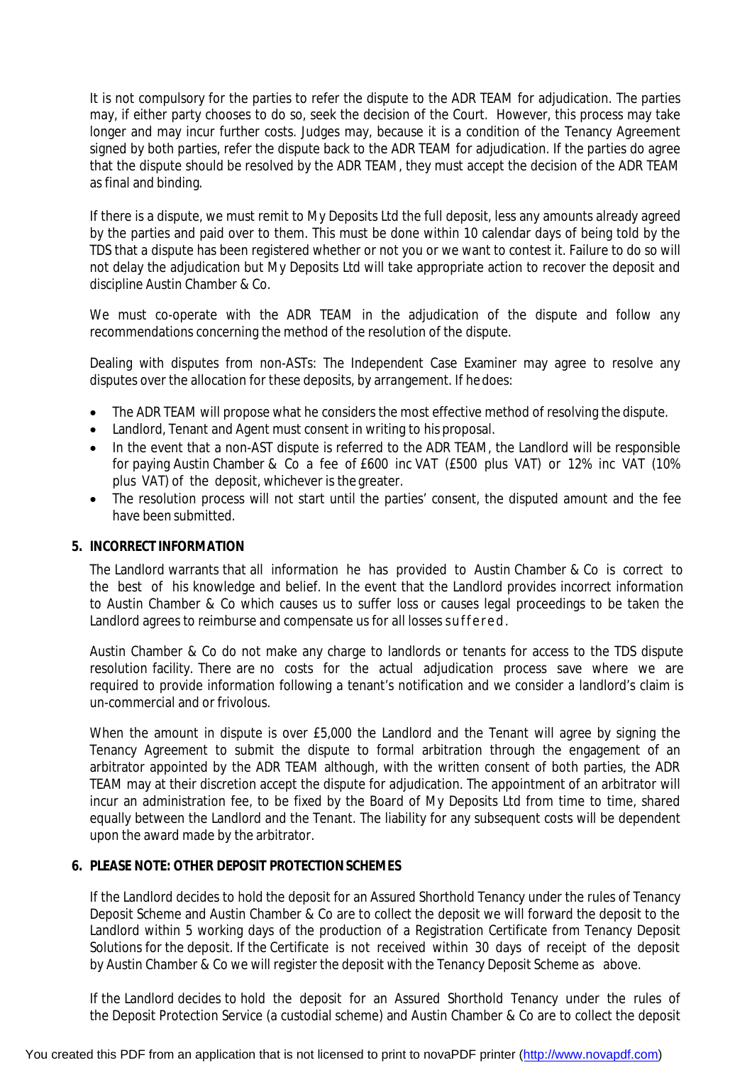It is not compulsory for the parties to refer the dispute to the ADR TEAM for adjudication. The parties may, if either party chooses to do so, seek the decision of the Court. However, this process may take longer and may incur further costs. Judges may, because it is a condition of the Tenancy Agreement signed by both parties, refer the dispute back to the ADR TEAM for adjudication. If the parties do agree that the dispute should be resolved by the ADR TEAM, they must accept the decision of the ADR TEAM as final and binding.

If there is a dispute, we must remit to My Deposits Ltd the full deposit, less any amounts already agreed by the parties and paid over to them. This must be done within 10 calendar days of being told by the TDS that a dispute has been registered whether or not you or we want to contest it. Failure to do so will not delay the adjudication but My Deposits Ltd will take appropriate action to recover the deposit and discipline Austin Chamber & Co.

We must co-operate with the ADR TEAM in the adjudication of the dispute and follow any recommendations concerning the method of the resolution of the dispute.

Dealing with disputes from non-ASTs: The Independent Case Examiner may agree to resolve any disputes over the allocation for these deposits, by arrangement. If he does:

- The ADR TEAM will propose what he considers the most effective method of resolving the dispute.
- Landlord, Tenant and Agent must consent in writing to his proposal.
- In the event that a non-AST dispute is referred to the ADR TEAM, the Landlord will be responsible for paying Austin Chamber & Co a fee of £600 inc VAT (£500 plus VAT) or 12% inc VAT (10% plus VAT) of the deposit, whichever is the greater.
- The resolution process will not start until the parties' consent, the disputed amount and the fee have been submitted.

## 5. INCORRECT INFORMATION

The Landlord warrants that all information he has provided to Austin Chamber & Co is correct to the best of his knowledge and belief. In the event that the Landlord provides incorrect information to Austin Chamber & Co which causes us to suffer loss or causes legal proceedings to be taken the Landlord agrees to reimburse and compensate us for all losses suffered.

Austin Chamber & Co do not make any charge to landlords or tenants for access to the TDS dispute resolution facility. There are no costs for the actual adjudication process save where we are required to provide information following a tenant's notification and we consider a landlord's claim is un-commercial and or frivolous.

When the amount in dispute is over £5,000 the Landlord and the Tenant will agree by signing the Tenancy Agreement to submit the dispute to formal arbitration through the engagement of an arbitrator appointed by the ADR TEAM although, with the written consent of both parties, the ADR TEAM may at their discretion accept the dispute for adjudication. The appointment of an arbitrator will incur an administration fee, to be fixed by the Board of My Deposits Ltd from time to time, shared equally between the Landlord and the Tenant. The liability for any subsequent costs will be dependent upon the award made by the arbitrator.

## 6. PLEASE NOTE: OTHER DEPOSIT PROTECTION SCHEMES

If the Landlord decides to hold the deposit for an Assured Shorthold Tenancy under the rules of Tenancy Deposit Scheme and Austin Chamber & Co are to collect the deposit we will forward the deposit to the Landlord within 5 working days of the production of a Registration Certificate from Tenancy Deposit Solutions for the deposit. If the Certificate is not received within 30 days of receipt of the deposit by Austin Chamber & Co we will register the deposit with the Tenancy Deposit Scheme as above.

If the Landlord decides to hold the deposit for an Assured Shorthold Tenancy under the rules of the Deposit Protection Service (a custodial scheme) and Austin Chamber & Co are to collect the deposit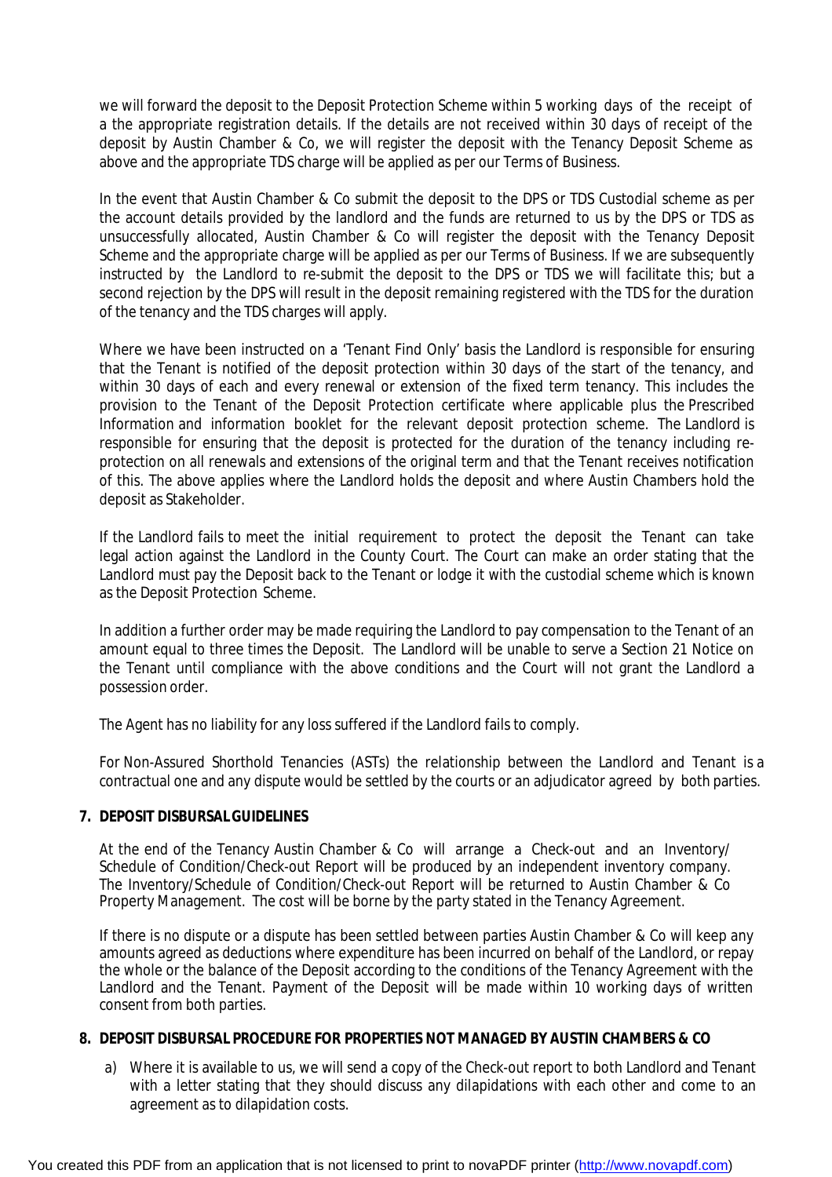we will forward the deposit to the Deposit Protection Scheme within 5 working days of the receipt of a the appropriate registration details. If the details are not received within 30 days of receipt of the deposit by Austin Chamber & Co, we will register the deposit with the Tenancy Deposit Scheme as above and the appropriate TDS charge will be applied as per our Terms of Business.

In the event that Austin Chamber & Co submit the deposit to the DPS or TDS Custodial scheme as per the account details provided by the landlord and the funds are returned to us by the DPS or TDS as unsuccessfully allocated, Austin Chamber & Co will register the deposit with the Tenancy Deposit Scheme and the appropriate charge will be applied as per our Terms of Business. If we are subsequently instructed by the Landlord to re-submit the deposit to the DPS or TDS we will facilitate this; but a second rejection by the DPS will result in the deposit remaining registered with the TDS for the duration of the tenancy and the TDS charges will apply.

Where we have been instructed on a 'Tenant Find Only' basis the Landlord is responsible for ensuring that the Tenant is notified of the deposit protection within 30 days of the start of the tenancy, and within 30 days of each and every renewal or extension of the fixed term tenancy. This includes the provision to the Tenant of the Deposit Protection certificate where applicable plus the Prescribed Information and information booklet for the relevant deposit protection scheme. The Landlord is responsible for ensuring that the deposit is protected for the duration of the tenancy including re-protection on all renewals and extensions of the original term and that the Tenant receives notification of this. The above applies where the Landlord holds the deposit and where Austin Chambers hold the deposit as Stakeholder.

If the Landlord fails to meet the initial requirement to protect the deposit the Tenant can take legal action against the Landlord in the County Court. The Court can make an order stating that the Landlord must pay the Deposit back to the Tenant or lodge it with the custodial scheme which is known as the Deposit Protection Scheme.

In addition a further order may be made requiring the Landlord to pay compensation to the Tenant of an amount equal to three times the Deposit. The Landlord will be unable to serve a Section 21 Notice on the Tenant until compliance with the above conditions and the Court will not grant the Landlord a possession order.

The Agent has no liability for any loss suffered if the Landlord fails to comply.

For Non-Assured Shorthold Tenancies (ASTs) the relationship between the Landlord and Tenant is a contractual one and any dispute would be settled by the courts or an adjudicator agreed by both parties.

**7. DEPOSIT DISBURSAL GUIDELINES**

At the end of the Tenancy Austin Chamber & Co will arrange a Check-out and an Inventory/ Schedule of Condition/Check-out Report will be produced by an independent inventory company. The Inventory/Schedule of Condition/Check-out Report will be returned to Austin Chamber & Co Property Management. The cost will be borne by the party stated in the Tenancy Agreement.

If there is no dispute or a dispute has been settled between parties Austin Chamber & Co will keep any amounts agreed as deductions where expenditure has been incurred on behalf of the Landlord, or repay the whole or the balance of the Deposit according to the conditions of the Tenancy Agreement with the Landlord and the Tenant. Payment of the Deposit will be made within 10 working days of written consent from both parties.

**8. DEPOSIT DISBURSAL PROCEDURE FOR PROPERTIES NOT MANAGED BY AUSTIN CHAMBERS & CO**

a) Where it is available to us, we will send a copy of the Check-out report to both Landlord and Tenant with a letter stating that they should discuss any dilapidations with each other and come to an agreement as to dilapidation costs.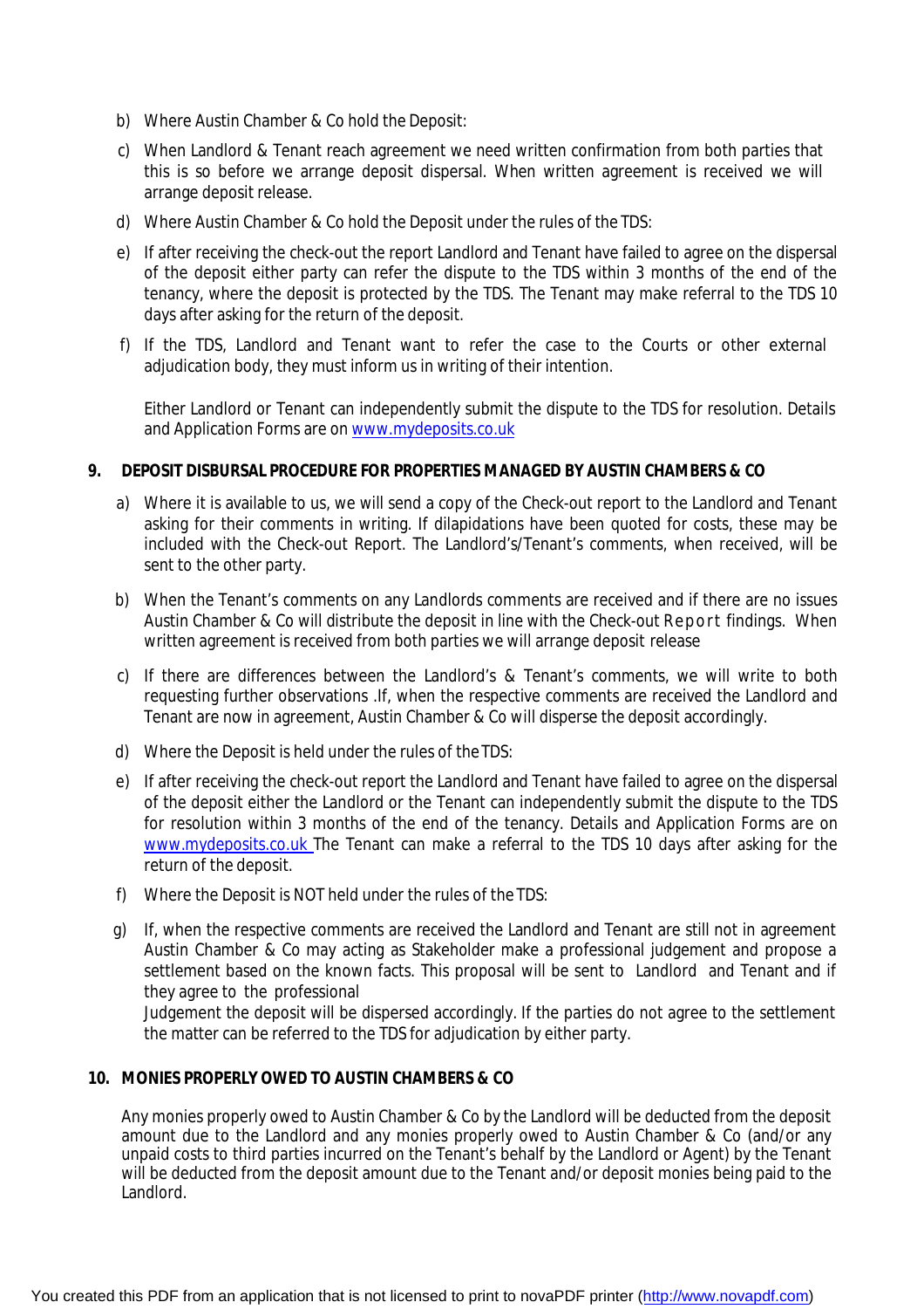b) Where Austin Chamber & Co hold the Deposit:

c) When Landlord & Tenant reach agreement we need written confirmation from both parties that this is so before we arrange deposit dispersal. When written agreement is received we will arrange deposit release.

d) Where Austin Chamber & Co hold the Deposit under the rules of the TDS:

e) If after receiving the check-out the report Landlord and Tenant have failed to agree on the dispersal of the deposit either party can refer the dispute to the TDS within 3 months of the end of the tenancy, where the deposit is protected by the TDS. The Tenant may make referral to the TDS 10 days after asking for the return of the deposit.

f) If the TDS, Landlord and Tenant want to refer the case to the Courts or other external adjudication body, they must inform us in writing of their intention.

Either Landlord or Tenant can independently submit the dispute to the TDS for resolution. Details and Application Forms are on [www.mydeposits.co.uk](http://www.mydeposits.co.uk)

**9. DEPOSIT DISBURSAL PROCEDURE FOR PROPERTIES MANAGED BY AUSTIN CHAMBERS & CO**

a) Where it is available to us, we will send a copy of the Check-out report to the Landlord and Tenant asking for their comments in writing. If dilapidations have been quoted for costs, these may be included with the Check-out Report. The Landlord's/Tenant's comments, when received, will be sent to the other party.

b) When the Tenant's comments on any Landlords comments are received and if there are no issues Austin Chamber & Co will distribute the deposit in line with the Check-out Report findings. When written agreement is received from both parties we will arrange deposit release

c) If there are differences between the Landlord's & Tenant's comments, we will write to both requesting further observations .If, when the respective comments are received the Landlord and Tenant are now in agreement, Austin Chamber & Co will disperse the deposit accordingly.

d) Where the Deposit is held under the rules of the TDS:

e) If after receiving the check-out report the Landlord and Tenant have failed to agree on the dispersal of the deposit either the Landlord or the Tenant can independently submit the dispute to the TDS for resolution within 3 months of the end of the tenancy. Details and Application Forms are on [www.mydeposits.co.uk](http://www.mydeposits.co.uk) The Tenant can make a referral to the TDS 10 days after asking for the return of the deposit.

f) Where the Deposit is NOT held under the rules of the TDS:

g) If, when the respective comments are received the Landlord and Tenant are still not in agreement Austin Chamber & Co may acting as Stakeholder make a professional judgement and propose a settlement based on the known facts. This proposal will be sent to Landlord and Tenant and if they agree to the professional
Judgement the deposit will be dispersed accordingly. If the parties do not agree to the settlement the matter can be referred to the TDS for adjudication by either party.

**10. MONIES PROPERLY OWED TO AUSTIN CHAMBERS & CO**

Any monies properly owed to Austin Chamber & Co by the Landlord will be deducted from the deposit amount due to the Landlord and any monies properly owed to Austin Chamber & Co (and/or any unpaid costs to third parties incurred on the Tenant's behalf by the Landlord or Agent) by the Tenant will be deducted from the deposit amount due to the Tenant and/or deposit monies being paid to the Landlord.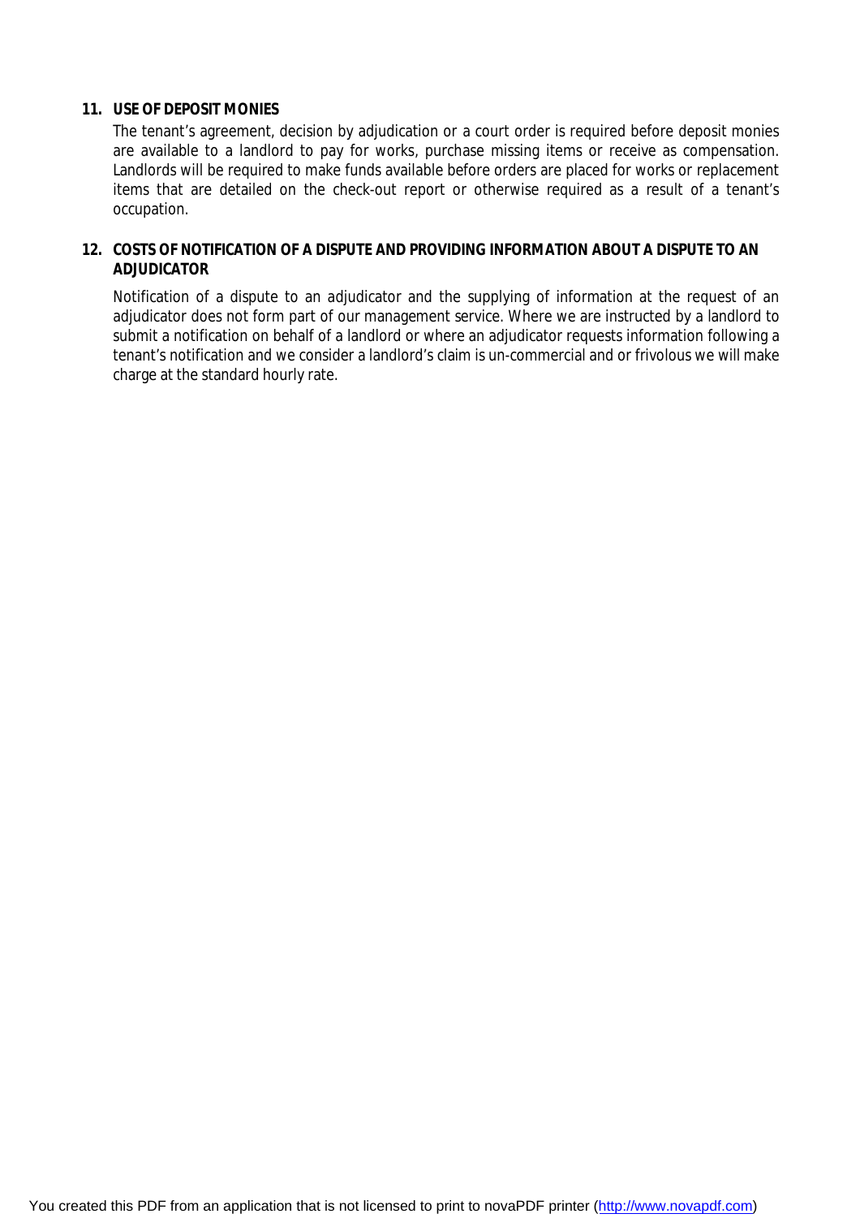**11. USE OF DEPOSIT MONIES**

The tenant's agreement, decision by adjudication or a court order is required before deposit monies are available to a landlord to pay for works, purchase missing items or receive as compensation. Landlords will be required to make funds available before orders are placed for works or replacement items that are detailed on the check-out report or otherwise required as a result of a tenant's occupation.

**12. COSTS OF NOTIFICATION OF A DISPUTE AND PROVIDING INFORMATION ABOUT A DISPUTE TO AN ADJUDICATOR**

Notification of a dispute to an adjudicator and the supplying of information at the request of an adjudicator does not form part of our management service. Where we are instructed by a landlord to submit a notification on behalf of a landlord or where an adjudicator requests information following a tenant's notification and we consider a landlord's claim is un-commercial and or frivolous we will make charge at the standard hourly rate.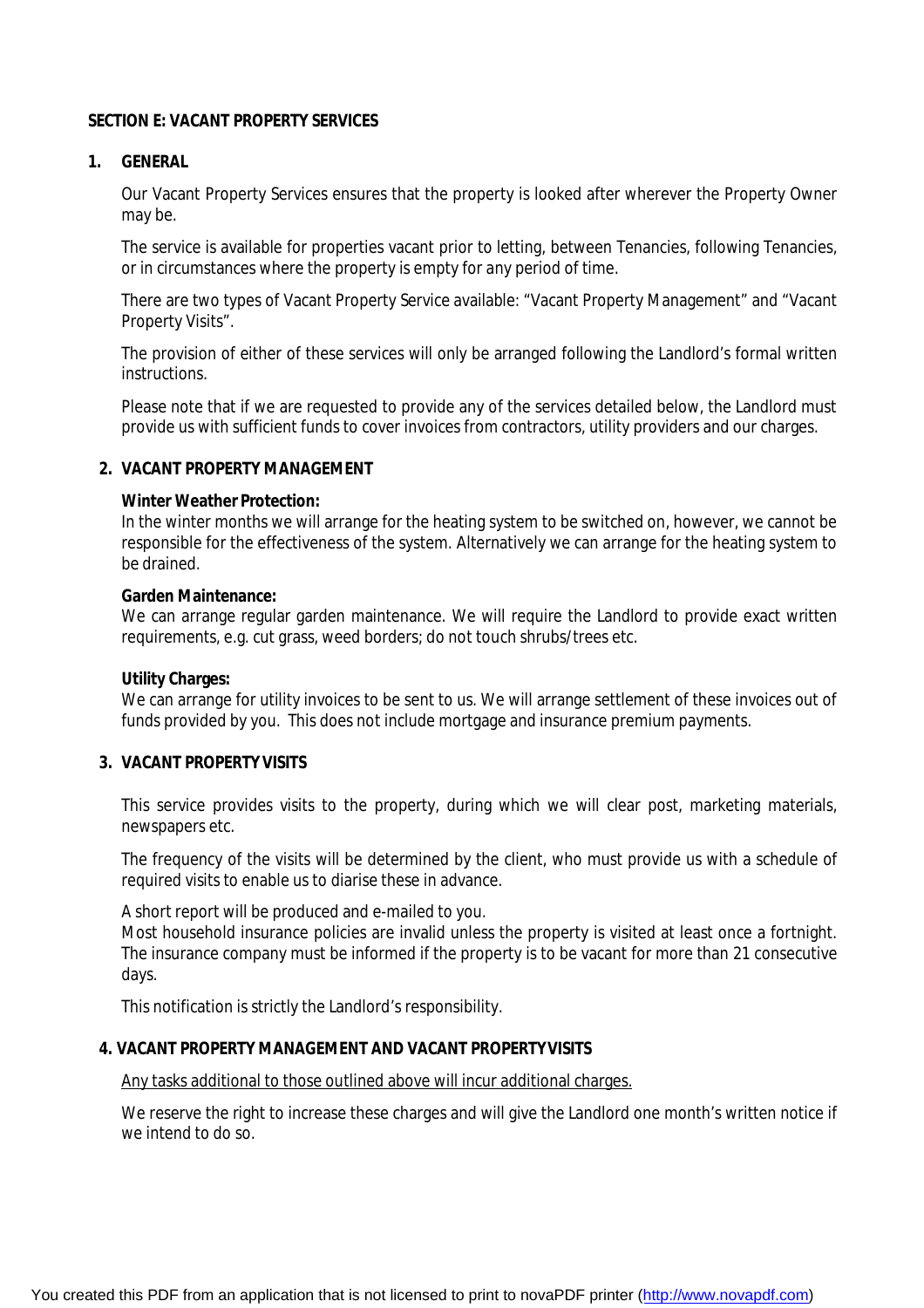## SECTION E: VACANT PROPERTY SERVICES

### 1. GENERAL

Our Vacant Property Services ensures that the property is looked after wherever the Property Owner may be.

The service is available for properties vacant prior to letting, between Tenancies, following Tenancies, or in circumstances where the property is empty for any period of time.

There are two types of Vacant Property Service available: "Vacant Property Management" and "Vacant Property Visits".

The provision of either of these services will only be arranged following the Landlord's formal written instructions.

Please note that if we are requested to provide any of the services detailed below, the Landlord must provide us with sufficient funds to cover invoices from contractors, utility providers and our charges.

### 2. VACANT PROPERTY MANAGEMENT

**Winter Weather Protection:**
In the winter months we will arrange for the heating system to be switched on, however, we cannot be responsible for the effectiveness of the system. Alternatively we can arrange for the heating system to be drained.

**Garden Maintenance:**
We can arrange regular garden maintenance. We will require the Landlord to provide exact written requirements, e.g. cut grass, weed borders; do not touch shrubs/trees etc.

**Utility Charges:**
We can arrange for utility invoices to be sent to us. We will arrange settlement of these invoices out of funds provided by you. This does not include mortgage and insurance premium payments.

### 3. VACANT PROPERTY VISITS

This service provides visits to the property, during which we will clear post, marketing materials, newspapers etc.

The frequency of the visits will be determined by the client, who must provide us with a schedule of required visits to enable us to diarise these in advance.

A short report will be produced and e-mailed to you.
Most household insurance policies are invalid unless the property is visited at least once a fortnight. The insurance company must be informed if the property is to be vacant for more than 21 consecutive days.

This notification is strictly the Landlord's responsibility.

### 4. VACANT PROPERTY MANAGEMENT AND VACANT PROPERTY VISITS

<u>Any tasks additional to those outlined above will incur additional charges.</u>

We reserve the right to increase these charges and will give the Landlord one month's written notice if we intend to do so.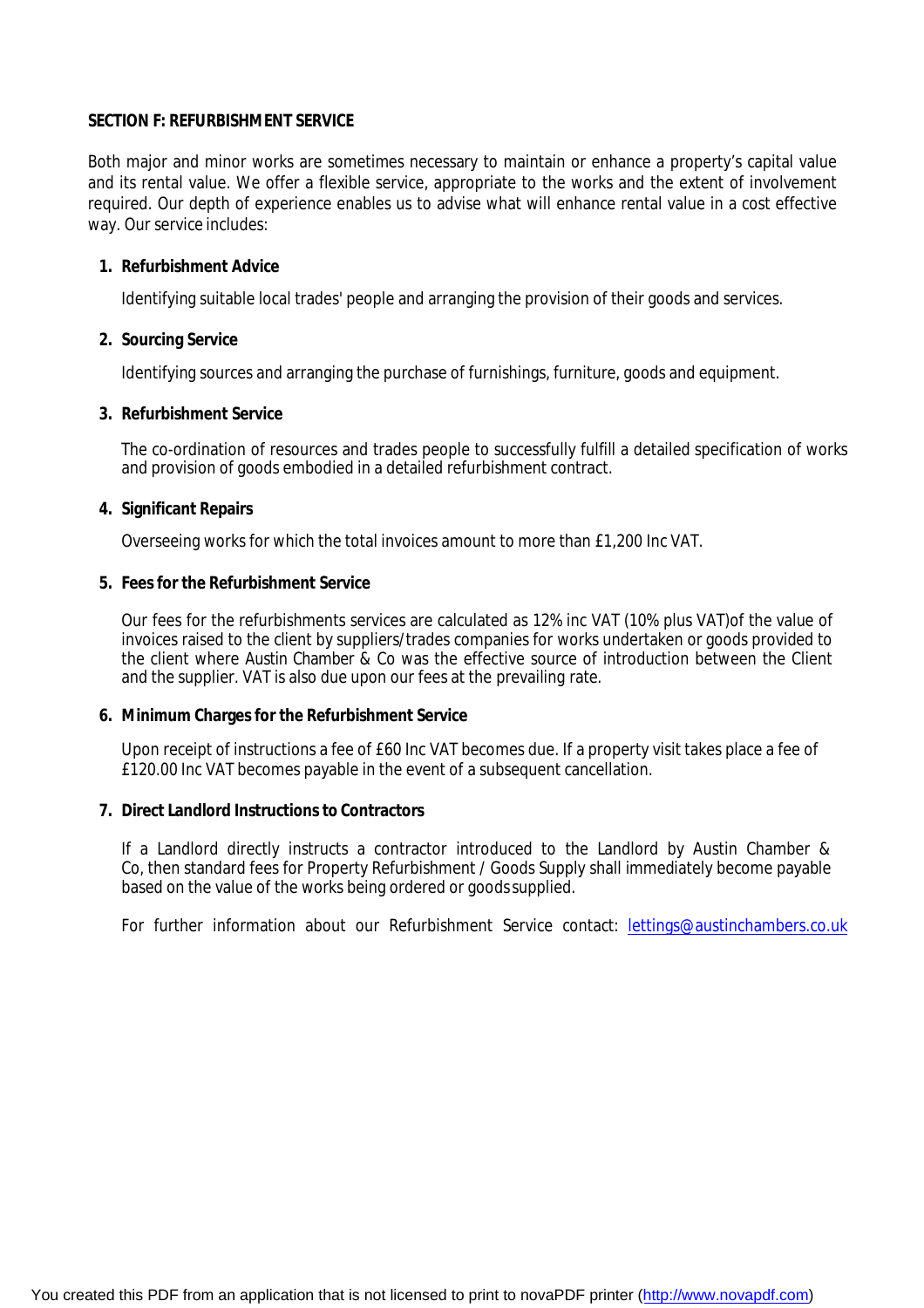**SECTION F: REFURBISHMENT SERVICE**

Both major and minor works are sometimes necessary to maintain or enhance a property's capital value and its rental value. We offer a flexible service, appropriate to the works and the extent of involvement required. Our depth of experience enables us to advise what will enhance rental value in a cost effective way. Our service includes:

1. **Refurbishment Advice**

   Identifying suitable local trades' people and arranging the provision of their goods and services.

2. **Sourcing Service**

   Identifying sources and arranging the purchase of furnishings, furniture, goods and equipment.

3. **Refurbishment Service**

   The co-ordination of resources and trades people to successfully fulfill a detailed specification of works and provision of goods embodied in a detailed refurbishment contract.

4. **Significant Repairs**

   Overseeing works for which the total invoices amount to more than £1,200 Inc VAT.

5. **Fees for the Refurbishment Service**

   Our fees for the refurbishments services are calculated as 12% inc VAT (10% plus VAT)of the value of invoices raised to the client by suppliers/trades companies for works undertaken or goods provided to the client where Austin Chamber & Co was the effective source of introduction between the Client and the supplier. VAT is also due upon our fees at the prevailing rate.

6. **Minimum Charges for the Refurbishment Service**

   Upon receipt of instructions a fee of £60 Inc VAT becomes due. If a property visit takes place a fee of £120.00 Inc VAT becomes payable in the event of a subsequent cancellation.

7. **Direct Landlord Instructions to Contractors**

   If a Landlord directly instructs a contractor introduced to the Landlord by Austin Chamber & Co, then standard fees for Property Refurbishment / Goods Supply shall immediately become payable based on the value of the works being ordered or goods supplied.

   For further information about our Refurbishment Service contact: lettings@austinchambers.co.uk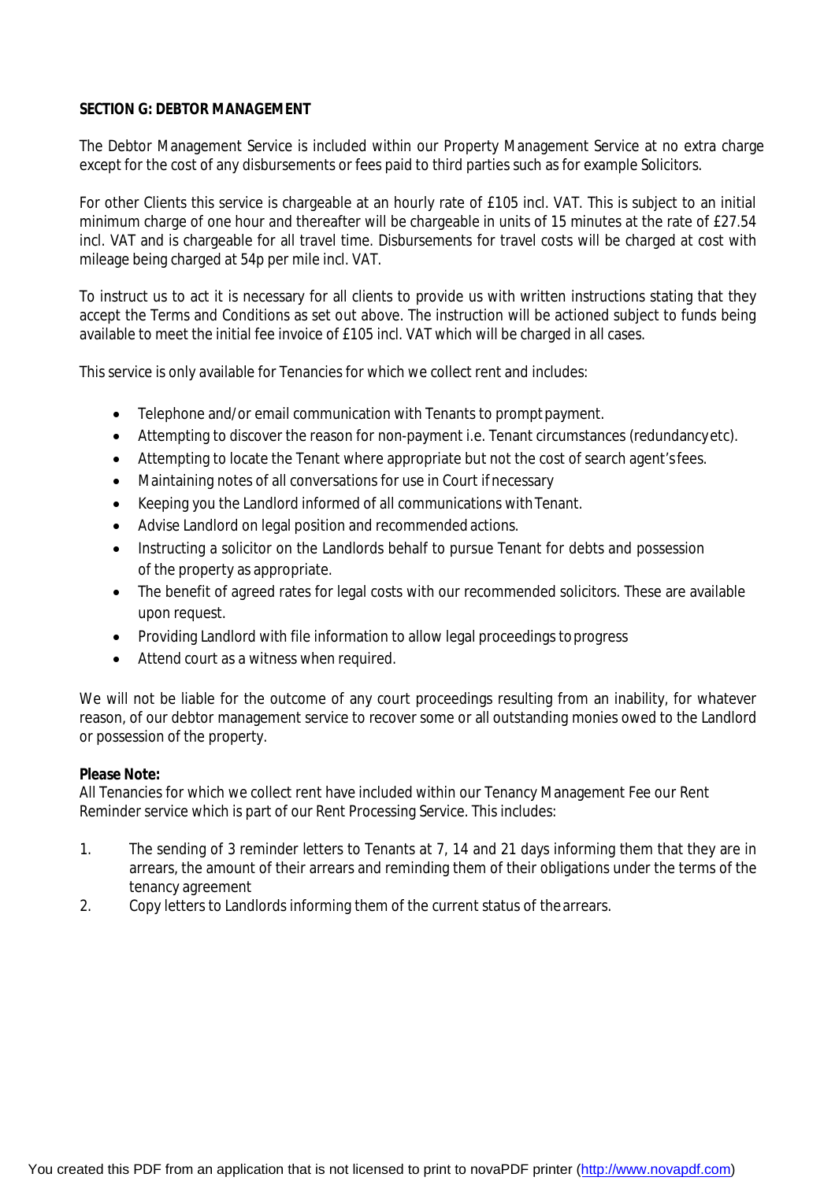**SECTION G: DEBTOR MANAGEMENT**

The Debtor Management Service is included within our Property Management Service at no extra charge except for the cost of any disbursements or fees paid to third parties such as for example Solicitors.

For other Clients this service is chargeable at an hourly rate of £105 incl. VAT. This is subject to an initial minimum charge of one hour and thereafter will be chargeable in units of 15 minutes at the rate of £27.54 incl. VAT and is chargeable for all travel time. Disbursements for travel costs will be charged at cost with mileage being charged at 54p per mile incl. VAT.

To instruct us to act it is necessary for all clients to provide us with written instructions stating that they accept the Terms and Conditions as set out above. The instruction will be actioned subject to funds being available to meet the initial fee invoice of £105 incl. VAT which will be charged in all cases.

This service is only available for Tenancies for which we collect rent and includes:

- Telephone and/or email communication with Tenants to prompt payment.
- Attempting to discover the reason for non-payment i.e. Tenant circumstances (redundancy etc).
- Attempting to locate the Tenant where appropriate but not the cost of search agent's fees.
- Maintaining notes of all conversations for use in Court if necessary
- Keeping you the Landlord informed of all communications with Tenant.
- Advise Landlord on legal position and recommended actions.
- Instructing a solicitor on the Landlords behalf to pursue Tenant for debts and possession of the property as appropriate.
- The benefit of agreed rates for legal costs with our recommended solicitors. These are available upon request.
- Providing Landlord with file information to allow legal proceedings to progress
- Attend court as a witness when required.

We will not be liable for the outcome of any court proceedings resulting from an inability, for whatever reason, of our debtor management service to recover some or all outstanding monies owed to the Landlord or possession of the property.

**Please Note:**
All Tenancies for which we collect rent have included within our Tenancy Management Fee our Rent Reminder service which is part of our Rent Processing Service. This includes:

1. The sending of 3 reminder letters to Tenants at 7, 14 and 21 days informing them that they are in arrears, the amount of their arrears and reminding them of their obligations under the terms of the tenancy agreement
2. Copy letters to Landlords informing them of the current status of the arrears.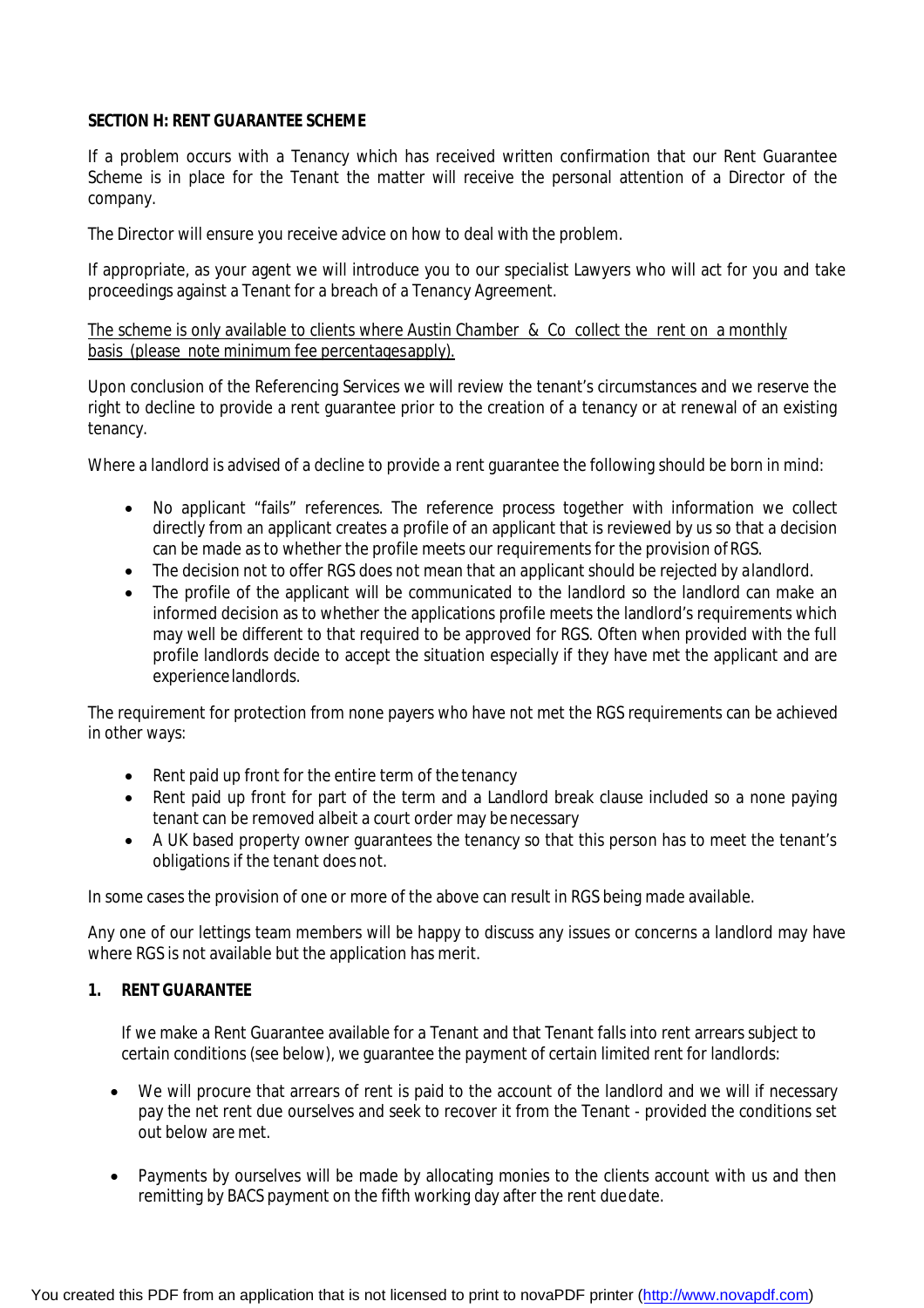**SECTION H: RENT GUARANTEE SCHEME**

If a problem occurs with a Tenancy which has received written confirmation that our Rent Guarantee Scheme is in place for the Tenant the matter will receive the personal attention of a Director of the company.

The Director will ensure you receive advice on how to deal with the problem.

If appropriate, as your agent we will introduce you to our specialist Lawyers who will act for you and take proceedings against a Tenant for a breach of a Tenancy Agreement.

<u>The scheme is only available to clients where Austin Chamber & Co collect the rent on a monthly basis (please note minimum fee percentages apply).</u>

Upon conclusion of the Referencing Services we will review the tenant's circumstances and we reserve the right to decline to provide a rent guarantee prior to the creation of a tenancy or at renewal of an existing tenancy.

Where a landlord is advised of a decline to provide a rent guarantee the following should be born in mind:

- No applicant "fails" references. The reference process together with information we collect directly from an applicant creates a profile of an applicant that is reviewed by us so that a decision can be made as to whether the profile meets our requirements for the provision of RGS.
- The decision not to offer RGS does not mean that an applicant should be rejected by a landlord.
- The profile of the applicant will be communicated to the landlord so the landlord can make an informed decision as to whether the applications profile meets the landlord's requirements which may well be different to that required to be approved for RGS. Often when provided with the full profile landlords decide to accept the situation especially if they have met the applicant and are experience landlords.

The requirement for protection from none payers who have not met the RGS requirements can be achieved in other ways:

- Rent paid up front for the entire term of the tenancy
- Rent paid up front for part of the term and a Landlord break clause included so a none paying tenant can be removed albeit a court order may be necessary
- A UK based property owner guarantees the tenancy so that this person has to meet the tenant's obligations if the tenant does not.

In some cases the provision of one or more of the above can result in RGS being made available.

Any one of our lettings team members will be happy to discuss any issues or concerns a landlord may have where RGS is not available but the application has merit.

**1. RENT GUARANTEE**

If we make a Rent Guarantee available for a Tenant and that Tenant falls into rent arrears subject to certain conditions (see below), we guarantee the payment of certain limited rent for landlords:

- We will procure that arrears of rent is paid to the account of the landlord and we will if necessary pay the net rent due ourselves and seek to recover it from the Tenant - provided the conditions set out below are met.

- Payments by ourselves will be made by allocating monies to the clients account with us and then remitting by BACS payment on the fifth working day after the rent due date.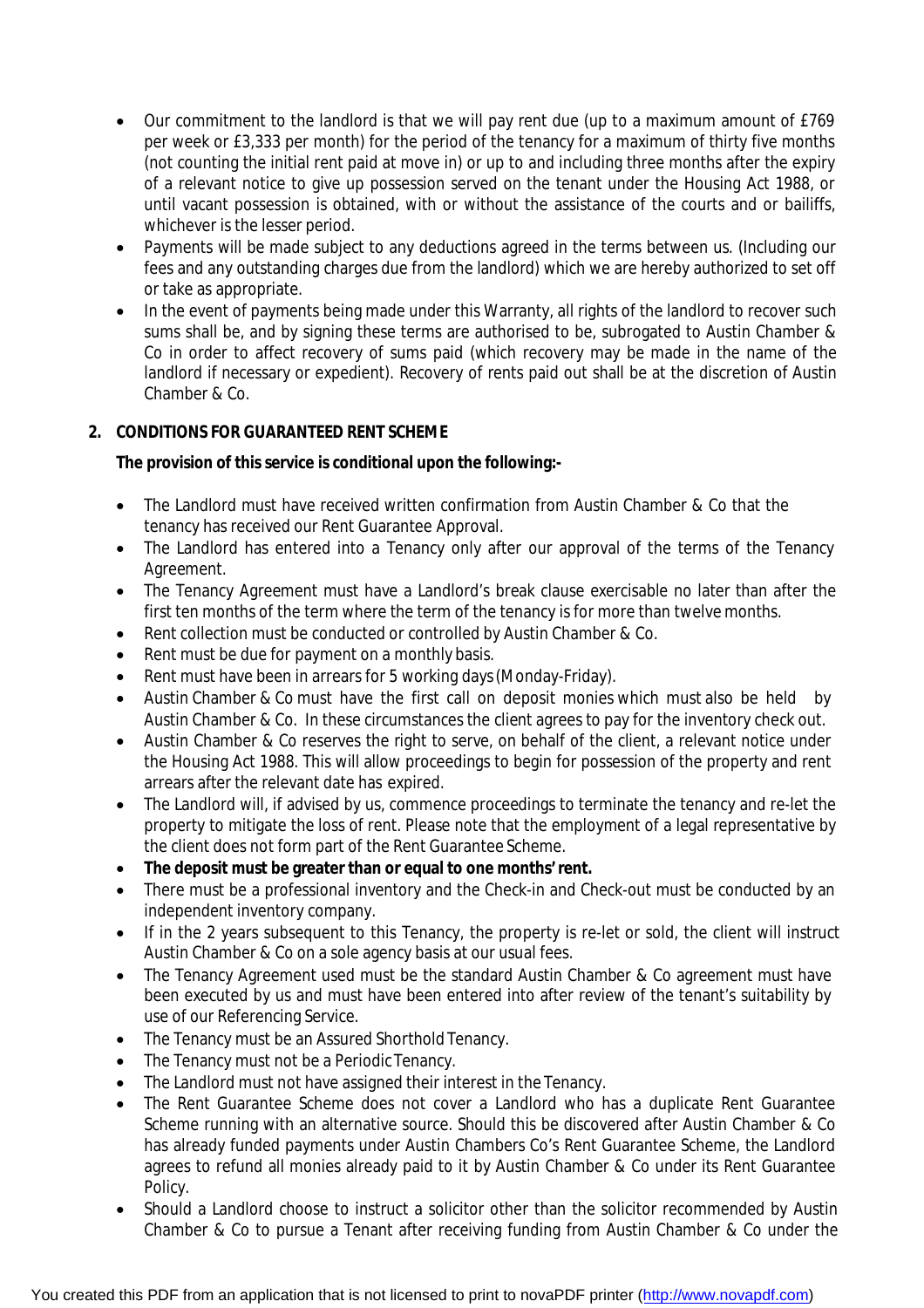- Our commitment to the landlord is that we will pay rent due (up to a maximum amount of £769 per week or £3,333 per month) for the period of the tenancy for a maximum of thirty five months (not counting the initial rent paid at move in) or up to and including three months after the expiry of a relevant notice to give up possession served on the tenant under the Housing Act 1988, or until vacant possession is obtained, with or without the assistance of the courts and or bailiffs, whichever is the lesser period.
- Payments will be made subject to any deductions agreed in the terms between us. (Including our fees and any outstanding charges due from the landlord) which we are hereby authorized to set off or take as appropriate.
- In the event of payments being made under this Warranty, all rights of the landlord to recover such sums shall be, and by signing these terms are authorised to be, subrogated to Austin Chamber & Co in order to affect recovery of sums paid (which recovery may be made in the name of the landlord if necessary or expedient). Recovery of rents paid out shall be at the discretion of Austin Chamber & Co.

## 2. CONDITIONS FOR GUARANTEED RENT SCHEME

**The provision of this service is conditional upon the following:-**

- The Landlord must have received written confirmation from Austin Chamber & Co that the tenancy has received our Rent Guarantee Approval.
- The Landlord has entered into a Tenancy only after our approval of the terms of the Tenancy Agreement.
- The Tenancy Agreement must have a Landlord's break clause exercisable no later than after the first ten months of the term where the term of the tenancy is for more than twelve months.
- Rent collection must be conducted or controlled by Austin Chamber & Co.
- Rent must be due for payment on a monthly basis.
- Rent must have been in arrears for 5 working days (Monday-Friday).
- Austin Chamber & Co must have the first call on deposit monies which must also be held by Austin Chamber & Co. In these circumstances the client agrees to pay for the inventory check out.
- Austin Chamber & Co reserves the right to serve, on behalf of the client, a relevant notice under the Housing Act 1988. This will allow proceedings to begin for possession of the property and rent arrears after the relevant date has expired.
- The Landlord will, if advised by us, commence proceedings to terminate the tenancy and re-let the property to mitigate the loss of rent. Please note that the employment of a legal representative by the client does not form part of the Rent Guarantee Scheme.
- **The deposit must be greater than or equal to one months' rent.**
- There must be a professional inventory and the Check-in and Check-out must be conducted by an independent inventory company.
- If in the 2 years subsequent to this Tenancy, the property is re-let or sold, the client will instruct Austin Chamber & Co on a sole agency basis at our usual fees.
- The Tenancy Agreement used must be the standard Austin Chamber & Co agreement must have been executed by us and must have been entered into after review of the tenant's suitability by use of our Referencing Service.
- The Tenancy must be an Assured Shorthold Tenancy.
- The Tenancy must not be a Periodic Tenancy.
- The Landlord must not have assigned their interest in the Tenancy.
- The Rent Guarantee Scheme does not cover a Landlord who has a duplicate Rent Guarantee Scheme running with an alternative source. Should this be discovered after Austin Chamber & Co has already funded payments under Austin Chambers Co's Rent Guarantee Scheme, the Landlord agrees to refund all monies already paid to it by Austin Chamber & Co under its Rent Guarantee Policy.
- Should a Landlord choose to instruct a solicitor other than the solicitor recommended by Austin Chamber & Co to pursue a Tenant after receiving funding from Austin Chamber & Co under the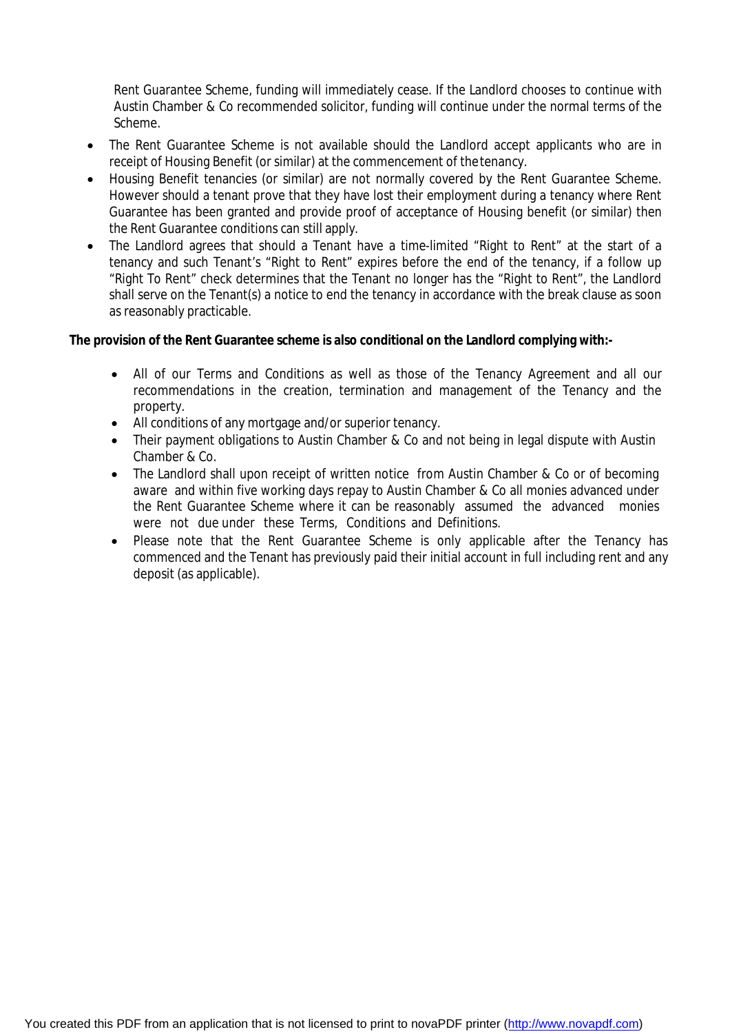Rent Guarantee Scheme, funding will immediately cease. If the Landlord chooses to continue with Austin Chamber & Co recommended solicitor, funding will continue under the normal terms of the Scheme.

- The Rent Guarantee Scheme is not available should the Landlord accept applicants who are in receipt of Housing Benefit (or similar) at the commencement of the tenancy.
- Housing Benefit tenancies (or similar) are not normally covered by the Rent Guarantee Scheme. However should a tenant prove that they have lost their employment during a tenancy where Rent Guarantee has been granted and provide proof of acceptance of Housing benefit (or similar) then the Rent Guarantee conditions can still apply.
- The Landlord agrees that should a Tenant have a time-limited "Right to Rent" at the start of a tenancy and such Tenant's "Right to Rent" expires before the end of the tenancy, if a follow up "Right To Rent" check determines that the Tenant no longer has the "Right to Rent", the Landlord shall serve on the Tenant(s) a notice to end the tenancy in accordance with the break clause as soon as reasonably practicable.

**The provision of the Rent Guarantee scheme is also conditional on the Landlord complying with:-**

- All of our Terms and Conditions as well as those of the Tenancy Agreement and all our recommendations in the creation, termination and management of the Tenancy and the property.
- All conditions of any mortgage and/or superior tenancy.
- Their payment obligations to Austin Chamber & Co and not being in legal dispute with Austin Chamber & Co.
- The Landlord shall upon receipt of written notice from Austin Chamber & Co or of becoming aware and within five working days repay to Austin Chamber & Co all monies advanced under the Rent Guarantee Scheme where it can be reasonably assumed the advanced monies were not due under these Terms, Conditions and Definitions.
- Please note that the Rent Guarantee Scheme is only applicable after the Tenancy has commenced and the Tenant has previously paid their initial account in full including rent and any deposit (as applicable).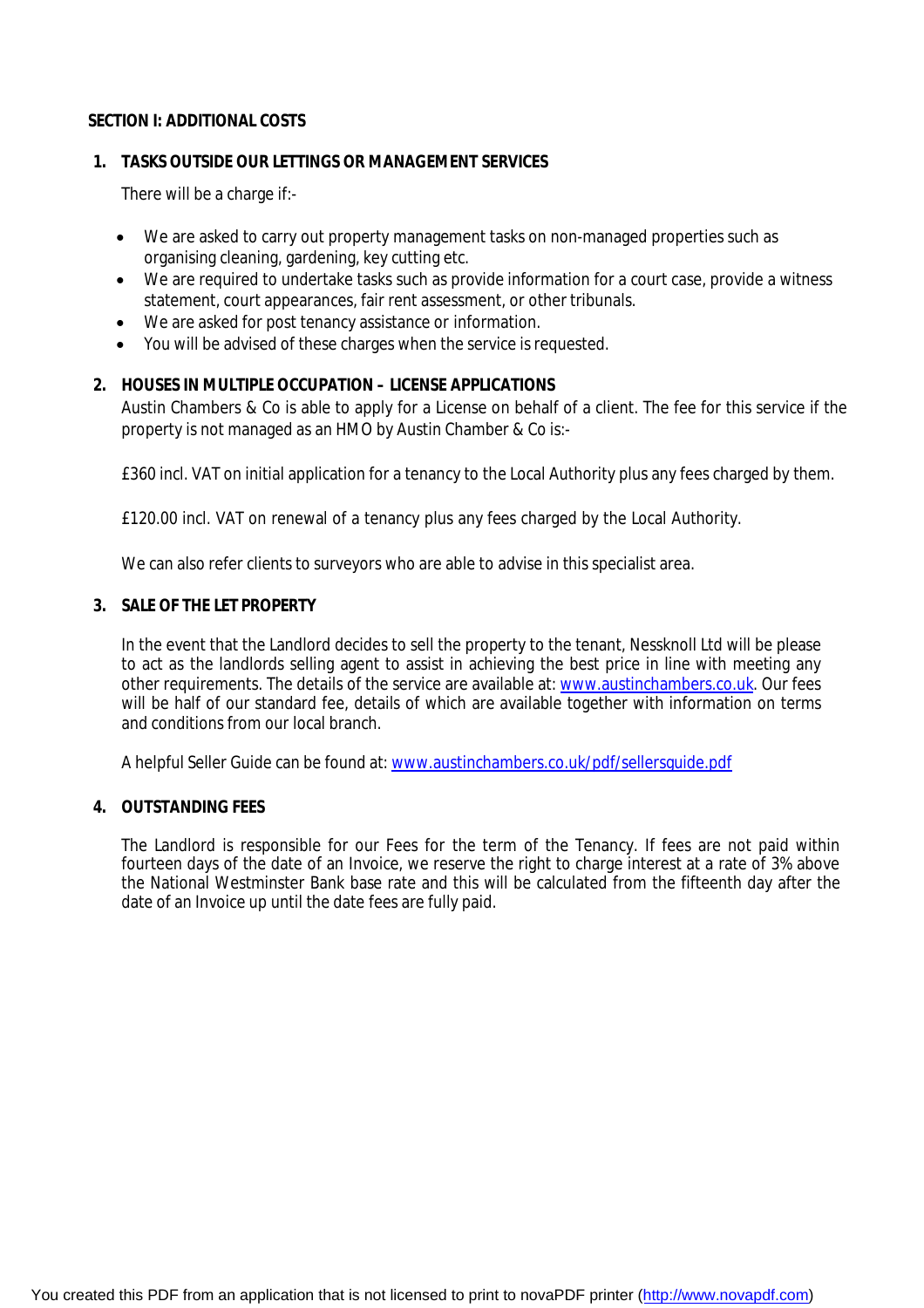## SECTION I: ADDITIONAL COSTS

### 1. TASKS OUTSIDE OUR LETTINGS OR MANAGEMENT SERVICES

There will be a charge if:-

- We are asked to carry out property management tasks on non-managed properties such as organising cleaning, gardening, key cutting etc.
- We are required to undertake tasks such as provide information for a court case, provide a witness statement, court appearances, fair rent assessment, or other tribunals.
- We are asked for post tenancy assistance or information.
- You will be advised of these charges when the service is requested.

### 2. HOUSES IN MULTIPLE OCCUPATION – LICENSE APPLICATIONS

Austin Chambers & Co is able to apply for a License on behalf of a client. The fee for this service if the property is not managed as an HMO by Austin Chamber & Co is:-

£360 incl. VAT on initial application for a tenancy to the Local Authority plus any fees charged by them.

£120.00 incl. VAT on renewal of a tenancy plus any fees charged by the Local Authority.

We can also refer clients to surveyors who are able to advise in this specialist area.

### 3. SALE OF THE LET PROPERTY

In the event that the Landlord decides to sell the property to the tenant, Nessknoll Ltd will be please to act as the landlords selling agent to assist in achieving the best price in line with meeting any other requirements. The details of the service are available at: www.austinchambers.co.uk. Our fees will be half of our standard fee, details of which are available together with information on terms and conditions from our local branch.

A helpful Seller Guide can be found at: www.austinchambers.co.uk/pdf/sellersguide.pdf

### 4. OUTSTANDING FEES

The Landlord is responsible for our Fees for the term of the Tenancy. If fees are not paid within fourteen days of the date of an Invoice, we reserve the right to charge interest at a rate of 3% above the National Westminster Bank base rate and this will be calculated from the fifteenth day after the date of an Invoice up until the date fees are fully paid.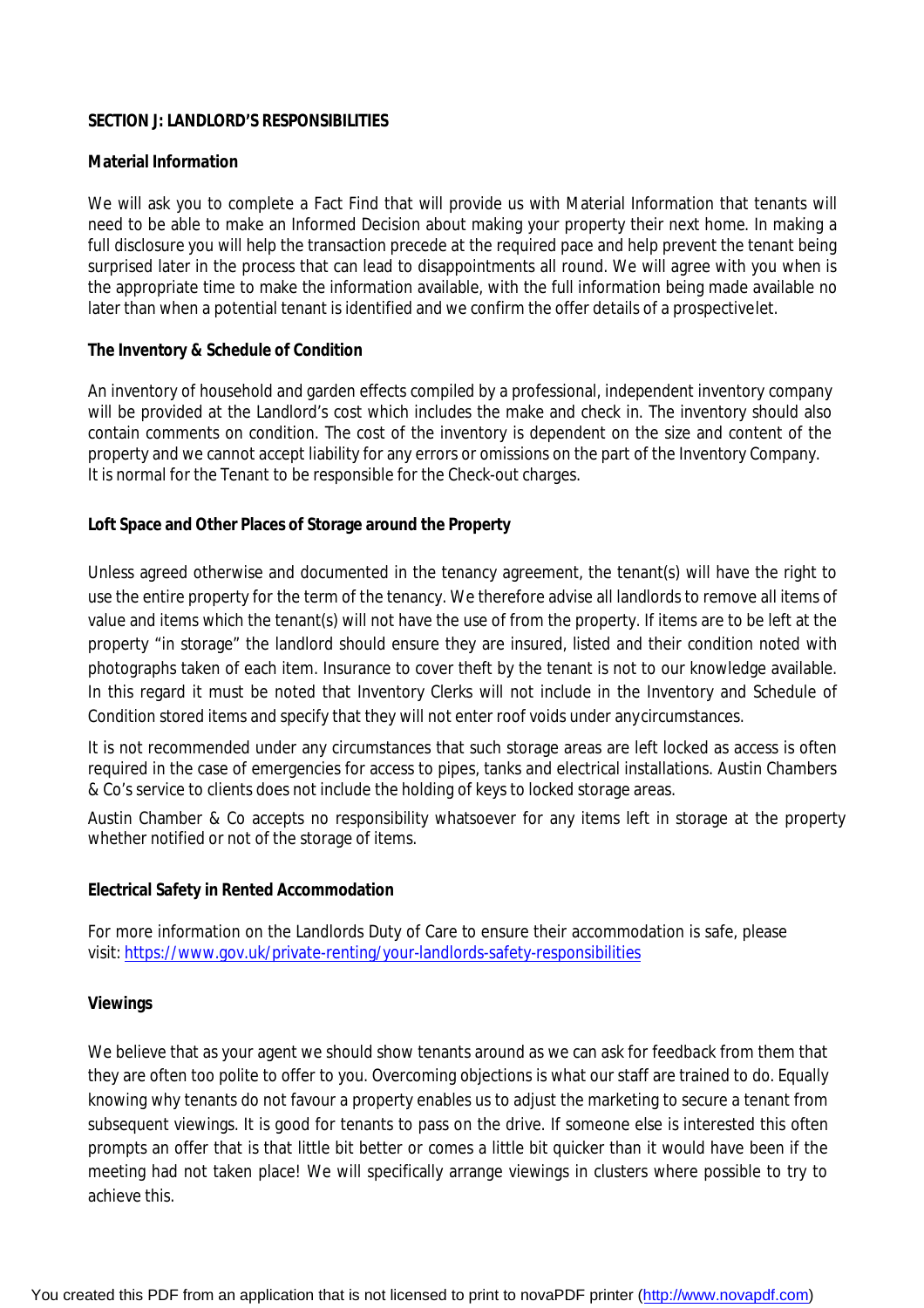**SECTION J: LANDLORD'S RESPONSIBILITIES**

**Material Information**

We will ask you to complete a Fact Find that will provide us with Material Information that tenants will need to be able to make an Informed Decision about making your property their next home. In making a full disclosure you will help the transaction precede at the required pace and help prevent the tenant being surprised later in the process that can lead to disappointments all round. We will agree with you when is the appropriate time to make the information available, with the full information being made available no later than when a potential tenant is identified and we confirm the offer details of a prospective let.

**The Inventory & Schedule of Condition**

An inventory of household and garden effects compiled by a professional, independent inventory company will be provided at the Landlord's cost which includes the make and check in. The inventory should also contain comments on condition. The cost of the inventory is dependent on the size and content of the property and we cannot accept liability for any errors or omissions on the part of the Inventory Company. It is normal for the Tenant to be responsible for the Check-out charges.

**Loft Space and Other Places of Storage around the Property**

Unless agreed otherwise and documented in the tenancy agreement, the tenant(s) will have the right to use the entire property for the term of the tenancy. We therefore advise all landlords to remove all items of value and items which the tenant(s) will not have the use of from the property. If items are to be left at the property "in storage" the landlord should ensure they are insured, listed and their condition noted with photographs taken of each item. Insurance to cover theft by the tenant is not to our knowledge available. In this regard it must be noted that Inventory Clerks will not include in the Inventory and Schedule of Condition stored items and specify that they will not enter roof voids under any circumstances.

It is not recommended under any circumstances that such storage areas are left locked as access is often required in the case of emergencies for access to pipes, tanks and electrical installations. Austin Chambers & Co's service to clients does not include the holding of keys to locked storage areas.

Austin Chamber & Co accepts no responsibility whatsoever for any items left in storage at the property whether notified or not of the storage of items.

**Electrical Safety in Rented Accommodation**

For more information on the Landlords Duty of Care to ensure their accommodation is safe, please visit: https://www.gov.uk/private-renting/your-landlords-safety-responsibilities

**Viewings**

We believe that as your agent we should show tenants around as we can ask for feedback from them that they are often too polite to offer to you. Overcoming objections is what our staff are trained to do. Equally knowing why tenants do not favour a property enables us to adjust the marketing to secure a tenant from subsequent viewings. It is good for tenants to pass on the drive. If someone else is interested this often prompts an offer that is that little bit better or comes a little bit quicker than it would have been if the meeting had not taken place! We will specifically arrange viewings in clusters where possible to try to achieve this.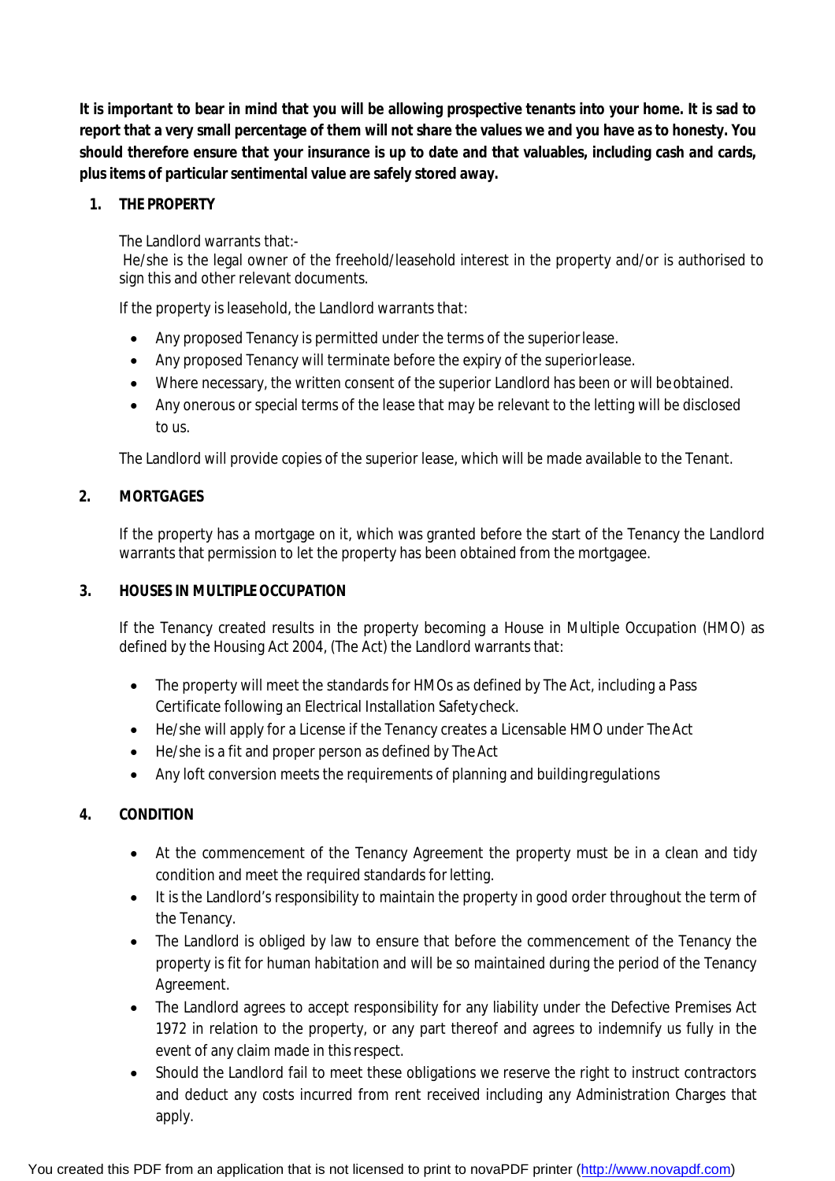**It is important to bear in mind that you will be allowing prospective tenants into your home. It is sad to report that a very small percentage of them will not share the values we and you have as to honesty. You should therefore ensure that your insurance is up to date and that valuables, including cash and cards, plus items of particular sentimental value are safely stored away.**

## 1. THE PROPERTY

The Landlord warrants that:-
He/she is the legal owner of the freehold/leasehold interest in the property and/or is authorised to sign this and other relevant documents.

If the property is leasehold, the Landlord warrants that:

- Any proposed Tenancy is permitted under the terms of the superior lease.
- Any proposed Tenancy will terminate before the expiry of the superior lease.
- Where necessary, the written consent of the superior Landlord has been or will be obtained.
- Any onerous or special terms of the lease that may be relevant to the letting will be disclosed to us.

The Landlord will provide copies of the superior lease, which will be made available to the Tenant.

## 2. MORTGAGES

If the property has a mortgage on it, which was granted before the start of the Tenancy the Landlord warrants that permission to let the property has been obtained from the mortgagee.

## 3. HOUSES IN MULTIPLE OCCUPATION

If the Tenancy created results in the property becoming a House in Multiple Occupation (HMO) as defined by the Housing Act 2004, (The Act) the Landlord warrants that:

- The property will meet the standards for HMOs as defined by The Act, including a Pass Certificate following an Electrical Installation Safety check.
- He/she will apply for a License if the Tenancy creates a Licensable HMO under The Act
- He/she is a fit and proper person as defined by The Act
- Any loft conversion meets the requirements of planning and building regulations

## 4. CONDITION

- At the commencement of the Tenancy Agreement the property must be in a clean and tidy condition and meet the required standards for letting.
- It is the Landlord's responsibility to maintain the property in good order throughout the term of the Tenancy.
- The Landlord is obliged by law to ensure that before the commencement of the Tenancy the property is fit for human habitation and will be so maintained during the period of the Tenancy Agreement.
- The Landlord agrees to accept responsibility for any liability under the Defective Premises Act 1972 in relation to the property, or any part thereof and agrees to indemnify us fully in the event of any claim made in this respect.
- Should the Landlord fail to meet these obligations we reserve the right to instruct contractors and deduct any costs incurred from rent received including any Administration Charges that apply.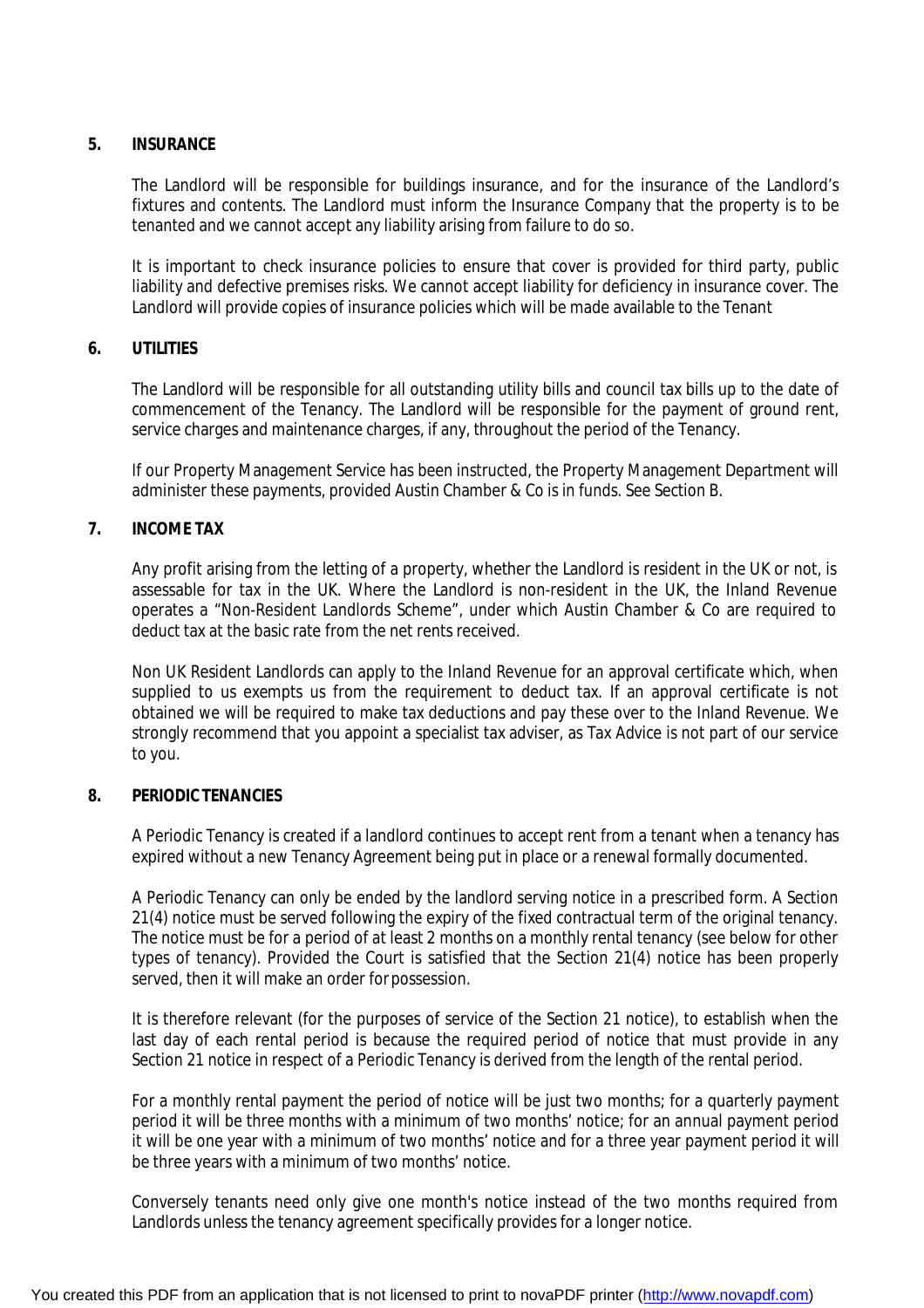## 5. INSURANCE

The Landlord will be responsible for buildings insurance, and for the insurance of the Landlord's fixtures and contents. The Landlord must inform the Insurance Company that the property is to be tenanted and we cannot accept any liability arising from failure to do so.

It is important to check insurance policies to ensure that cover is provided for third party, public liability and defective premises risks. We cannot accept liability for deficiency in insurance cover. The Landlord will provide copies of insurance policies which will be made available to the Tenant

## 6. UTILITIES

The Landlord will be responsible for all outstanding utility bills and council tax bills up to the date of commencement of the Tenancy. The Landlord will be responsible for the payment of ground rent, service charges and maintenance charges, if any, throughout the period of the Tenancy.

If our Property Management Service has been instructed, the Property Management Department will administer these payments, provided Austin Chamber & Co is in funds. See Section B.

## 7. INCOME TAX

Any profit arising from the letting of a property, whether the Landlord is resident in the UK or not, is assessable for tax in the UK. Where the Landlord is non-resident in the UK, the Inland Revenue operates a "Non-Resident Landlords Scheme", under which Austin Chamber & Co are required to deduct tax at the basic rate from the net rents received.

Non UK Resident Landlords can apply to the Inland Revenue for an approval certificate which, when supplied to us exempts us from the requirement to deduct tax. If an approval certificate is not obtained we will be required to make tax deductions and pay these over to the Inland Revenue. We strongly recommend that you appoint a specialist tax adviser, as Tax Advice is not part of our service to you.

## 8. PERIODIC TENANCIES

A Periodic Tenancy is created if a landlord continues to accept rent from a tenant when a tenancy has expired without a new Tenancy Agreement being put in place or a renewal formally documented.

A Periodic Tenancy can only be ended by the landlord serving notice in a prescribed form. A Section 21(4) notice must be served following the expiry of the fixed contractual term of the original tenancy. The notice must be for a period of at least 2 months on a monthly rental tenancy (see below for other types of tenancy). Provided the Court is satisfied that the Section 21(4) notice has been properly served, then it will make an order for possession.

It is therefore relevant (for the purposes of service of the Section 21 notice), to establish when the last day of each rental period is because the required period of notice that must provide in any Section 21 notice in respect of a Periodic Tenancy is derived from the length of the rental period.

For a monthly rental payment the period of notice will be just two months; for a quarterly payment period it will be three months with a minimum of two months' notice; for an annual payment period it will be one year with a minimum of two months' notice and for a three year payment period it will be three years with a minimum of two months' notice.

Conversely tenants need only give one month's notice instead of the two months required from Landlords unless the tenancy agreement specifically provides for a longer notice.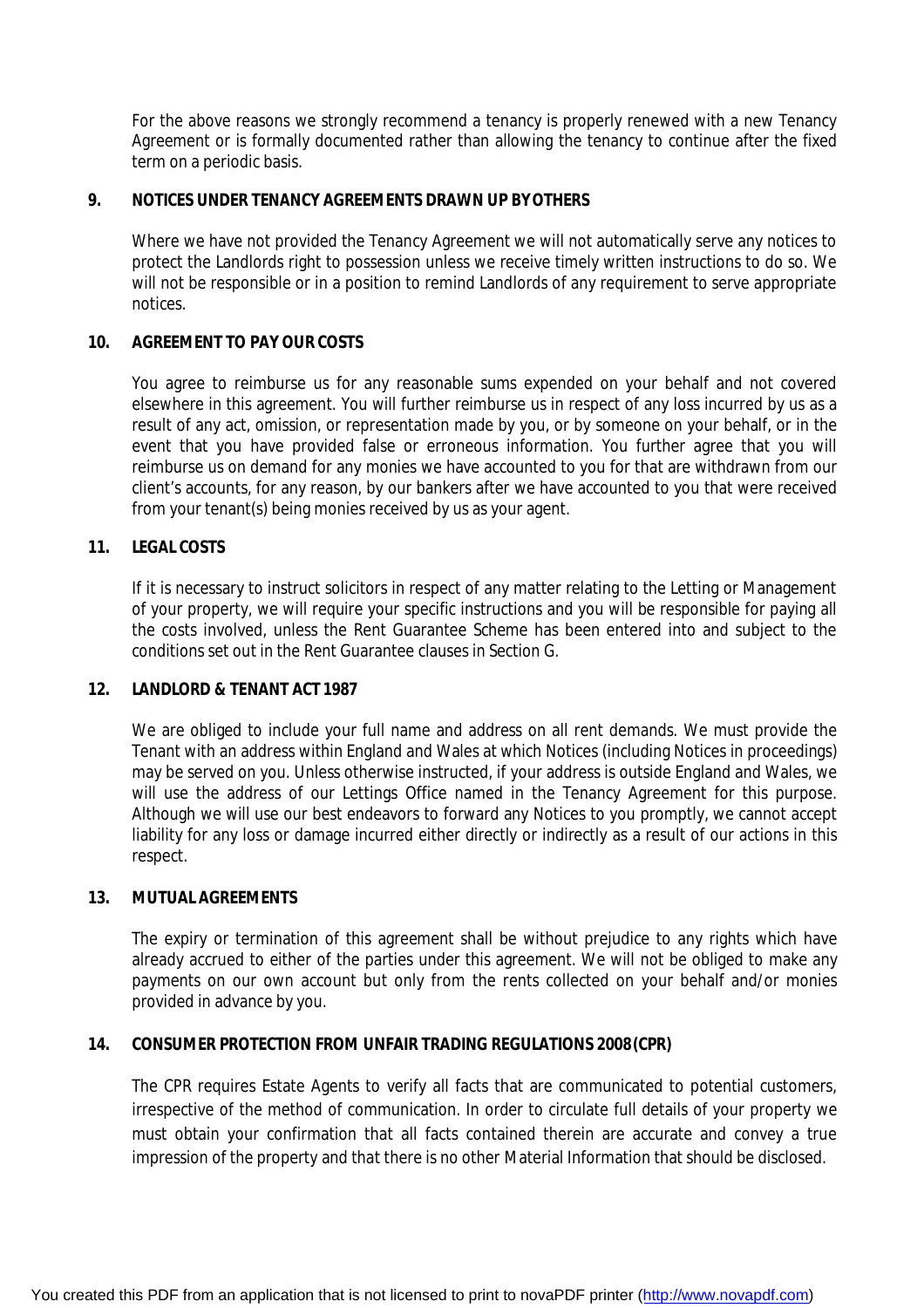For the above reasons we strongly recommend a tenancy is properly renewed with a new Tenancy Agreement or is formally documented rather than allowing the tenancy to continue after the fixed term on a periodic basis.

**9. NOTICES UNDER TENANCY AGREEMENTS DRAWN UP BY OTHERS**

Where we have not provided the Tenancy Agreement we will not automatically serve any notices to protect the Landlords right to possession unless we receive timely written instructions to do so. We will not be responsible or in a position to remind Landlords of any requirement to serve appropriate notices.

**10. AGREEMENT TO PAY OUR COSTS**

You agree to reimburse us for any reasonable sums expended on your behalf and not covered elsewhere in this agreement. You will further reimburse us in respect of any loss incurred by us as a result of any act, omission, or representation made by you, or by someone on your behalf, or in the event that you have provided false or erroneous information. You further agree that you will reimburse us on demand for any monies we have accounted to you for that are withdrawn from our client's accounts, for any reason, by our bankers after we have accounted to you that were received from your tenant(s) being monies received by us as your agent.

**11. LEGAL COSTS**

If it is necessary to instruct solicitors in respect of any matter relating to the Letting or Management of your property, we will require your specific instructions and you will be responsible for paying all the costs involved, unless the Rent Guarantee Scheme has been entered into and subject to the conditions set out in the Rent Guarantee clauses in Section G.

**12. LANDLORD & TENANT ACT 1987**

We are obliged to include your full name and address on all rent demands. We must provide the Tenant with an address within England and Wales at which Notices (including Notices in proceedings) may be served on you. Unless otherwise instructed, if your address is outside England and Wales, we will use the address of our Lettings Office named in the Tenancy Agreement for this purpose. Although we will use our best endeavors to forward any Notices to you promptly, we cannot accept liability for any loss or damage incurred either directly or indirectly as a result of our actions in this respect.

**13. MUTUAL AGREEMENTS**

The expiry or termination of this agreement shall be without prejudice to any rights which have already accrued to either of the parties under this agreement. We will not be obliged to make any payments on our own account but only from the rents collected on your behalf and/or monies provided in advance by you.

**14. CONSUMER PROTECTION FROM UNFAIR TRADING REGULATIONS 2008 (CPR)**

The CPR requires Estate Agents to verify all facts that are communicated to potential customers, irrespective of the method of communication. In order to circulate full details of your property we must obtain your confirmation that all facts contained therein are accurate and convey a true impression of the property and that there is no other Material Information that should be disclosed.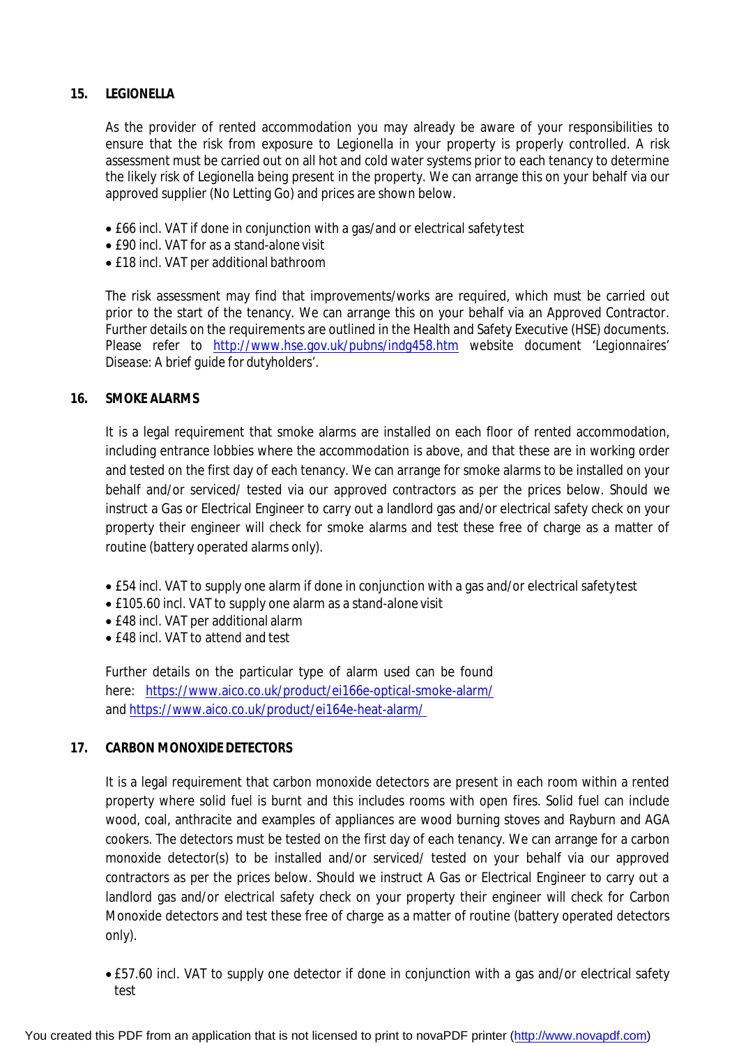**15. LEGIONELLA**

As the provider of rented accommodation you may already be aware of your responsibilities to ensure that the risk from exposure to Legionella in your property is properly controlled. A risk assessment must be carried out on all hot and cold water systems prior to each tenancy to determine the likely risk of Legionella being present in the property. We can arrange this on your behalf via our approved supplier (No Letting Go) and prices are shown below.

- £66 incl. VAT if done in conjunction with a gas/and or electrical safety test
- £90 incl. VAT for as a stand-alone visit
- £18 incl. VAT per additional bathroom

The risk assessment may find that improvements/works are required, which must be carried out prior to the start of the tenancy. We can arrange this on your behalf via an Approved Contractor. Further details on the requirements are outlined in the Health and Safety Executive (HSE) documents. Please refer to http://www.hse.gov.uk/pubns/indg458.htm website document 'Legionnaires' Disease: A brief guide for dutyholders'.

**16. SMOKE ALARMS**

It is a legal requirement that smoke alarms are installed on each floor of rented accommodation, including entrance lobbies where the accommodation is above, and that these are in working order and tested on the first day of each tenancy. We can arrange for smoke alarms to be installed on your behalf and/or serviced/ tested via our approved contractors as per the prices below. Should we instruct a Gas or Electrical Engineer to carry out a landlord gas and/or electrical safety check on your property their engineer will check for smoke alarms and test these free of charge as a matter of routine (battery operated alarms only).

- £54 incl. VAT to supply one alarm if done in conjunction with a gas and/or electrical safety test
- £105.60 incl. VAT to supply one alarm as a stand-alone visit
- £48 incl. VAT per additional alarm
- £48 incl. VAT to attend and test

Further details on the particular type of alarm used can be found here: https://www.aico.co.uk/product/ei166e-optical-smoke-alarm/ and https://www.aico.co.uk/product/ei164e-heat-alarm/

**17. CARBON MONOXIDE DETECTORS**

It is a legal requirement that carbon monoxide detectors are present in each room within a rented property where solid fuel is burnt and this includes rooms with open fires. Solid fuel can include wood, coal, anthracite and examples of appliances are wood burning stoves and Rayburn and AGA cookers. The detectors must be tested on the first day of each tenancy. We can arrange for a carbon monoxide detector(s) to be installed and/or serviced/ tested on your behalf via our approved contractors as per the prices below. Should we instruct A Gas or Electrical Engineer to carry out a landlord gas and/or electrical safety check on your property their engineer will check for Carbon Monoxide detectors and test these free of charge as a matter of routine (battery operated detectors only).

- £57.60 incl. VAT to supply one detector if done in conjunction with a gas and/or electrical safety test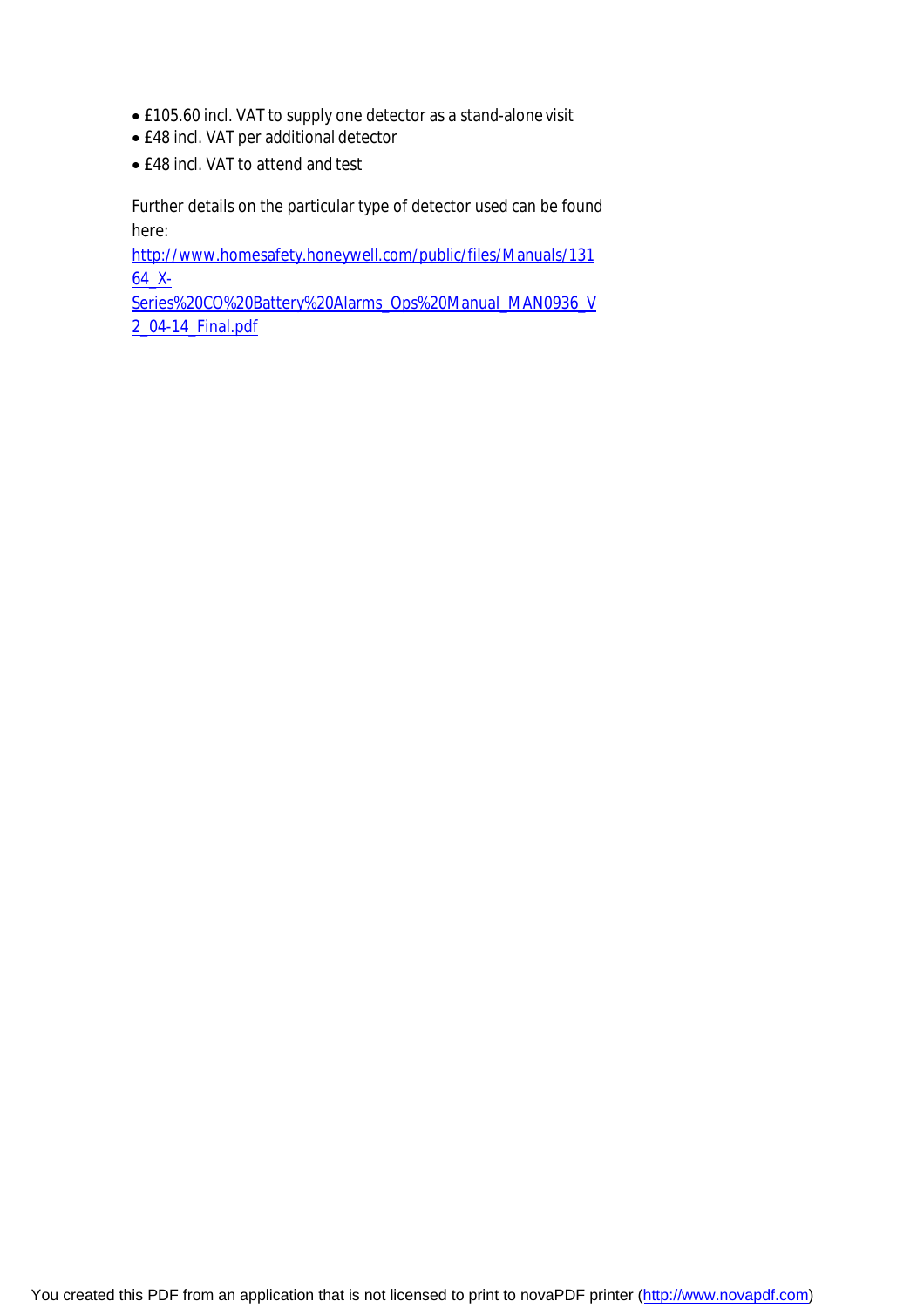- £105.60 incl. VAT to supply one detector as a stand-alone visit
- £48 incl. VAT per additional detector
- £48 incl. VAT to attend and test

Further details on the particular type of detector used can be found here:
http://www.homesafety.honeywell.com/public/files/Manuals/13164_X-Series%20CO%20Battery%20Alarms_Ops%20Manual_MAN0936_V2_04-14_Final.pdf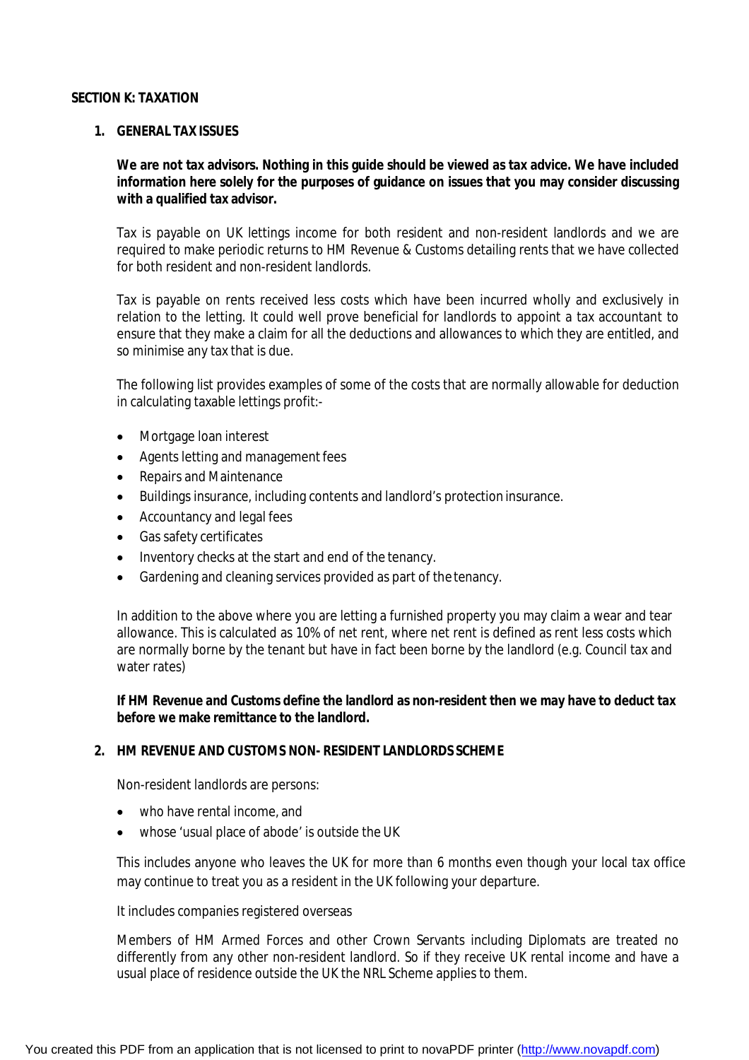## SECTION K: TAXATION

### 1. GENERAL TAX ISSUES

**We are not tax advisors. Nothing in this guide should be viewed as tax advice. We have included information here solely for the purposes of guidance on issues that you may consider discussing with a qualified tax advisor.**

Tax is payable on UK lettings income for both resident and non-resident landlords and we are required to make periodic returns to HM Revenue & Customs detailing rents that we have collected for both resident and non-resident landlords.

Tax is payable on rents received less costs which have been incurred wholly and exclusively in relation to the letting. It could well prove beneficial for landlords to appoint a tax accountant to ensure that they make a claim for all the deductions and allowances to which they are entitled, and so minimise any tax that is due.

The following list provides examples of some of the costs that are normally allowable for deduction in calculating taxable lettings profit:-

- Mortgage loan interest
- Agents letting and management fees
- Repairs and Maintenance
- Buildings insurance, including contents and landlord's protection insurance.
- Accountancy and legal fees
- Gas safety certificates
- Inventory checks at the start and end of the tenancy.
- Gardening and cleaning services provided as part of the tenancy.

In addition to the above where you are letting a furnished property you may claim a wear and tear allowance. This is calculated as 10% of net rent, where net rent is defined as rent less costs which are normally borne by the tenant but have in fact been borne by the landlord (e.g. Council tax and water rates)

**If HM Revenue and Customs define the landlord as non-resident then we may have to deduct tax before we make remittance to the landlord.**

### 2. HM REVENUE AND CUSTOMS NON- RESIDENT LANDLORDS SCHEME

Non-resident landlords are persons:

- who have rental income, and
- whose 'usual place of abode' is outside the UK

This includes anyone who leaves the UK for more than 6 months even though your local tax office may continue to treat you as a resident in the UK following your departure.

It includes companies registered overseas

Members of HM Armed Forces and other Crown Servants including Diplomats are treated no differently from any other non-resident landlord. So if they receive UK rental income and have a usual place of residence outside the UK the NRL Scheme applies to them.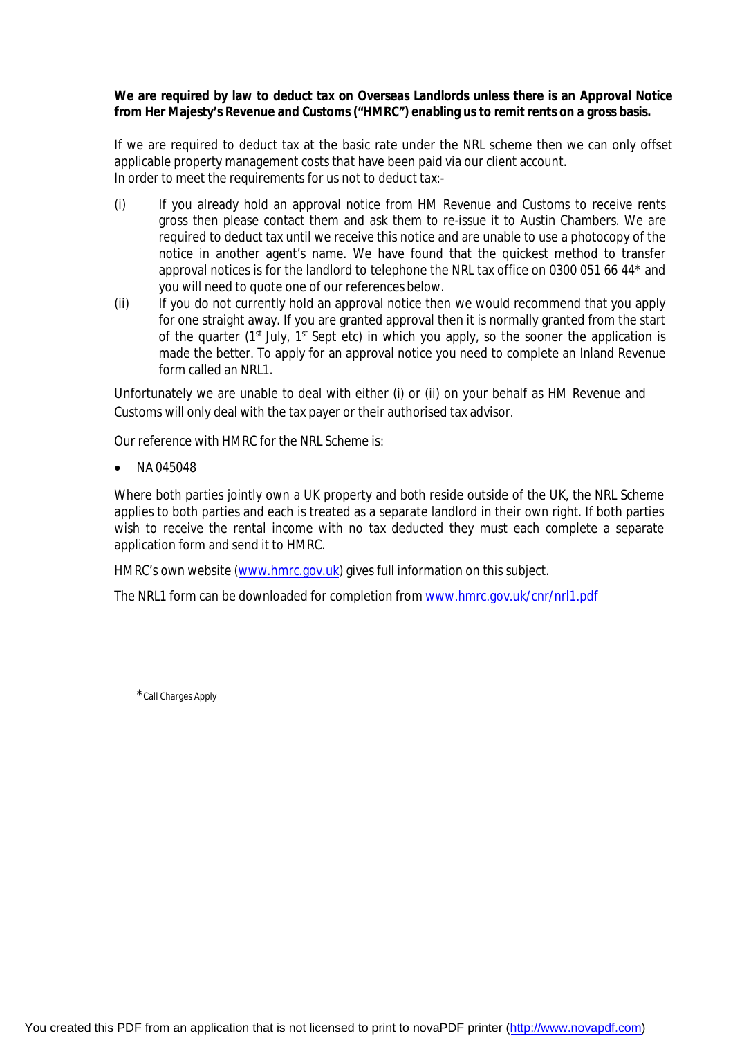**We are required by law to deduct tax on Overseas Landlords unless there is an Approval Notice from Her Majesty's Revenue and Customs ("HMRC") enabling us to remit rents on a gross basis.**

If we are required to deduct tax at the basic rate under the NRL scheme then we can only offset applicable property management costs that have been paid via our client account.
In order to meet the requirements for us not to deduct tax:-

(i) If you already hold an approval notice from HM Revenue and Customs to receive rents gross then please contact them and ask them to re-issue it to Austin Chambers. We are required to deduct tax until we receive this notice and are unable to use a photocopy of the notice in another agent's name. We have found that the quickest method to transfer approval notices is for the landlord to telephone the NRL tax office on 0300 051 66 44* and you will need to quote one of our references below.

(ii) If you do not currently hold an approval notice then we would recommend that you apply for one straight away. If you are granted approval then it is normally granted from the start of the quarter (1st July, 1st Sept etc) in which you apply, so the sooner the application is made the better. To apply for an approval notice you need to complete an Inland Revenue form called an NRL1.

Unfortunately we are unable to deal with either (i) or (ii) on your behalf as HM Revenue and Customs will only deal with the tax payer or their authorised tax advisor.

Our reference with HMRC for the NRL Scheme is:

- NA 045048

Where both parties jointly own a UK property and both reside outside of the UK, the NRL Scheme applies to both parties and each is treated as a separate landlord in their own right. If both parties wish to receive the rental income with no tax deducted they must each complete a separate application form and send it to HMRC.

HMRC's own website (www.hmrc.gov.uk) gives full information on this subject.

The NRL1 form can be downloaded for completion from www.hmrc.gov.uk/cnr/nrl1.pdf

*Call Charges Apply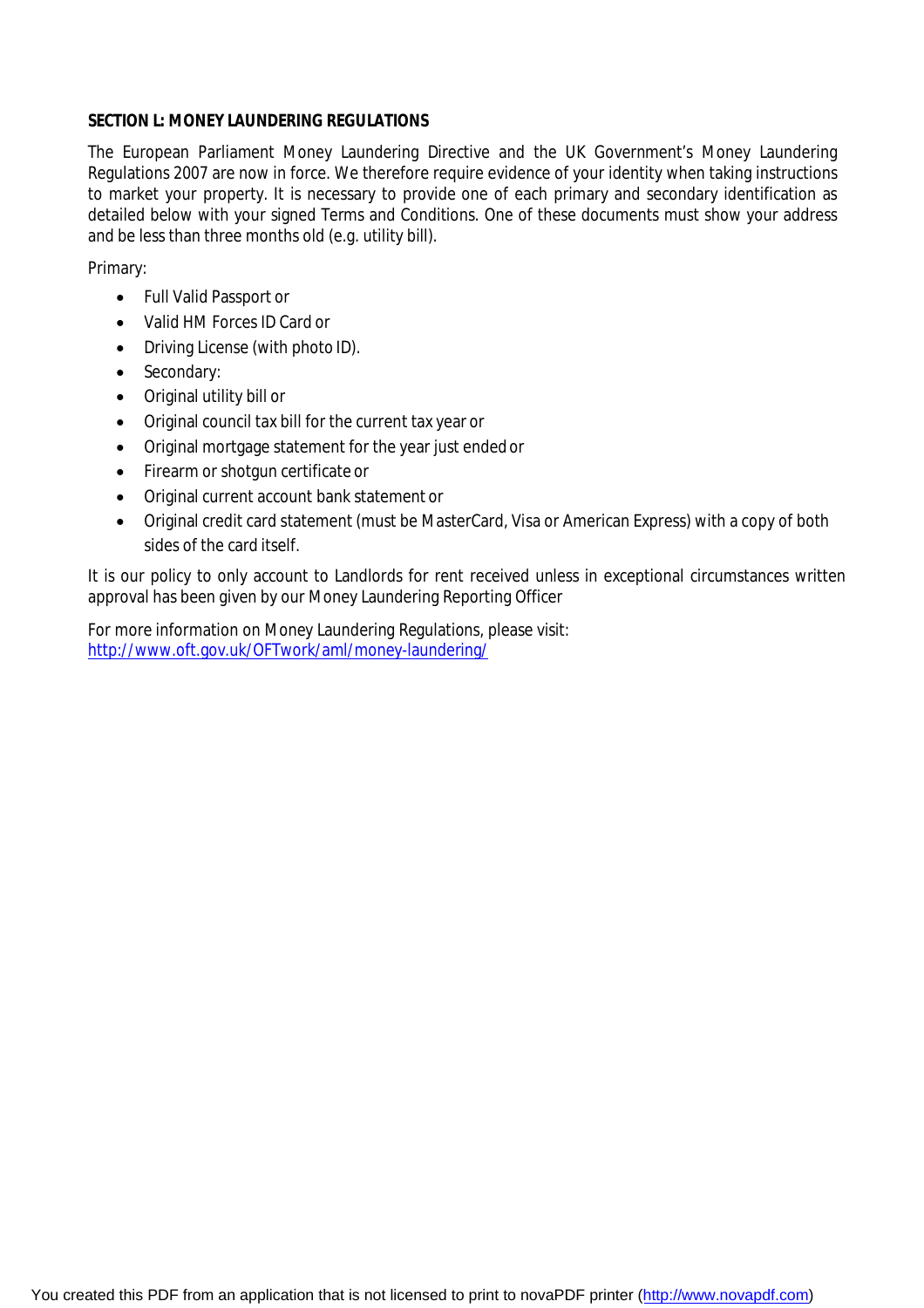**SECTION L: MONEY LAUNDERING REGULATIONS**

The European Parliament Money Laundering Directive and the UK Government's Money Laundering Regulations 2007 are now in force. We therefore require evidence of your identity when taking instructions to market your property. It is necessary to provide one of each primary and secondary identification as detailed below with your signed Terms and Conditions. One of these documents must show your address and be less than three months old (e.g. utility bill).

Primary:

- Full Valid Passport or
- Valid HM Forces ID Card or
- Driving License (with photo ID).
- Secondary:
- Original utility bill or
- Original council tax bill for the current tax year or
- Original mortgage statement for the year just ended or
- Firearm or shotgun certificate or
- Original current account bank statement or
- Original credit card statement (must be MasterCard, Visa or American Express) with a copy of both sides of the card itself.

It is our policy to only account to Landlords for rent received unless in exceptional circumstances written approval has been given by our Money Laundering Reporting Officer

For more information on Money Laundering Regulations, please visit:
http://www.oft.gov.uk/OFTwork/aml/money-laundering/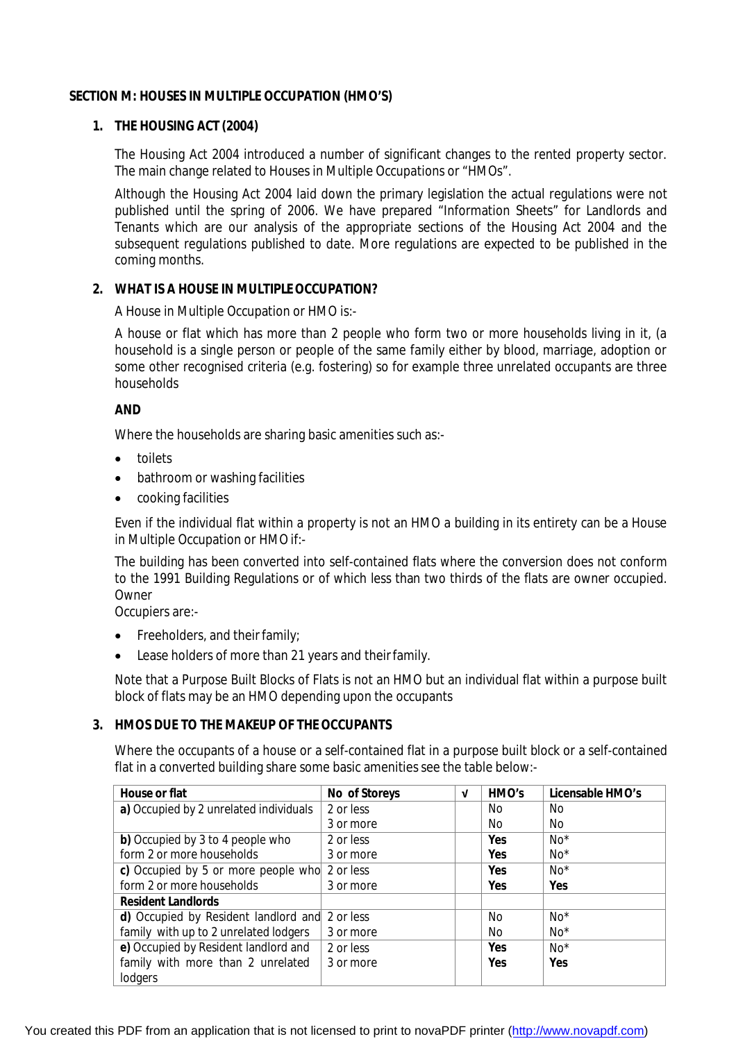## SECTION M: HOUSES IN MULTIPLE OCCUPATION (HMO'S)

### 1. THE HOUSING ACT (2004)

The Housing Act 2004 introduced a number of significant changes to the rented property sector. The main change related to Houses in Multiple Occupations or "HMOs".

Although the Housing Act 2004 laid down the primary legislation the actual regulations were not published until the spring of 2006. We have prepared "Information Sheets" for Landlords and Tenants which are our analysis of the appropriate sections of the Housing Act 2004 and the subsequent regulations published to date. More regulations are expected to be published in the coming months.

### 2. WHAT IS A HOUSE IN MULTIPLE OCCUPATION?

A House in Multiple Occupation or HMO is:-

A house or flat which has more than 2 people who form two or more households living in it, (a household is a single person or people of the same family either by blood, marriage, adoption or some other recognised criteria (e.g. fostering) so for example three unrelated occupants are three households

**AND**

Where the households are sharing basic amenities such as:-

- toilets
- bathroom or washing facilities
- cooking facilities

Even if the individual flat within a property is not an HMO a building in its entirety can be a House in Multiple Occupation or HMO if:-

The building has been converted into self-contained flats where the conversion does not conform to the 1991 Building Regulations or of which less than two thirds of the flats are owner occupied. Owner
Occupiers are:-

- Freeholders, and their family;
- Lease holders of more than 21 years and their family.

Note that a Purpose Built Blocks of Flats is not an HMO but an individual flat within a purpose built block of flats may be an HMO depending upon the occupants

### 3. HMOS DUE TO THE MAKEUP OF THE OCCUPANTS

Where the occupants of a house or a self-contained flat in a purpose built block or a self-contained flat in a converted building share some basic amenities see the table below:-

| House or flat | No of Storeys | √ | HMO's | Licensable HMO's |
|---|---|---|---|---|
| **a)** Occupied by 2 unrelated individuals | 2 or less<br>3 or more | | No<br>No | No<br>No |
| **b)** Occupied by 3 to 4 people who form 2 or more households | 2 or less<br>3 or more | | **Yes**<br>**Yes** | No*<br>No* |
| **c)** Occupied by 5 or more people who form 2 or more households | 2 or less<br>3 or more | | **Yes**<br>**Yes** | No*<br>**Yes** |
| **Resident Landlords** | | | | |
| **d)** Occupied by Resident landlord and family with up to 2 unrelated lodgers | 2 or less<br>3 or more | | No<br>No | No*<br>No* |
| **e)** Occupied by Resident landlord and family with more than 2 unrelated lodgers | 2 or less<br>3 or more | | **Yes**<br>**Yes** | No*<br>**Yes** |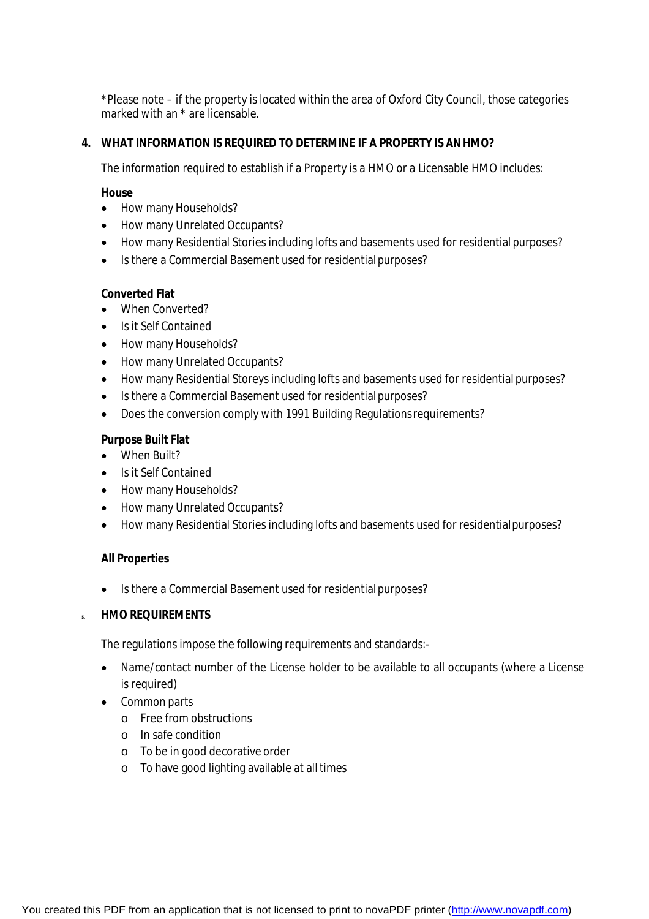*Please note – if the property is located within the area of Oxford City Council, those categories marked with an * are licensable.

## 4. WHAT INFORMATION IS REQUIRED TO DETERMINE IF A PROPERTY IS AN HMO?

The information required to establish if a Property is a HMO or a Licensable HMO includes:

**House**

- How many Households?
- How many Unrelated Occupants?
- How many Residential Stories including lofts and basements used for residential purposes?
- Is there a Commercial Basement used for residential purposes?

**Converted Flat**

- When Converted?
- Is it Self Contained
- How many Households?
- How many Unrelated Occupants?
- How many Residential Storeys including lofts and basements used for residential purposes?
- Is there a Commercial Basement used for residential purposes?
- Does the conversion comply with 1991 Building Regulations requirements?

**Purpose Built Flat**

- When Built?
- Is it Self Contained
- How many Households?
- How many Unrelated Occupants?
- How many Residential Stories including lofts and basements used for residential purposes?

**All Properties**

- Is there a Commercial Basement used for residential purposes?

## 5. HMO REQUIREMENTS

The regulations impose the following requirements and standards:-

- Name/contact number of the License holder to be available to all occupants (where a License is required)
- Common parts
  - Free from obstructions
  - In safe condition
  - To be in good decorative order
  - To have good lighting available at all times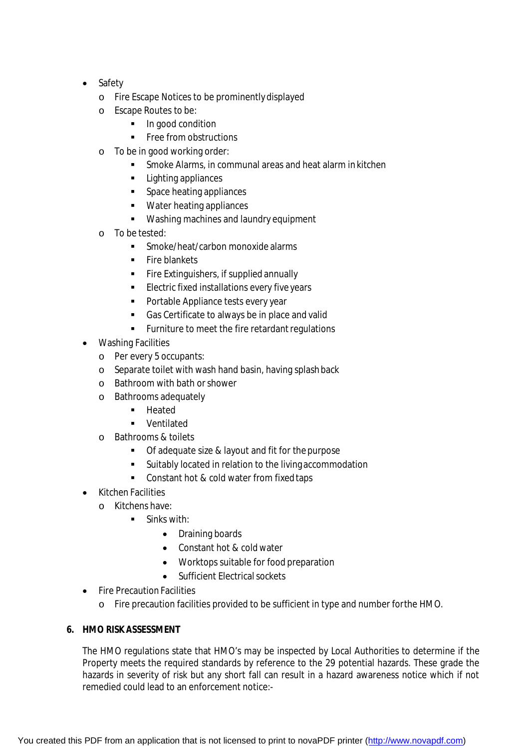- Safety
  - Fire Escape Notices to be prominently displayed
  - Escape Routes to be:
    - In good condition
    - Free from obstructions
  - To be in good working order:
    - Smoke Alarms, in communal areas and heat alarm in kitchen
    - Lighting appliances
    - Space heating appliances
    - Water heating appliances
    - Washing machines and laundry equipment
  - To be tested:
    - Smoke/heat/carbon monoxide alarms
    - Fire blankets
    - Fire Extinguishers, if supplied annually
    - Electric fixed installations every five years
    - Portable Appliance tests every year
    - Gas Certificate to always be in place and valid
    - Furniture to meet the fire retardant regulations
- Washing Facilities
  - Per every 5 occupants:
  - Separate toilet with wash hand basin, having splash back
  - Bathroom with bath or shower
  - Bathrooms adequately
    - Heated
    - Ventilated
  - Bathrooms & toilets
    - Of adequate size & layout and fit for the purpose
    - Suitably located in relation to the living accommodation
    - Constant hot & cold water from fixed taps
- Kitchen Facilities
  - Kitchens have:
    - Sinks with:
      - Draining boards
      - Constant hot & cold water
      - Worktops suitable for food preparation
      - Sufficient Electrical sockets
- Fire Precaution Facilities
  - Fire precaution facilities provided to be sufficient in type and number for the HMO.

## 6. HMO RISK ASSESSMENT

The HMO regulations state that HMO's may be inspected by Local Authorities to determine if the Property meets the required standards by reference to the 29 potential hazards. These grade the hazards in severity of risk but any short fall can result in a hazard awareness notice which if not remedied could lead to an enforcement notice:-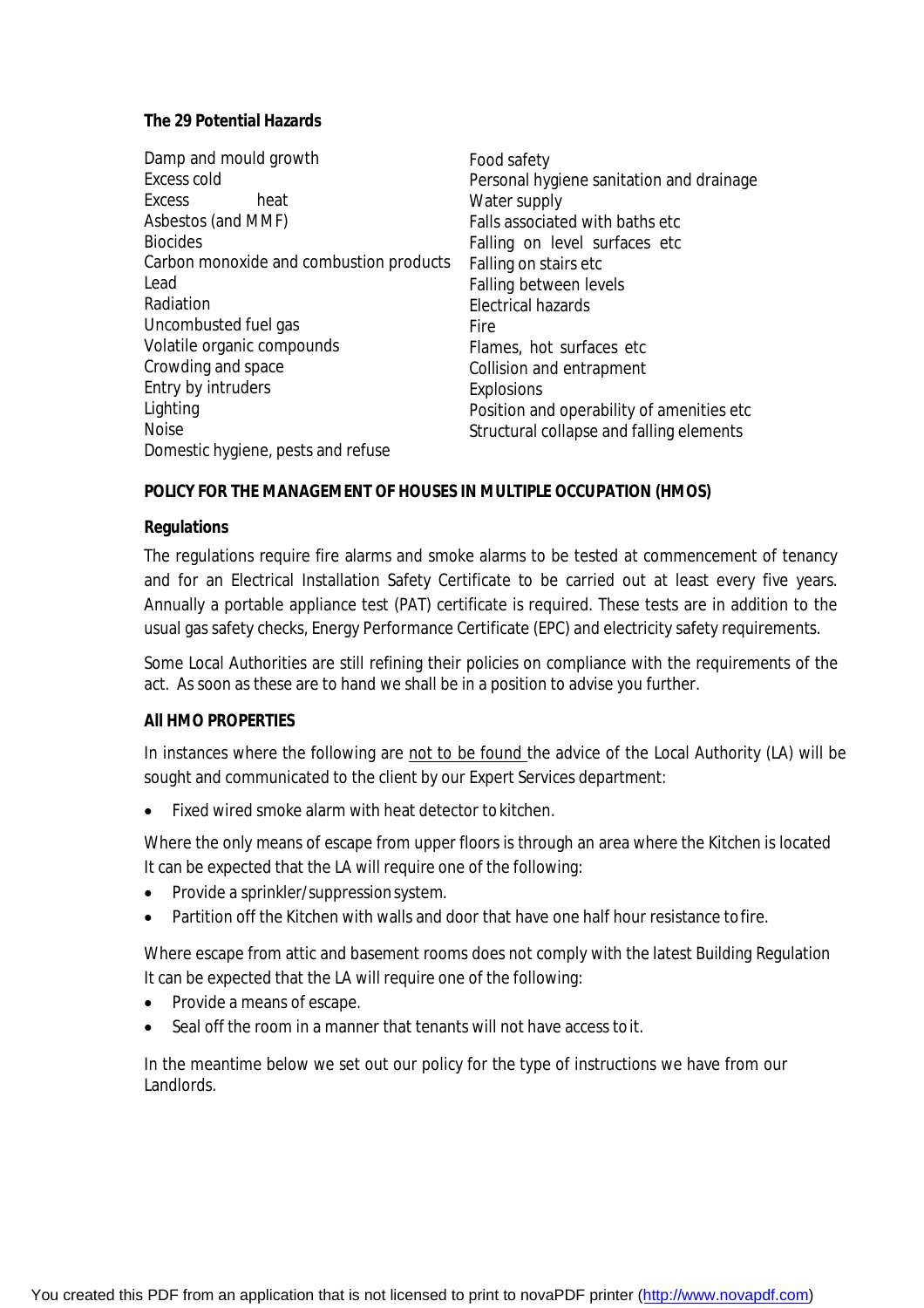**The 29 Potential Hazards**

Damp and mould growth
Excess cold
Excess heat
Asbestos (and MMF)
Biocides
Carbon monoxide and combustion products
Lead
Radiation
Uncombusted fuel gas
Volatile organic compounds
Crowding and space
Entry by intruders
Lighting
Noise
Domestic hygiene, pests and refuse
Food safety
Personal hygiene sanitation and drainage
Water supply
Falls associated with baths etc
Falling on level surfaces etc
Falling on stairs etc
Falling between levels
Electrical hazards
Fire
Flames, hot surfaces etc
Collision and entrapment
Explosions
Position and operability of amenities etc
Structural collapse and falling elements

**POLICY FOR THE MANAGEMENT OF HOUSES IN MULTIPLE OCCUPATION (HMOS)**

**Regulations**

The regulations require fire alarms and smoke alarms to be tested at commencement of tenancy and for an Electrical Installation Safety Certificate to be carried out at least every five years. Annually a portable appliance test (PAT) certificate is required. These tests are in addition to the usual gas safety checks, Energy Performance Certificate (EPC) and electricity safety requirements.

Some Local Authorities are still refining their policies on compliance with the requirements of the act. As soon as these are to hand we shall be in a position to advise you further.

**All HMO PROPERTIES**

In instances where the following are not to be found the advice of the Local Authority (LA) will be sought and communicated to the client by our Expert Services department:

- Fixed wired smoke alarm with heat detector to kitchen.

Where the only means of escape from upper floors is through an area where the Kitchen is located It can be expected that the LA will require one of the following:

- Provide a sprinkler/suppression system.
- Partition off the Kitchen with walls and door that have one half hour resistance to fire.

Where escape from attic and basement rooms does not comply with the latest Building Regulation It can be expected that the LA will require one of the following:

- Provide a means of escape.
- Seal off the room in a manner that tenants will not have access to it.

In the meantime below we set out our policy for the type of instructions we have from our Landlords.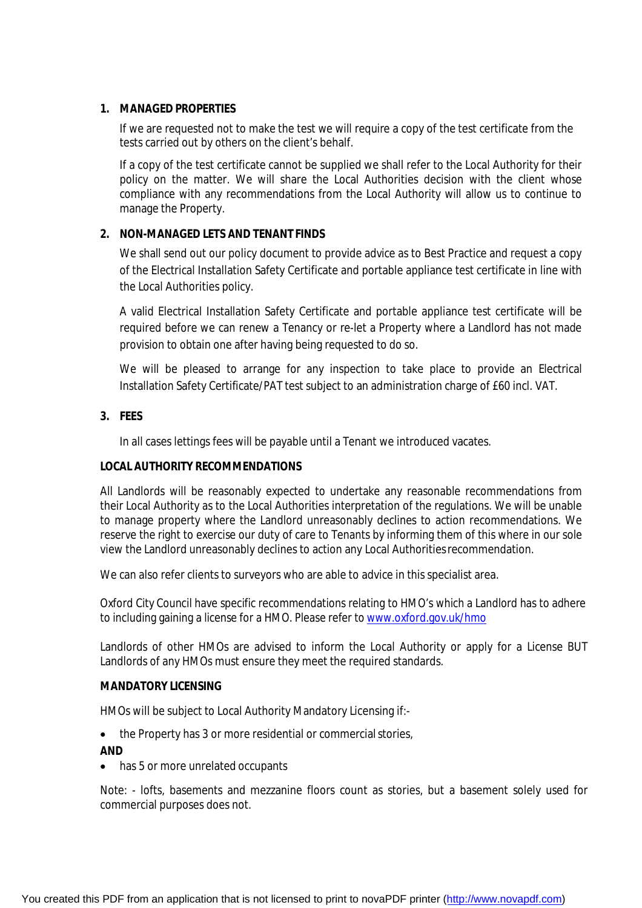1. **MANAGED PROPERTIES**

   If we are requested not to make the test we will require a copy of the test certificate from the tests carried out by others on the client's behalf.

   If a copy of the test certificate cannot be supplied we shall refer to the Local Authority for their policy on the matter. We will share the Local Authorities decision with the client whose compliance with any recommendations from the Local Authority will allow us to continue to manage the Property.

2. **NON-MANAGED LETS AND TENANT FINDS**

   We shall send out our policy document to provide advice as to Best Practice and request a copy of the Electrical Installation Safety Certificate and portable appliance test certificate in line with the Local Authorities policy.

   A valid Electrical Installation Safety Certificate and portable appliance test certificate will be required before we can renew a Tenancy or re-let a Property where a Landlord has not made provision to obtain one after having being requested to do so.

   We will be pleased to arrange for any inspection to take place to provide an Electrical Installation Safety Certificate/PAT test subject to an administration charge of £60 incl. VAT.

3. **FEES**

   In all cases lettings fees will be payable until a Tenant we introduced vacates.

**LOCAL AUTHORITY RECOMMENDATIONS**

All Landlords will be reasonably expected to undertake any reasonable recommendations from their Local Authority as to the Local Authorities interpretation of the regulations. We will be unable to manage property where the Landlord unreasonably declines to action recommendations. We reserve the right to exercise our duty of care to Tenants by informing them of this where in our sole view the Landlord unreasonably declines to action any Local Authorities recommendation.

We can also refer clients to surveyors who are able to advice in this specialist area.

Oxford City Council have specific recommendations relating to HMO's which a Landlord has to adhere to including gaining a license for a HMO. Please refer to www.oxford.gov.uk/hmo

Landlords of other HMOs are advised to inform the Local Authority or apply for a License BUT Landlords of any HMOs must ensure they meet the required standards.

**MANDATORY LICENSING**

HMOs will be subject to Local Authority Mandatory Licensing if:-

- the Property has 3 or more residential or commercial stories,

**AND**

- has 5 or more unrelated occupants

Note: - lofts, basements and mezzanine floors count as stories, but a basement solely used for commercial purposes does not.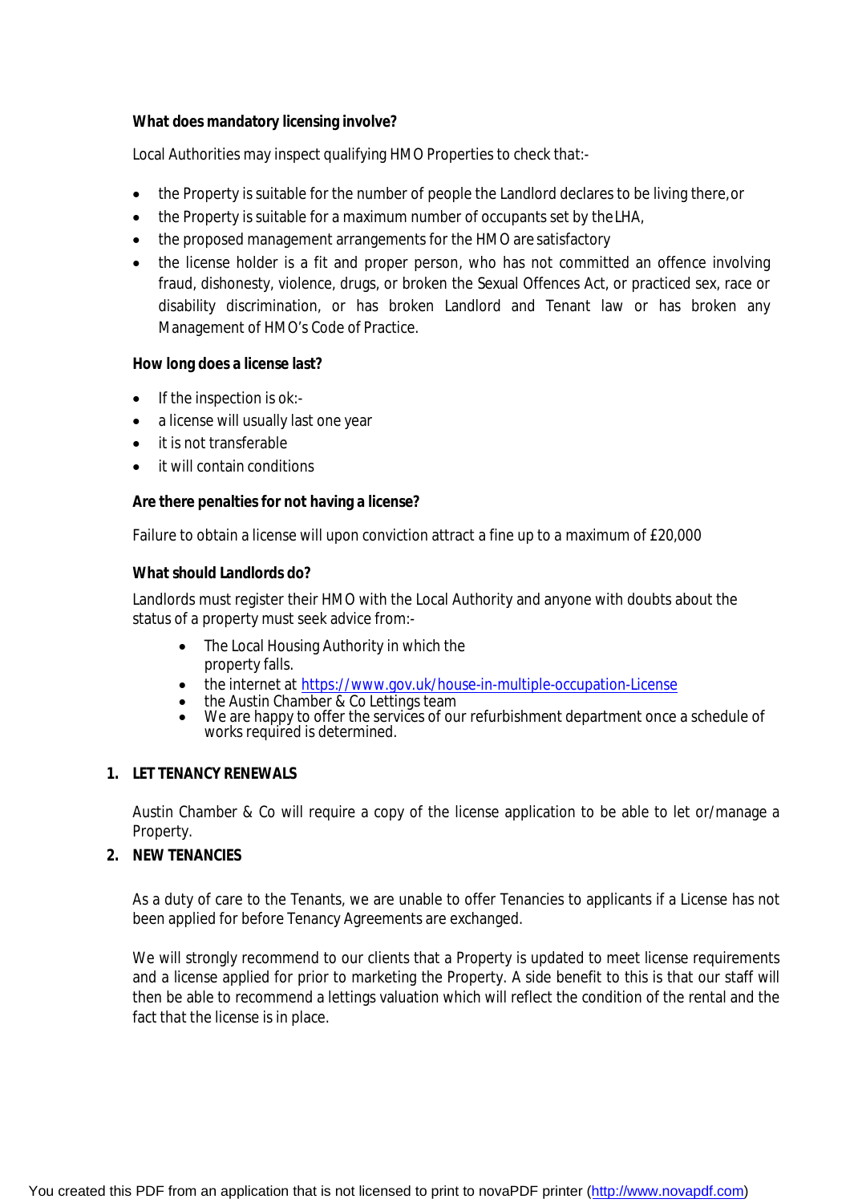**What does mandatory licensing involve?**

Local Authorities may inspect qualifying HMO Properties to check that:-

- the Property is suitable for the number of people the Landlord declares to be living there, or
- the Property is suitable for a maximum number of occupants set by the LHA,
- the proposed management arrangements for the HMO are satisfactory
- the license holder is a fit and proper person, who has not committed an offence involving fraud, dishonesty, violence, drugs, or broken the Sexual Offences Act, or practiced sex, race or disability discrimination, or has broken Landlord and Tenant law or has broken any Management of HMO's Code of Practice.

**How long does a license last?**

- If the inspection is ok:-
- a license will usually last one year
- it is not transferable
- it will contain conditions

**Are there penalties for not having a license?**

Failure to obtain a license will upon conviction attract a fine up to a maximum of £20,000

**What should Landlords do?**

Landlords must register their HMO with the Local Authority and anyone with doubts about the status of a property must seek advice from:-

- The Local Housing Authority in which the property falls.
- the internet at https://www.gov.uk/house-in-multiple-occupation-License
- the Austin Chamber & Co Lettings team
- We are happy to offer the services of our refurbishment department once a schedule of works required is determined.

1. **LET TENANCY RENEWALS**

   Austin Chamber & Co will require a copy of the license application to be able to let or/manage a Property.

2. **NEW TENANCIES**

   As a duty of care to the Tenants, we are unable to offer Tenancies to applicants if a License has not been applied for before Tenancy Agreements are exchanged.

   We will strongly recommend to our clients that a Property is updated to meet license requirements and a license applied for prior to marketing the Property. A side benefit to this is that our staff will then be able to recommend a lettings valuation which will reflect the condition of the rental and the fact that the license is in place.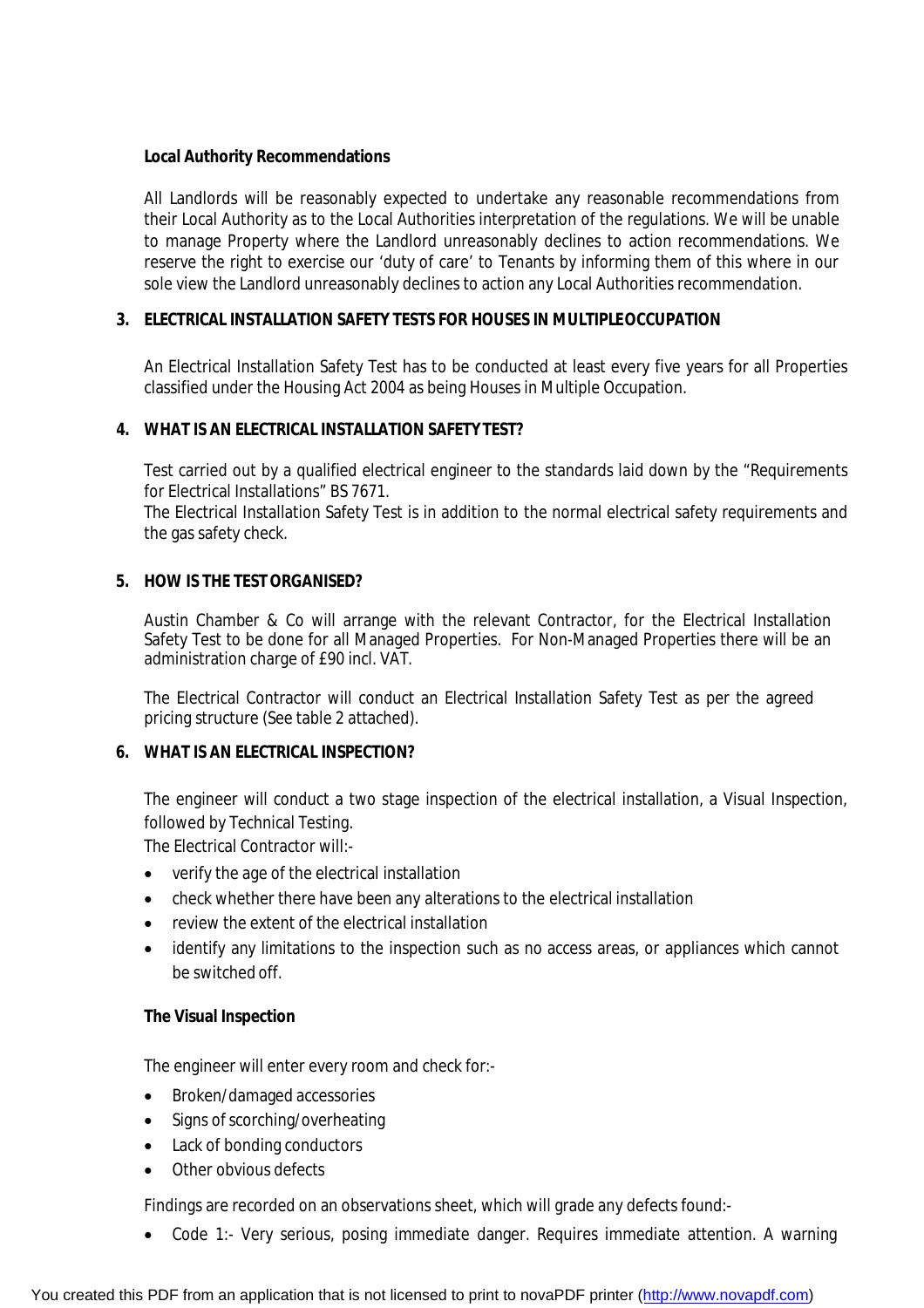**Local Authority Recommendations**

All Landlords will be reasonably expected to undertake any reasonable recommendations from their Local Authority as to the Local Authorities interpretation of the regulations. We will be unable to manage Property where the Landlord unreasonably declines to action recommendations. We reserve the right to exercise our 'duty of care' to Tenants by informing them of this where in our sole view the Landlord unreasonably declines to action any Local Authorities recommendation.

## 3. ELECTRICAL INSTALLATION SAFETY TESTS FOR HOUSES IN MULTIPLE OCCUPATION

An Electrical Installation Safety Test has to be conducted at least every five years for all Properties classified under the Housing Act 2004 as being Houses in Multiple Occupation.

## 4. WHAT IS AN ELECTRICAL INSTALLATION SAFETY TEST?

Test carried out by a qualified electrical engineer to the standards laid down by the "Requirements for Electrical Installations" BS 7671.
The Electrical Installation Safety Test is in addition to the normal electrical safety requirements and the gas safety check.

## 5. HOW IS THE TEST ORGANISED?

Austin Chamber & Co will arrange with the relevant Contractor, for the Electrical Installation Safety Test to be done for all Managed Properties. For Non-Managed Properties there will be an administration charge of £90 incl. VAT.

The Electrical Contractor will conduct an Electrical Installation Safety Test as per the agreed pricing structure (See table 2 attached).

## 6. WHAT IS AN ELECTRICAL INSPECTION?

The engineer will conduct a two stage inspection of the electrical installation, a Visual Inspection, followed by Technical Testing.
The Electrical Contractor will:-

- verify the age of the electrical installation
- check whether there have been any alterations to the electrical installation
- review the extent of the electrical installation
- identify any limitations to the inspection such as no access areas, or appliances which cannot be switched off.

**The Visual Inspection**

The engineer will enter every room and check for:-

- Broken/damaged accessories
- Signs of scorching/overheating
- Lack of bonding conductors
- Other obvious defects

Findings are recorded on an observations sheet, which will grade any defects found:-

- Code 1:- Very serious, posing immediate danger. Requires immediate attention. A warning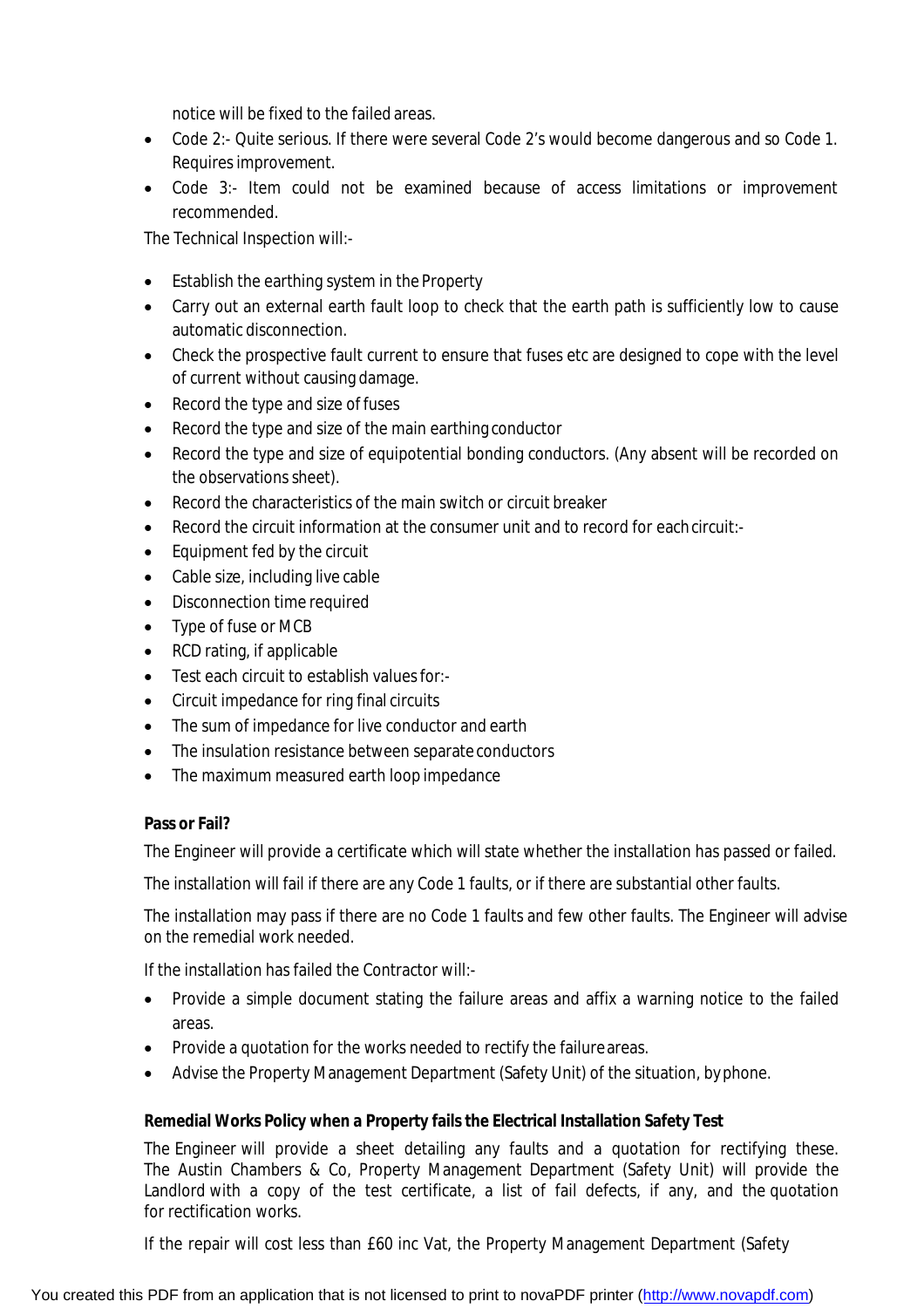notice will be fixed to the failed areas.

- Code 2:- Quite serious. If there were several Code 2's would become dangerous and so Code 1. Requires improvement.
- Code 3:- Item could not be examined because of access limitations or improvement recommended.

The Technical Inspection will:-

- Establish the earthing system in the Property
- Carry out an external earth fault loop to check that the earth path is sufficiently low to cause automatic disconnection.
- Check the prospective fault current to ensure that fuses etc are designed to cope with the level of current without causing damage.
- Record the type and size of fuses
- Record the type and size of the main earthing conductor
- Record the type and size of equipotential bonding conductors. (Any absent will be recorded on the observations sheet).
- Record the characteristics of the main switch or circuit breaker
- Record the circuit information at the consumer unit and to record for each circuit:-
- Equipment fed by the circuit
- Cable size, including live cable
- Disconnection time required
- Type of fuse or MCB
- RCD rating, if applicable
- Test each circuit to establish values for:-
- Circuit impedance for ring final circuits
- The sum of impedance for live conductor and earth
- The insulation resistance between separate conductors
- The maximum measured earth loop impedance

**Pass or Fail?**

The Engineer will provide a certificate which will state whether the installation has passed or failed.

The installation will fail if there are any Code 1 faults, or if there are substantial other faults.

The installation may pass if there are no Code 1 faults and few other faults. The Engineer will advise on the remedial work needed.

If the installation has failed the Contractor will:-

- Provide a simple document stating the failure areas and affix a warning notice to the failed areas.
- Provide a quotation for the works needed to rectify the failure areas.
- Advise the Property Management Department (Safety Unit) of the situation, by phone.

**Remedial Works Policy when a Property fails the Electrical Installation Safety Test**

The Engineer will provide a sheet detailing any faults and a quotation for rectifying these. The Austin Chambers & Co, Property Management Department (Safety Unit) will provide the Landlord with a copy of the test certificate, a list of fail defects, if any, and the quotation for rectification works.

If the repair will cost less than £60 inc Vat, the Property Management Department (Safety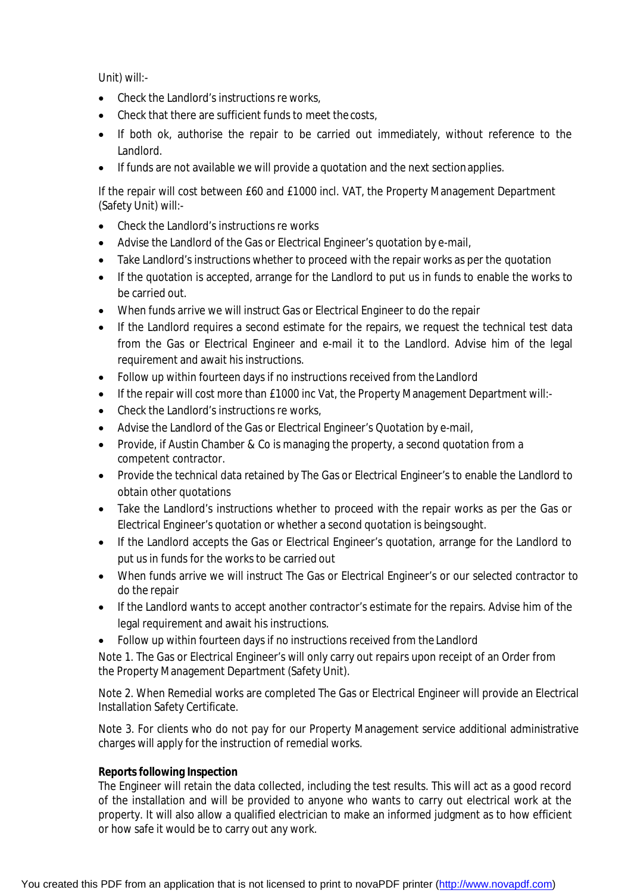Unit) will:-

- Check the Landlord's instructions re works,
- Check that there are sufficient funds to meet the costs,
- If both ok, authorise the repair to be carried out immediately, without reference to the Landlord.
- If funds are not available we will provide a quotation and the next section applies.

If the repair will cost between £60 and £1000 incl. VAT, the Property Management Department (Safety Unit) will:-

- Check the Landlord's instructions re works
- Advise the Landlord of the Gas or Electrical Engineer's quotation by e-mail,
- Take Landlord's instructions whether to proceed with the repair works as per the quotation
- If the quotation is accepted, arrange for the Landlord to put us in funds to enable the works to be carried out.
- When funds arrive we will instruct Gas or Electrical Engineer to do the repair
- If the Landlord requires a second estimate for the repairs, we request the technical test data from the Gas or Electrical Engineer and e-mail it to the Landlord. Advise him of the legal requirement and await his instructions.
- Follow up within fourteen days if no instructions received from the Landlord
- If the repair will cost more than £1000 inc Vat, the Property Management Department will:-
- Check the Landlord's instructions re works,
- Advise the Landlord of the Gas or Electrical Engineer's Quotation by e-mail,
- Provide, if Austin Chamber & Co is managing the property, a second quotation from a competent contractor.
- Provide the technical data retained by The Gas or Electrical Engineer's to enable the Landlord to obtain other quotations
- Take the Landlord's instructions whether to proceed with the repair works as per the Gas or Electrical Engineer's quotation or whether a second quotation is being sought.
- If the Landlord accepts the Gas or Electrical Engineer's quotation, arrange for the Landlord to put us in funds for the works to be carried out
- When funds arrive we will instruct The Gas or Electrical Engineer's or our selected contractor to do the repair
- If the Landlord wants to accept another contractor's estimate for the repairs. Advise him of the legal requirement and await his instructions.
- Follow up within fourteen days if no instructions received from the Landlord

Note 1. The Gas or Electrical Engineer's will only carry out repairs upon receipt of an Order from the Property Management Department (Safety Unit).

Note 2. When Remedial works are completed The Gas or Electrical Engineer will provide an Electrical Installation Safety Certificate.

Note 3. For clients who do not pay for our Property Management service additional administrative charges will apply for the instruction of remedial works.

**Reports following Inspection**

The Engineer will retain the data collected, including the test results. This will act as a good record of the installation and will be provided to anyone who wants to carry out electrical work at the property. It will also allow a qualified electrician to make an informed judgment as to how efficient or how safe it would be to carry out any work.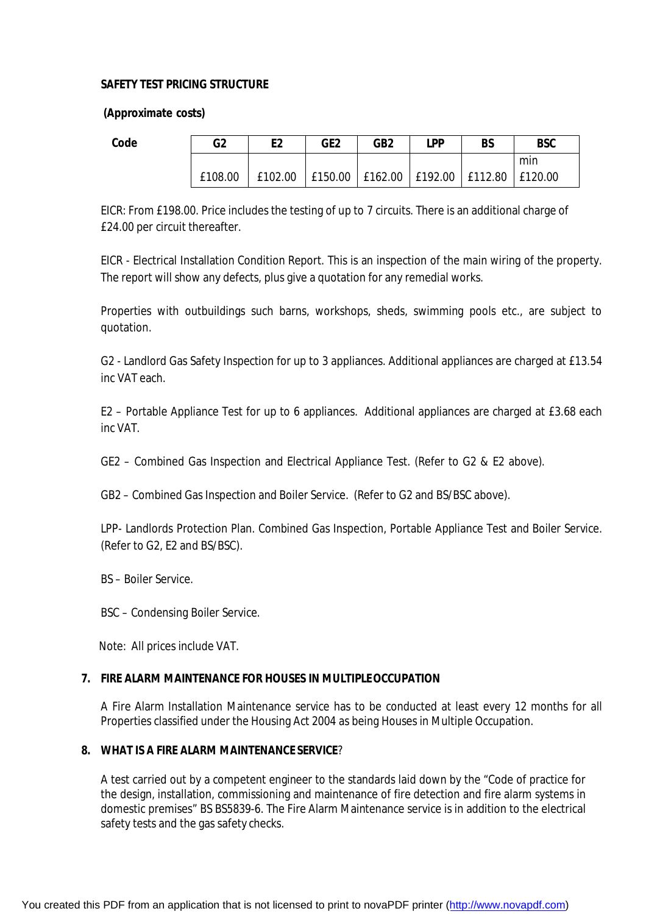**SAFETY TEST PRICING STRUCTURE**

**(Approximate costs)**

| Code | G2 | E2 | GE2 | GB2 | LPP | BS | BSC |
|---|---|---|---|---|---|---|---|
| | £108.00 | £102.00 | £150.00 | £162.00 | £192.00 | £112.80 | min £120.00 |

EICR: From £198.00. Price includes the testing of up to 7 circuits. There is an additional charge of £24.00 per circuit thereafter.

EICR - Electrical Installation Condition Report. This is an inspection of the main wiring of the property. The report will show any defects, plus give a quotation for any remedial works.

Properties with outbuildings such barns, workshops, sheds, swimming pools etc., are subject to quotation.

G2 - Landlord Gas Safety Inspection for up to 3 appliances. Additional appliances are charged at £13.54 inc VAT each.

E2 – Portable Appliance Test for up to 6 appliances. Additional appliances are charged at £3.68 each inc VAT.

GE2 – Combined Gas Inspection and Electrical Appliance Test. (Refer to G2 & E2 above).

GB2 – Combined Gas Inspection and Boiler Service. (Refer to G2 and BS/BSC above).

LPP- Landlords Protection Plan. Combined Gas Inspection, Portable Appliance Test and Boiler Service. (Refer to G2, E2 and BS/BSC).

BS – Boiler Service.

BSC – Condensing Boiler Service.

Note: All prices include VAT.

## 7. FIRE ALARM MAINTENANCE FOR HOUSES IN MULTIPLE OCCUPATION

A Fire Alarm Installation Maintenance service has to be conducted at least every 12 months for all Properties classified under the Housing Act 2004 as being Houses in Multiple Occupation.

## 8. WHAT IS A FIRE ALARM MAINTENANCE SERVICE?

A test carried out by a competent engineer to the standards laid down by the "Code of practice for the design, installation, commissioning and maintenance of fire detection and fire alarm systems in domestic premises" BS BS5839-6. The Fire Alarm Maintenance service is in addition to the electrical safety tests and the gas safety checks.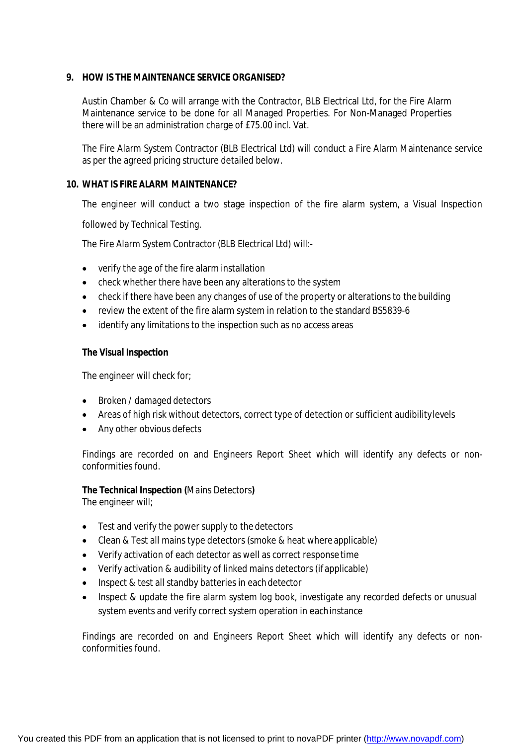## 9. HOW IS THE MAINTENANCE SERVICE ORGANISED?

Austin Chamber & Co will arrange with the Contractor, BLB Electrical Ltd, for the Fire Alarm Maintenance service to be done for all Managed Properties. For Non-Managed Properties there will be an administration charge of £75.00 incl. Vat.

The Fire Alarm System Contractor (BLB Electrical Ltd) will conduct a Fire Alarm Maintenance service as per the agreed pricing structure detailed below.

## 10. WHAT IS FIRE ALARM MAINTENANCE?

The engineer will conduct a two stage inspection of the fire alarm system, a Visual Inspection followed by Technical Testing.

The Fire Alarm System Contractor (BLB Electrical Ltd) will:-

- verify the age of the fire alarm installation
- check whether there have been any alterations to the system
- check if there have been any changes of use of the property or alterations to the building
- review the extent of the fire alarm system in relation to the standard BS5839-6
- identify any limitations to the inspection such as no access areas

**The Visual Inspection**

The engineer will check for;

- Broken / damaged detectors
- Areas of high risk without detectors, correct type of detection or sufficient audibility levels
- Any other obvious defects

Findings are recorded on and Engineers Report Sheet which will identify any defects or non-conformities found.

**The Technical Inspection (**Mains Detectors**)**
The engineer will;

- Test and verify the power supply to the detectors
- Clean & Test all mains type detectors (smoke & heat where applicable)
- Verify activation of each detector as well as correct response time
- Verify activation & audibility of linked mains detectors (if applicable)
- Inspect & test all standby batteries in each detector
- Inspect & update the fire alarm system log book, investigate any recorded defects or unusual system events and verify correct system operation in each instance

Findings are recorded on and Engineers Report Sheet which will identify any defects or non-conformities found.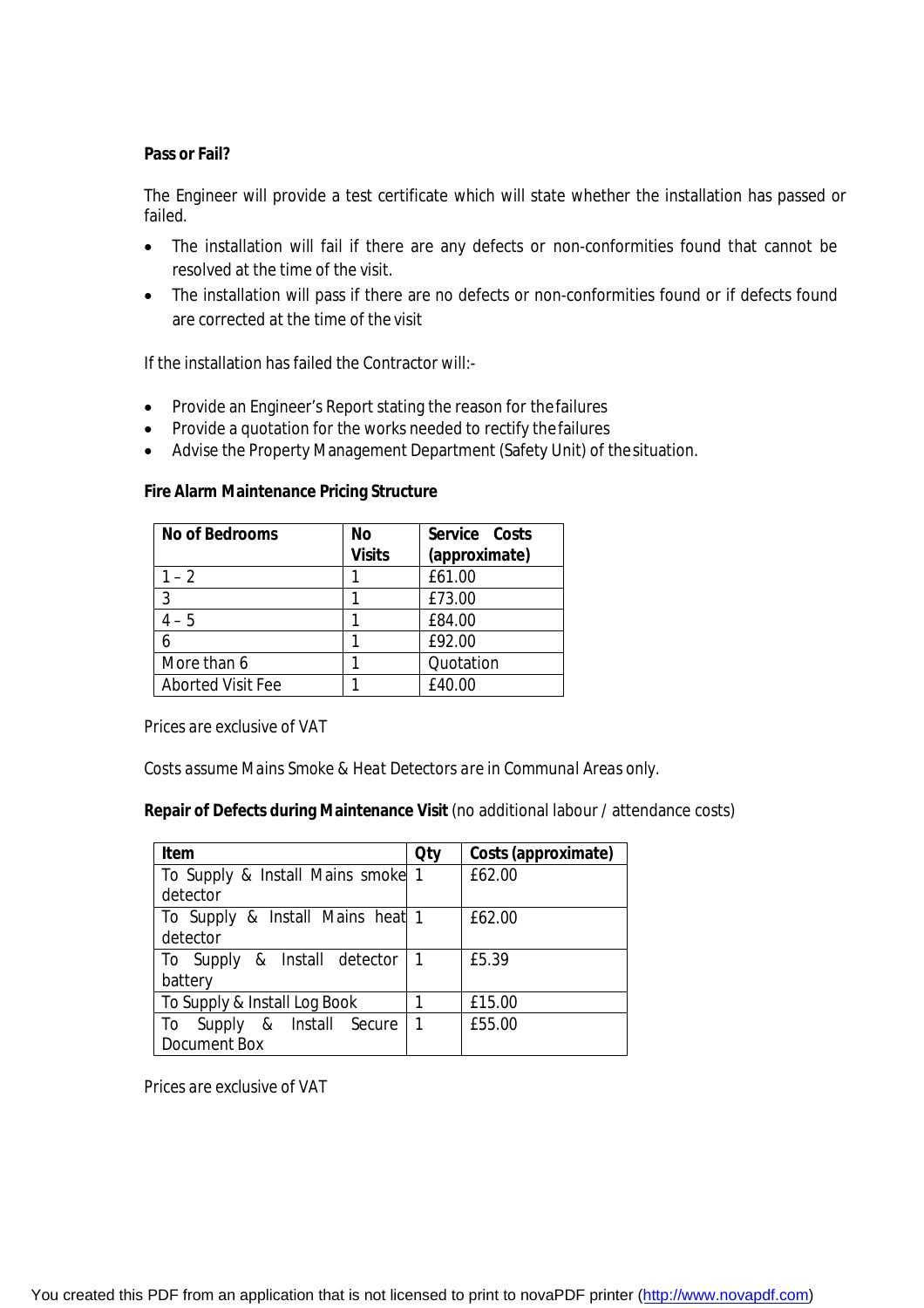**Pass or Fail?**

The Engineer will provide a test certificate which will state whether the installation has passed or failed.

- The installation will fail if there are any defects or non-conformities found that cannot be resolved at the time of the visit.
- The installation will pass if there are no defects or non-conformities found or if defects found are corrected at the time of the visit

If the installation has failed the Contractor will:-

- Provide an Engineer's Report stating the reason for the failures
- Provide a quotation for the works needed to rectify the failures
- Advise the Property Management Department (Safety Unit) of the situation.

**Fire Alarm Maintenance Pricing Structure**

| No of Bedrooms | No Visits | Service Costs (approximate) |
|---|---|---|
| 1 – 2 | 1 | £61.00 |
| 3 | 1 | £73.00 |
| 4 – 5 | 1 | £84.00 |
| 6 | 1 | £92.00 |
| More than 6 | 1 | Quotation |
| Aborted Visit Fee | 1 | £40.00 |

Prices are exclusive of VAT

Costs assume Mains Smoke & Heat Detectors are in Communal Areas only.

**Repair of Defects during Maintenance Visit** (no additional labour / attendance costs)

| Item | Qty | Costs (approximate) |
|---|---|---|
| To Supply & Install Mains smoke detector | 1 | £62.00 |
| To Supply & Install Mains heat detector | 1 | £62.00 |
| To Supply & Install detector battery | 1 | £5.39 |
| To Supply & Install Log Book | 1 | £15.00 |
| To Supply & Install Secure Document Box | 1 | £55.00 |

Prices are exclusive of VAT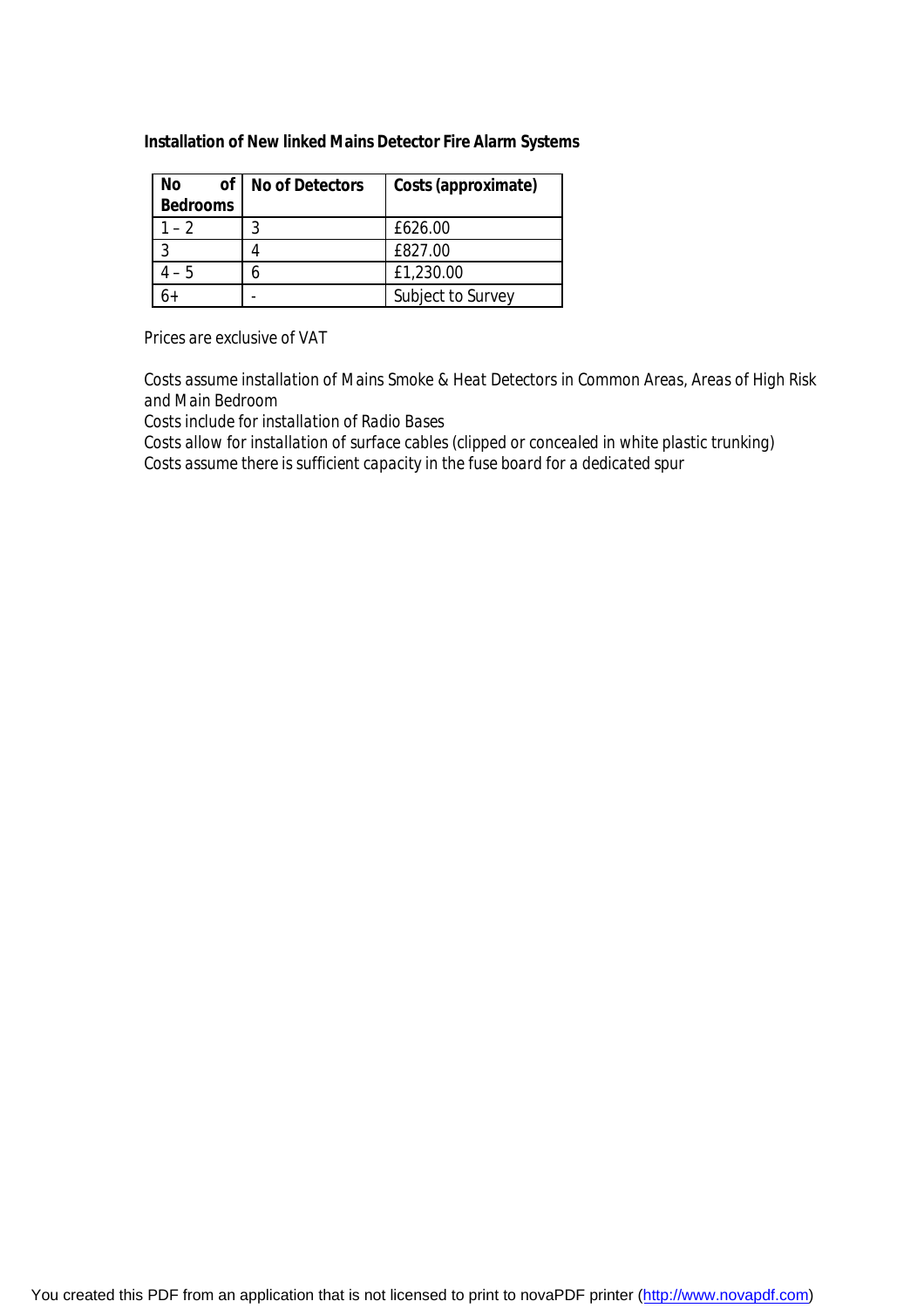**Installation of New linked Mains Detector Fire Alarm Systems**

| No of Bedrooms | No of Detectors | Costs (approximate) |
|---|---|---|
| 1 – 2 | 3 | £626.00 |
| 3 | 4 | £827.00 |
| 4 – 5 | 6 | £1,230.00 |
| 6+ | - | Subject to Survey |

*Prices are exclusive of VAT*

*Costs assume installation of Mains Smoke & Heat Detectors in Common Areas, Areas of High Risk and Main Bedroom*
*Costs include for installation of Radio Bases*
*Costs allow for installation of surface cables (clipped or concealed in white plastic trunking)*
*Costs assume there is sufficient capacity in the fuse board for a dedicated spur*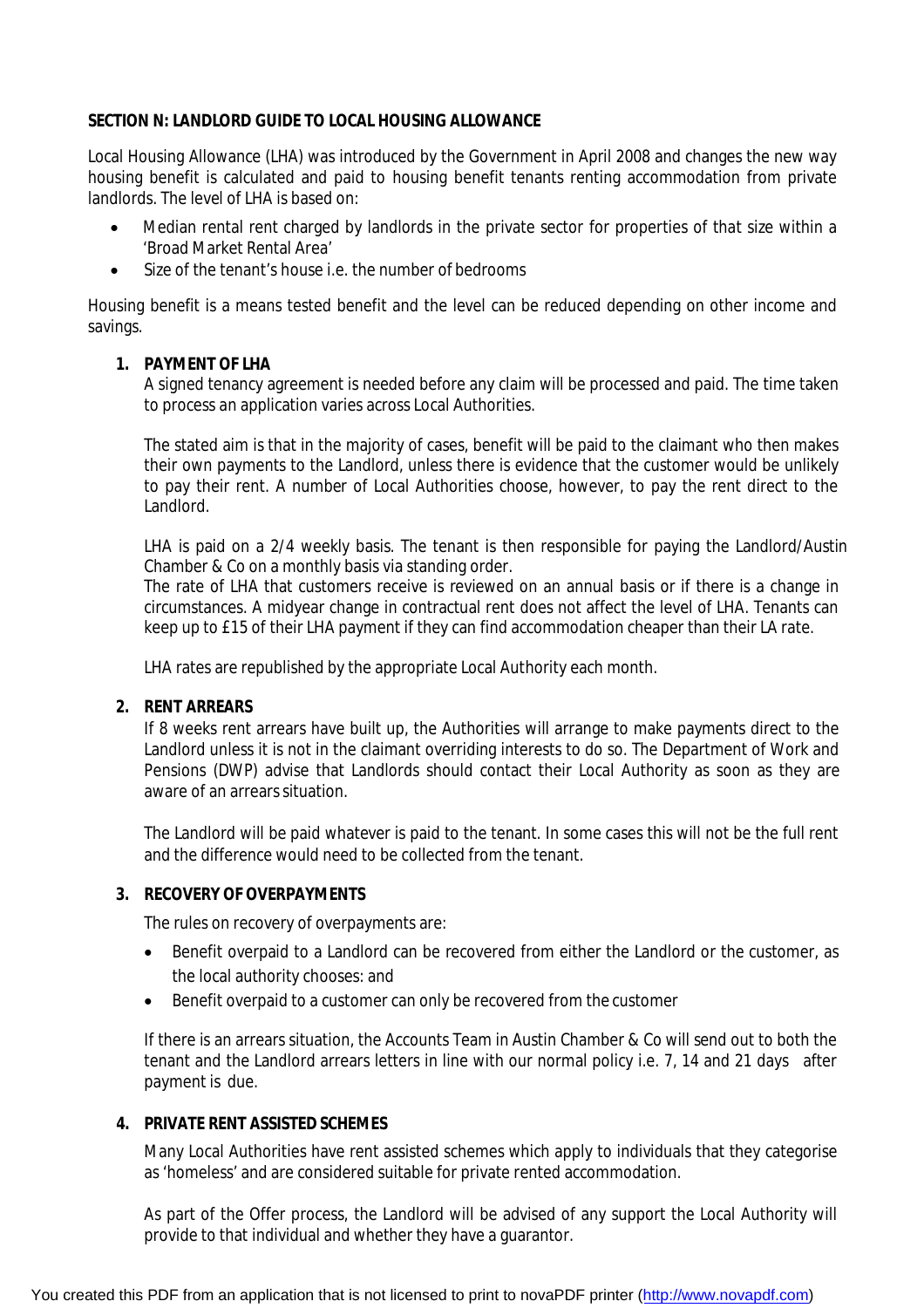**SECTION N: LANDLORD GUIDE TO LOCAL HOUSING ALLOWANCE**

Local Housing Allowance (LHA) was introduced by the Government in April 2008 and changes the new way housing benefit is calculated and paid to housing benefit tenants renting accommodation from private landlords. The level of LHA is based on:

- Median rental rent charged by landlords in the private sector for properties of that size within a 'Broad Market Rental Area'
- Size of the tenant's house i.e. the number of bedrooms

Housing benefit is a means tested benefit and the level can be reduced depending on other income and savings.

1. **PAYMENT OF LHA**

   A signed tenancy agreement is needed before any claim will be processed and paid. The time taken to process an application varies across Local Authorities.

   The stated aim is that in the majority of cases, benefit will be paid to the claimant who then makes their own payments to the Landlord, unless there is evidence that the customer would be unlikely to pay their rent. A number of Local Authorities choose, however, to pay the rent direct to the Landlord.

   LHA is paid on a 2/4 weekly basis. The tenant is then responsible for paying the Landlord/Austin Chamber & Co on a monthly basis via standing order.
   The rate of LHA that customers receive is reviewed on an annual basis or if there is a change in circumstances. A midyear change in contractual rent does not affect the level of LHA. Tenants can keep up to £15 of their LHA payment if they can find accommodation cheaper than their LA rate.

   LHA rates are republished by the appropriate Local Authority each month.

2. **RENT ARREARS**

   If 8 weeks rent arrears have built up, the Authorities will arrange to make payments direct to the Landlord unless it is not in the claimant overriding interests to do so. The Department of Work and Pensions (DWP) advise that Landlords should contact their Local Authority as soon as they are aware of an arrears situation.

   The Landlord will be paid whatever is paid to the tenant. In some cases this will not be the full rent and the difference would need to be collected from the tenant.

3. **RECOVERY OF OVERPAYMENTS**

   The rules on recovery of overpayments are:

   - Benefit overpaid to a Landlord can be recovered from either the Landlord or the customer, as the local authority chooses: and
   - Benefit overpaid to a customer can only be recovered from the customer

   If there is an arrears situation, the Accounts Team in Austin Chamber & Co will send out to both the tenant and the Landlord arrears letters in line with our normal policy i.e. 7, 14 and 21 days after payment is due.

4. **PRIVATE RENT ASSISTED SCHEMES**

   Many Local Authorities have rent assisted schemes which apply to individuals that they categorise as 'homeless' and are considered suitable for private rented accommodation.

   As part of the Offer process, the Landlord will be advised of any support the Local Authority will provide to that individual and whether they have a guarantor.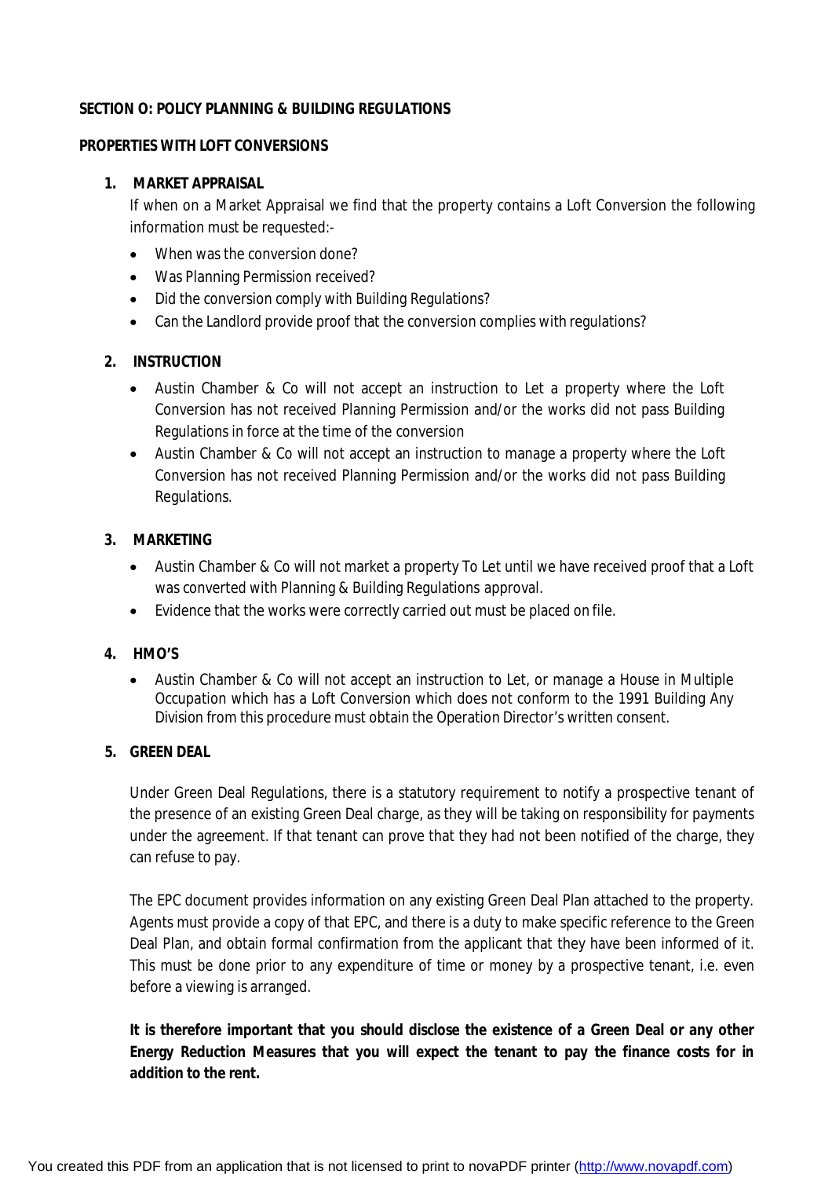**SECTION O: POLICY PLANNING & BUILDING REGULATIONS**

**PROPERTIES WITH LOFT CONVERSIONS**

1. **MARKET APPRAISAL**

   If when on a Market Appraisal we find that the property contains a Loft Conversion the following information must be requested:-

   - When was the conversion done?
   - Was Planning Permission received?
   - Did the conversion comply with Building Regulations?
   - Can the Landlord provide proof that the conversion complies with regulations?

2. **INSTRUCTION**

   - Austin Chamber & Co will not accept an instruction to Let a property where the Loft Conversion has not received Planning Permission and/or the works did not pass Building Regulations in force at the time of the conversion
   - Austin Chamber & Co will not accept an instruction to manage a property where the Loft Conversion has not received Planning Permission and/or the works did not pass Building Regulations.

3. **MARKETING**

   - Austin Chamber & Co will not market a property To Let until we have received proof that a Loft was converted with Planning & Building Regulations approval.
   - Evidence that the works were correctly carried out must be placed on file.

4. **HMO'S**

   - Austin Chamber & Co will not accept an instruction to Let, or manage a House in Multiple Occupation which has a Loft Conversion which does not conform to the 1991 Building Any Division from this procedure must obtain the Operation Director's written consent.

5. **GREEN DEAL**

   Under Green Deal Regulations, there is a statutory requirement to notify a prospective tenant of the presence of an existing Green Deal charge, as they will be taking on responsibility for payments under the agreement. If that tenant can prove that they had not been notified of the charge, they can refuse to pay.

   The EPC document provides information on any existing Green Deal Plan attached to the property. Agents must provide a copy of that EPC, and there is a duty to make specific reference to the Green Deal Plan, and obtain formal confirmation from the applicant that they have been informed of it. This must be done prior to any expenditure of time or money by a prospective tenant, i.e. even before a viewing is arranged.

   **It is therefore important that you should disclose the existence of a Green Deal or any other Energy Reduction Measures that you will expect the tenant to pay the finance costs for in addition to the rent.**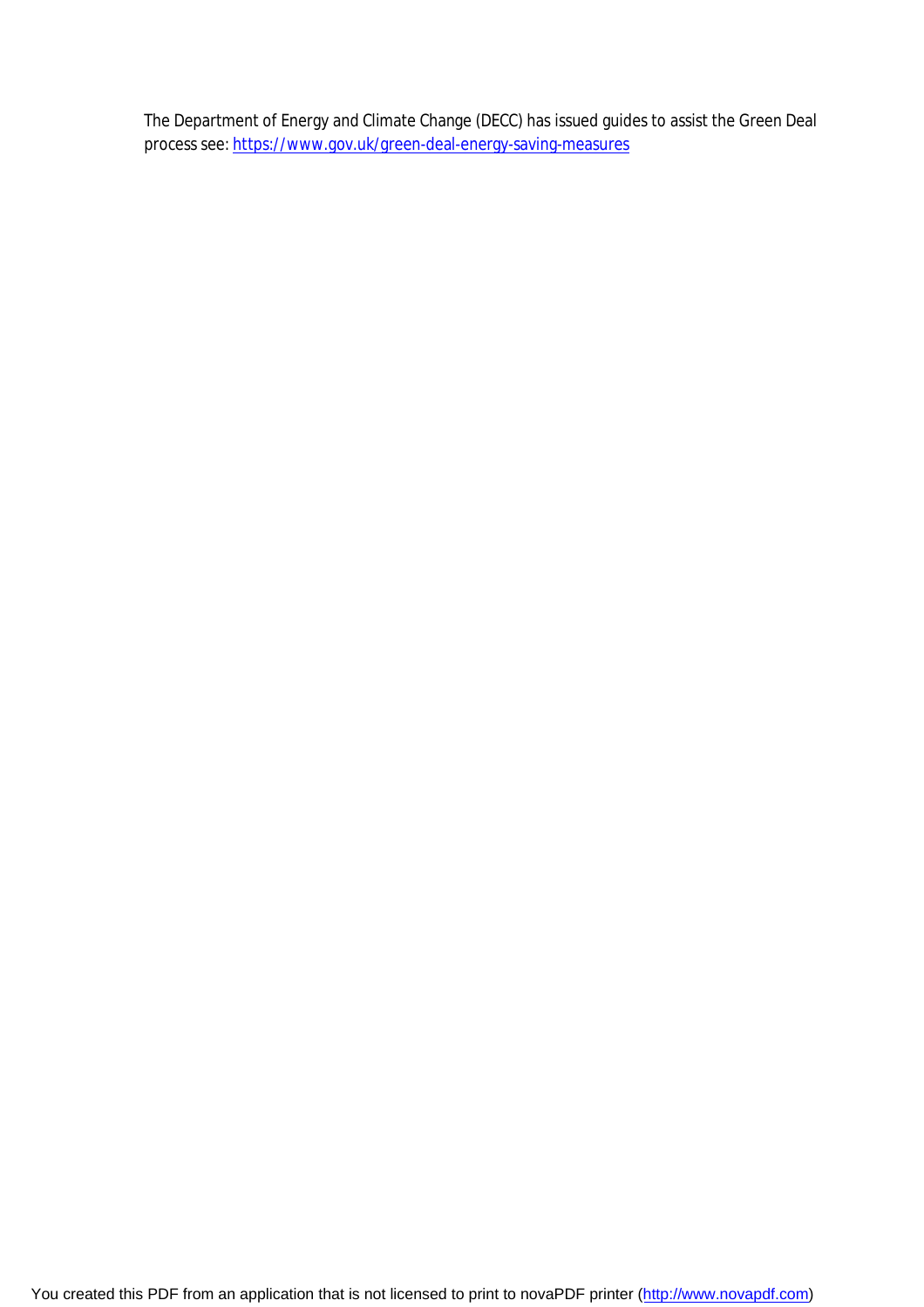The Department of Energy and Climate Change (DECC) has issued guides to assist the Green Deal process see: [https://www.gov.uk/green-deal-energy-saving-measures](https://www.gov.uk/green-deal-energy-saving-measures)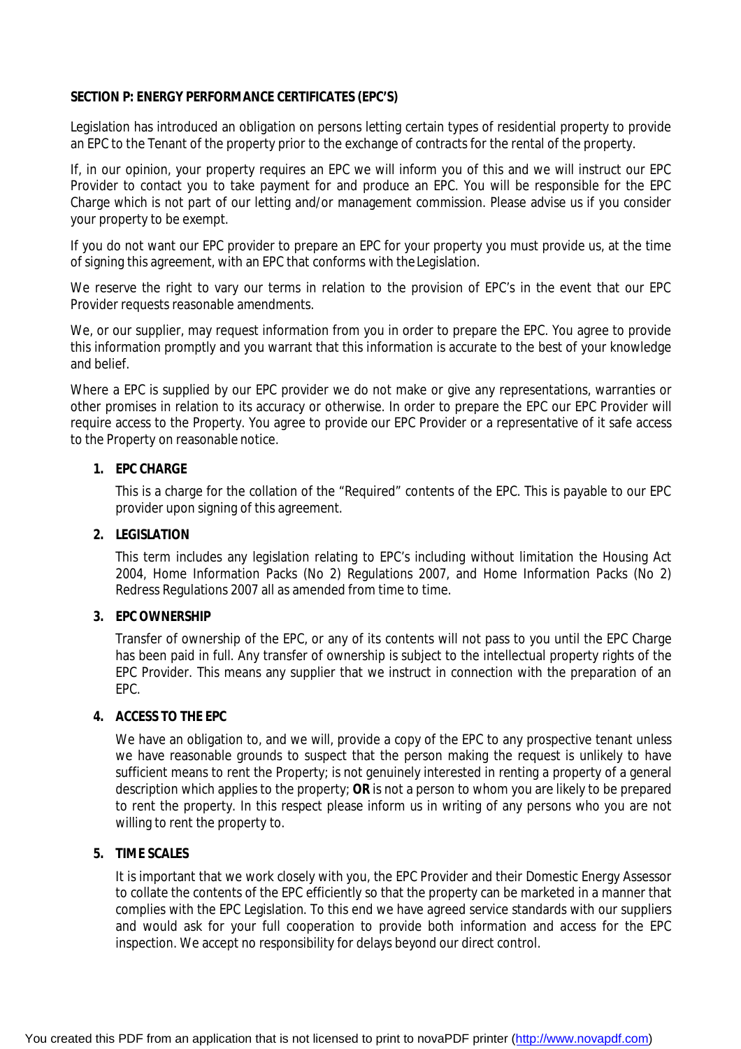**SECTION P: ENERGY PERFORMANCE CERTIFICATES (EPC'S)**

Legislation has introduced an obligation on persons letting certain types of residential property to provide an EPC to the Tenant of the property prior to the exchange of contracts for the rental of the property.

If, in our opinion, your property requires an EPC we will inform you of this and we will instruct our EPC Provider to contact you to take payment for and produce an EPC. You will be responsible for the EPC Charge which is not part of our letting and/or management commission. Please advise us if you consider your property to be exempt.

If you do not want our EPC provider to prepare an EPC for your property you must provide us, at the time of signing this agreement, with an EPC that conforms with the Legislation.

We reserve the right to vary our terms in relation to the provision of EPC's in the event that our EPC Provider requests reasonable amendments.

We, or our supplier, may request information from you in order to prepare the EPC. You agree to provide this information promptly and you warrant that this information is accurate to the best of your knowledge and belief.

Where a EPC is supplied by our EPC provider we do not make or give any representations, warranties or other promises in relation to its accuracy or otherwise. In order to prepare the EPC our EPC Provider will require access to the Property. You agree to provide our EPC Provider or a representative of it safe access to the Property on reasonable notice.

1. **EPC CHARGE**

   This is a charge for the collation of the "Required" contents of the EPC. This is payable to our EPC provider upon signing of this agreement.

2. **LEGISLATION**

   This term includes any legislation relating to EPC's including without limitation the Housing Act 2004, Home Information Packs (No 2) Regulations 2007, and Home Information Packs (No 2) Redress Regulations 2007 all as amended from time to time.

3. **EPC OWNERSHIP**

   Transfer of ownership of the EPC, or any of its contents will not pass to you until the EPC Charge has been paid in full. Any transfer of ownership is subject to the intellectual property rights of the EPC Provider. This means any supplier that we instruct in connection with the preparation of an EPC.

4. **ACCESS TO THE EPC**

   We have an obligation to, and we will, provide a copy of the EPC to any prospective tenant unless we have reasonable grounds to suspect that the person making the request is unlikely to have sufficient means to rent the Property; is not genuinely interested in renting a property of a general description which applies to the property; **OR** is not a person to whom you are likely to be prepared to rent the property. In this respect please inform us in writing of any persons who you are not willing to rent the property to.

5. **TIME SCALES**

   It is important that we work closely with you, the EPC Provider and their Domestic Energy Assessor to collate the contents of the EPC efficiently so that the property can be marketed in a manner that complies with the EPC Legislation. To this end we have agreed service standards with our suppliers and would ask for your full cooperation to provide both information and access for the EPC inspection. We accept no responsibility for delays beyond our direct control.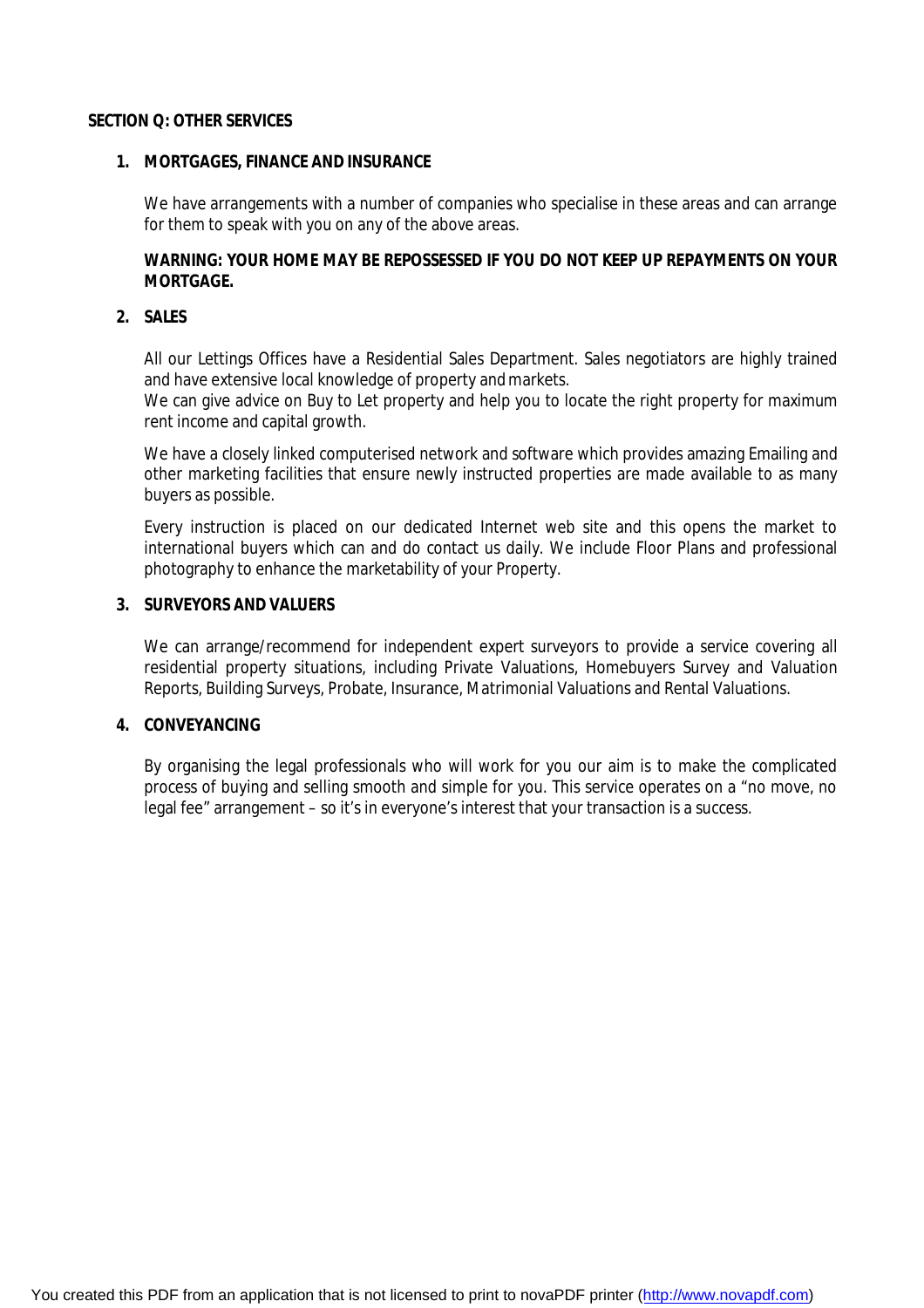## SECTION Q: OTHER SERVICES

### 1. MORTGAGES, FINANCE AND INSURANCE

We have arrangements with a number of companies who specialise in these areas and can arrange for them to speak with you on any of the above areas.

**WARNING: YOUR HOME MAY BE REPOSSESSED IF YOU DO NOT KEEP UP REPAYMENTS ON YOUR MORTGAGE.**

### 2. SALES

All our Lettings Offices have a Residential Sales Department. Sales negotiators are highly trained and have extensive local knowledge of property and markets.
We can give advice on Buy to Let property and help you to locate the right property for maximum rent income and capital growth.

We have a closely linked computerised network and software which provides amazing Emailing and other marketing facilities that ensure newly instructed properties are made available to as many buyers as possible.

Every instruction is placed on our dedicated Internet web site and this opens the market to international buyers which can and do contact us daily. We include Floor Plans and professional photography to enhance the marketability of your Property.

### 3. SURVEYORS AND VALUERS

We can arrange/recommend for independent expert surveyors to provide a service covering all residential property situations, including Private Valuations, Homebuyers Survey and Valuation Reports, Building Surveys, Probate, Insurance, Matrimonial Valuations and Rental Valuations.

### 4. CONVEYANCING

By organising the legal professionals who will work for you our aim is to make the complicated process of buying and selling smooth and simple for you. This service operates on a "no move, no legal fee" arrangement – so it's in everyone's interest that your transaction is a success.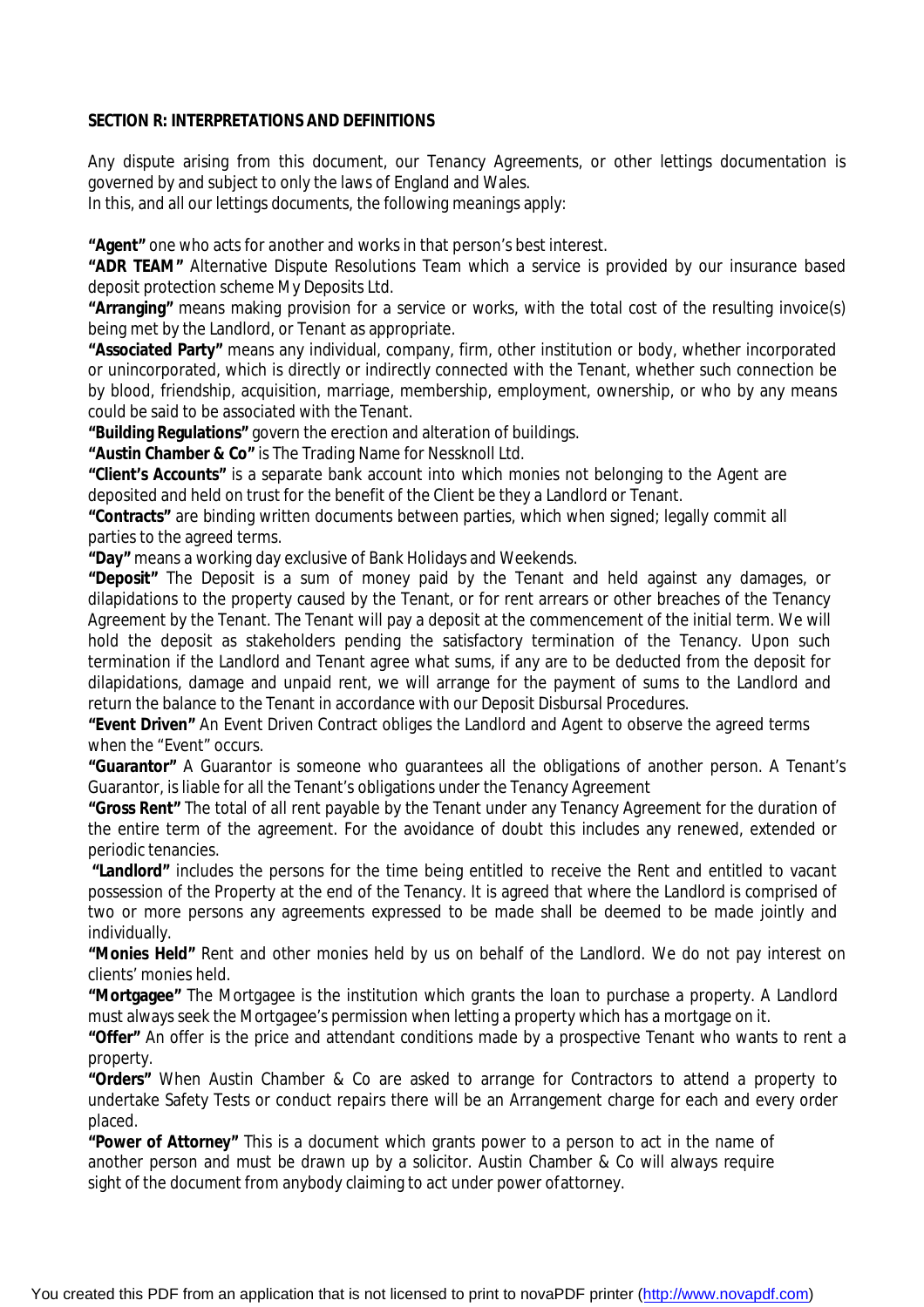**SECTION R: INTERPRETATIONS AND DEFINITIONS**

Any dispute arising from this document, our Tenancy Agreements, or other lettings documentation is governed by and subject to only the laws of England and Wales.
In this, and all our lettings documents, the following meanings apply:

**"Agent"** one who acts for another and works in that person's best interest.
**"ADR TEAM"** Alternative Dispute Resolutions Team which a service is provided by our insurance based deposit protection scheme My Deposits Ltd.
**"Arranging"** means making provision for a service or works, with the total cost of the resulting invoice(s) being met by the Landlord, or Tenant as appropriate.
**"Associated Party"** means any individual, company, firm, other institution or body, whether incorporated or unincorporated, which is directly or indirectly connected with the Tenant, whether such connection be by blood, friendship, acquisition, marriage, membership, employment, ownership, or who by any means could be said to be associated with the Tenant.
**"Building Regulations"** govern the erection and alteration of buildings.
**"Austin Chamber & Co"** is The Trading Name for Nessknoll Ltd.
**"Client's Accounts"** is a separate bank account into which monies not belonging to the Agent are deposited and held on trust for the benefit of the Client be they a Landlord or Tenant.
**"Contracts"** are binding written documents between parties, which when signed; legally commit all parties to the agreed terms.
**"Day"** means a working day exclusive of Bank Holidays and Weekends.
**"Deposit"** The Deposit is a sum of money paid by the Tenant and held against any damages, or dilapidations to the property caused by the Tenant, or for rent arrears or other breaches of the Tenancy Agreement by the Tenant. The Tenant will pay a deposit at the commencement of the initial term. We will hold the deposit as stakeholders pending the satisfactory termination of the Tenancy. Upon such termination if the Landlord and Tenant agree what sums, if any are to be deducted from the deposit for dilapidations, damage and unpaid rent, we will arrange for the payment of sums to the Landlord and return the balance to the Tenant in accordance with our Deposit Disbursal Procedures.
**"Event Driven"** An Event Driven Contract obliges the Landlord and Agent to observe the agreed terms when the "Event" occurs.
**"Guarantor"** A Guarantor is someone who guarantees all the obligations of another person. A Tenant's Guarantor, is liable for all the Tenant's obligations under the Tenancy Agreement
**"Gross Rent"** The total of all rent payable by the Tenant under any Tenancy Agreement for the duration of the entire term of the agreement. For the avoidance of doubt this includes any renewed, extended or periodic tenancies.
**"Landlord"** includes the persons for the time being entitled to receive the Rent and entitled to vacant possession of the Property at the end of the Tenancy. It is agreed that where the Landlord is comprised of two or more persons any agreements expressed to be made shall be deemed to be made jointly and individually.
**"Monies Held"** Rent and other monies held by us on behalf of the Landlord. We do not pay interest on clients' monies held.
**"Mortgagee"** The Mortgagee is the institution which grants the loan to purchase a property. A Landlord must always seek the Mortgagee's permission when letting a property which has a mortgage on it.
**"Offer"** An offer is the price and attendant conditions made by a prospective Tenant who wants to rent a property.
**"Orders"** When Austin Chamber & Co are asked to arrange for Contractors to attend a property to undertake Safety Tests or conduct repairs there will be an Arrangement charge for each and every order placed.
**"Power of Attorney"** This is a document which grants power to a person to act in the name of another person and must be drawn up by a solicitor. Austin Chamber & Co will always require sight of the document from anybody claiming to act under power of attorney.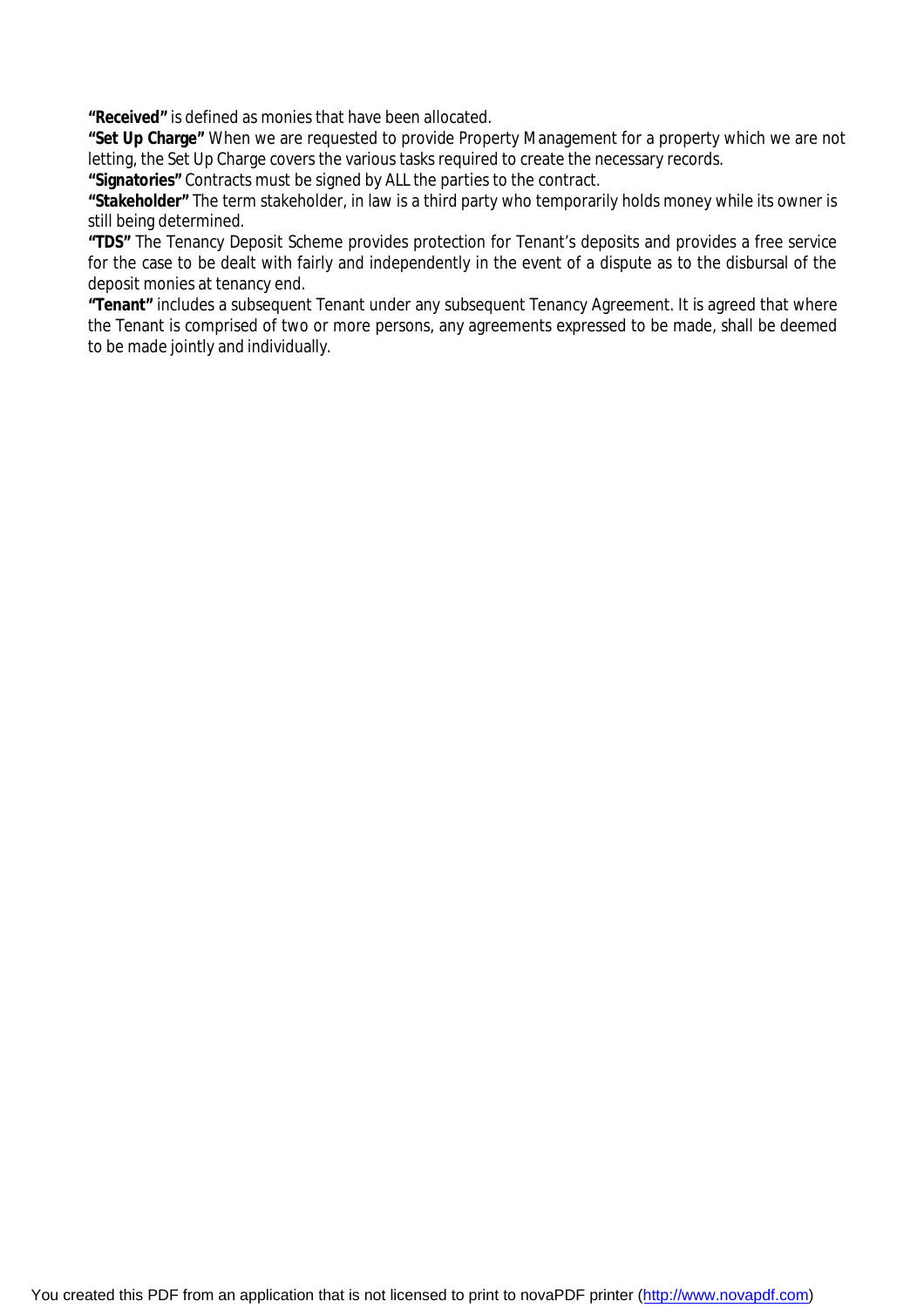**“Received”** is defined as monies that have been allocated.

**“Set Up Charge”** When we are requested to provide Property Management for a property which we are not letting, the Set Up Charge covers the various tasks required to create the necessary records.

**“Signatories”** Contracts must be signed by ALL the parties to the contract.

**“Stakeholder”** The term stakeholder, in law is a third party who temporarily holds money while its owner is still being determined.

**“TDS”** The Tenancy Deposit Scheme provides protection for Tenant’s deposits and provides a free service for the case to be dealt with fairly and independently in the event of a dispute as to the disbursal of the deposit monies at tenancy end.

**“Tenant”** includes a subsequent Tenant under any subsequent Tenancy Agreement. It is agreed that where the Tenant is comprised of two or more persons, any agreements expressed to be made, shall be deemed to be made jointly and individually.